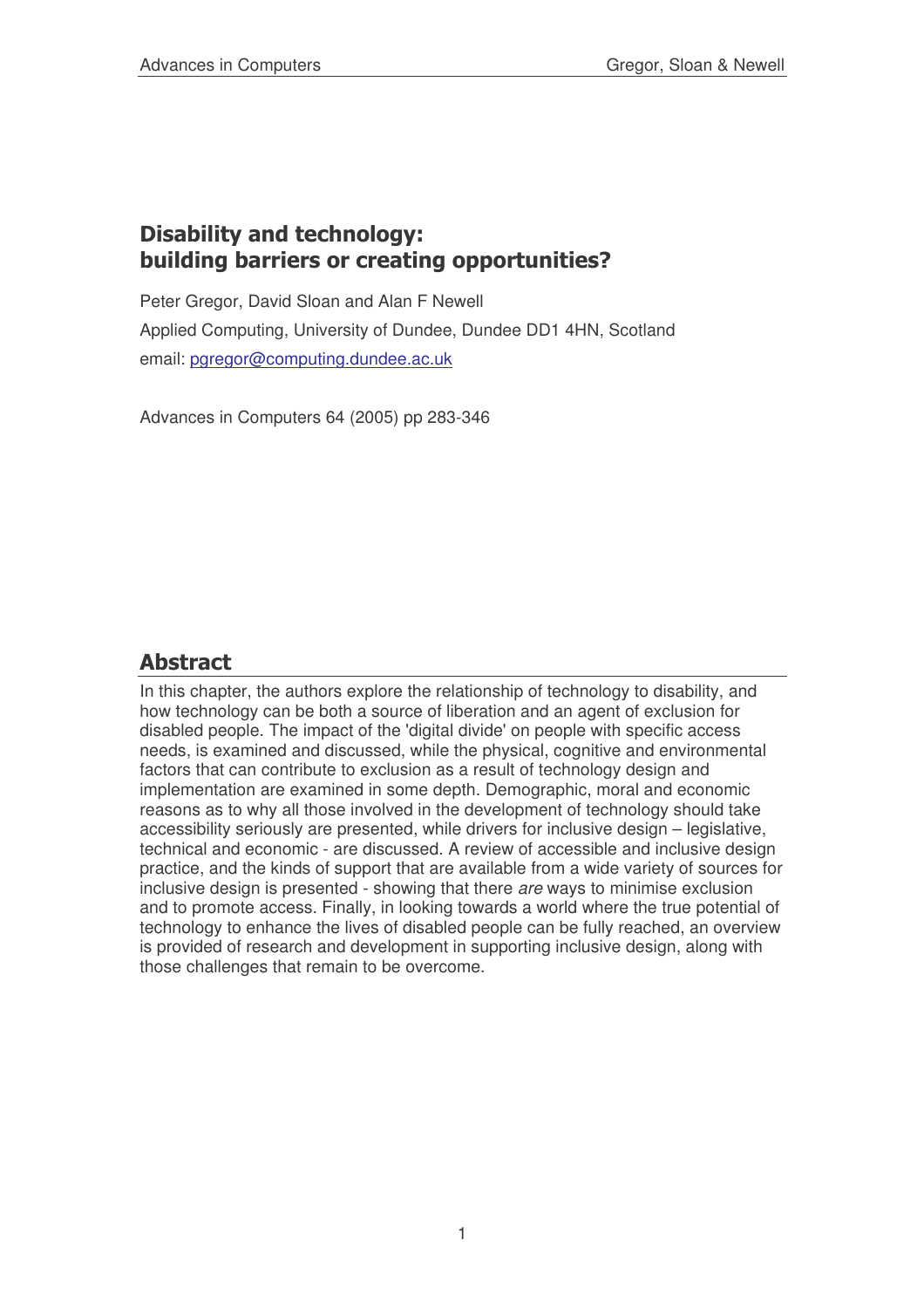# Disability and technology: building barriers or creating opportunities?

Peter Gregor, David Sloan and Alan F Newell

Applied Computing, University of Dundee, Dundee DD1 4HN, Scotland

email: pgregor@computing.dundee.ac.uk

Advances in Computers 64 (2005) pp 283-346

## Abstract

In this chapter, the authors explore the relationship of technology to disability, and how technology can be both a source of liberation and an agent of exclusion for disabled people. The impact of the 'digital divide' on people with specific access needs, is examined and discussed, while the physical, cognitive and environmental factors that can contribute to exclusion as a result of technology design and implementation are examined in some depth. Demographic, moral and economic reasons as to why all those involved in the development of technology should take accessibility seriously are presented, while drivers for inclusive design – legislative, technical and economic - are discussed. A review of accessible and inclusive design practice, and the kinds of support that are available from a wide variety of sources for inclusive design is presented - showing that there *are* ways to minimise exclusion and to promote access. Finally, in looking towards a world where the true potential of technology to enhance the lives of disabled people can be fully reached, an overview is provided of research and development in supporting inclusive design, along with those challenges that remain to be overcome.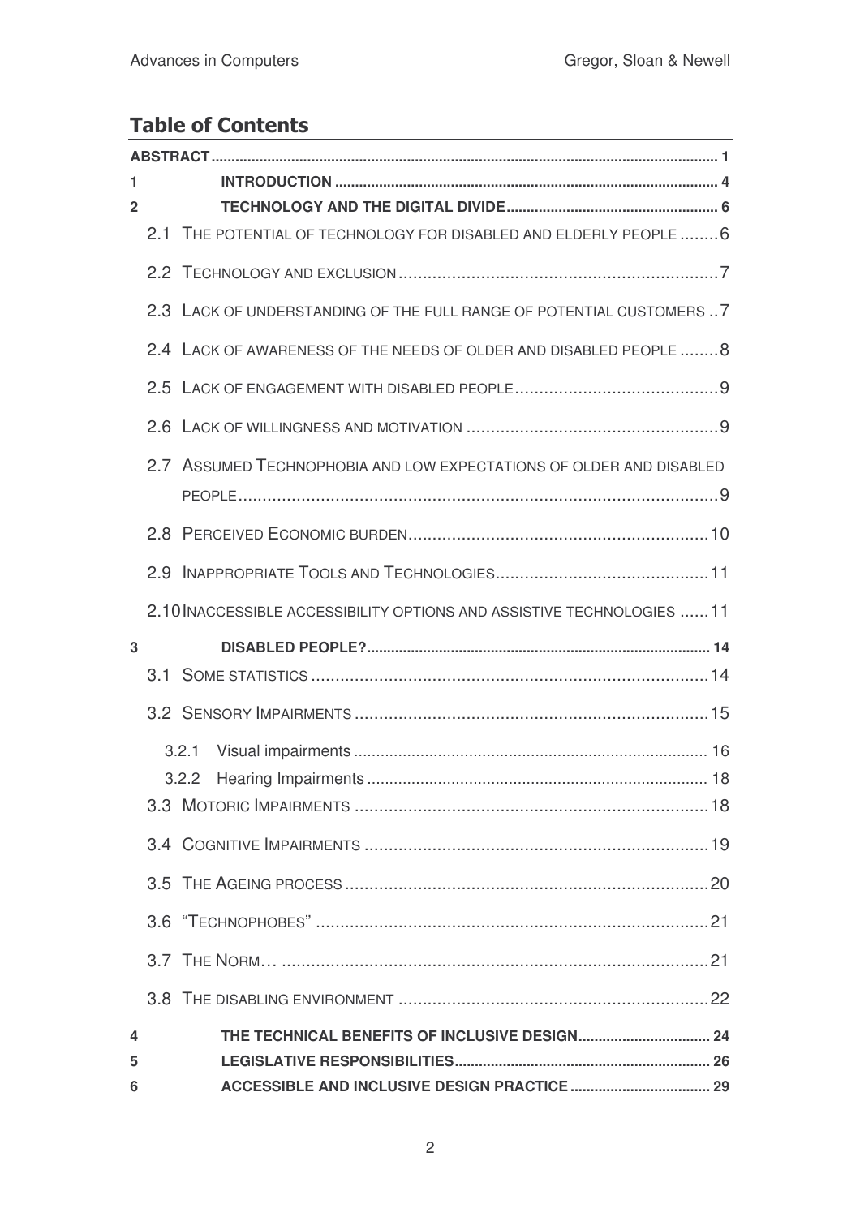## Table of Contents

**ABSTRACT** .... 1

1 **INTRODUCTION** .... 4

2 **TECHNOLOGY AND THE DIGITAL DIVIDE** .... 6

- 2.1 THE POTENTIAL OF TECHNOLOGY FOR DISABLED AND ELDERLY PEOPLE .... 6
- 2.2 TECHNOLOGY AND EXCLUSION .... 7
- 2.3 LACK OF UNDERSTANDING OF THE FULL RANGE OF POTENTIAL CUSTOMERS .. 7
- 2.4 LACK OF AWARENESS OF THE NEEDS OF OLDER AND DISABLED PEOPLE .... 8
- 2.5 LACK OF ENGAGEMENT WITH DISABLED PEOPLE .... 9
- 2.6 LACK OF WILLINGNESS AND MOTIVATION .... 9
- 2.7 ASSUMED TECHNOPHOBIA AND LOW EXPECTATIONS OF OLDER AND DISABLED PEOPLE .... 9
- 2.8 PERCEIVED ECONOMIC BURDEN .... 10
- 2.9 INAPPROPRIATE TOOLS AND TECHNOLOGIES .... 11
- 2.10 INACCESSIBLE ACCESSIBILITY OPTIONS AND ASSISTIVE TECHNOLOGIES .... 11

3 **DISABLED PEOPLE?** .... 14

- 3.1 SOME STATISTICS .... 14
- 3.2 SENSORY IMPAIRMENTS .... 15
  - 3.2.1 Visual impairments .... 16
  - 3.2.2 Hearing Impairments .... 18
- 3.3 MOTORIC IMPAIRMENTS .... 18
- 3.4 COGNITIVE IMPAIRMENTS .... 19
- 3.5 THE AGEING PROCESS .... 20
- 3.6 "TECHNOPHOBES" .... 21
- 3.7 THE NORM… .... 21
- 3.8 THE DISABLING ENVIRONMENT .... 22

4 **THE TECHNICAL BENEFITS OF INCLUSIVE DESIGN** .... 24

5 **LEGISLATIVE RESPONSIBILITIES** .... 26

6 **ACCESSIBLE AND INCLUSIVE DESIGN PRACTICE** .... 29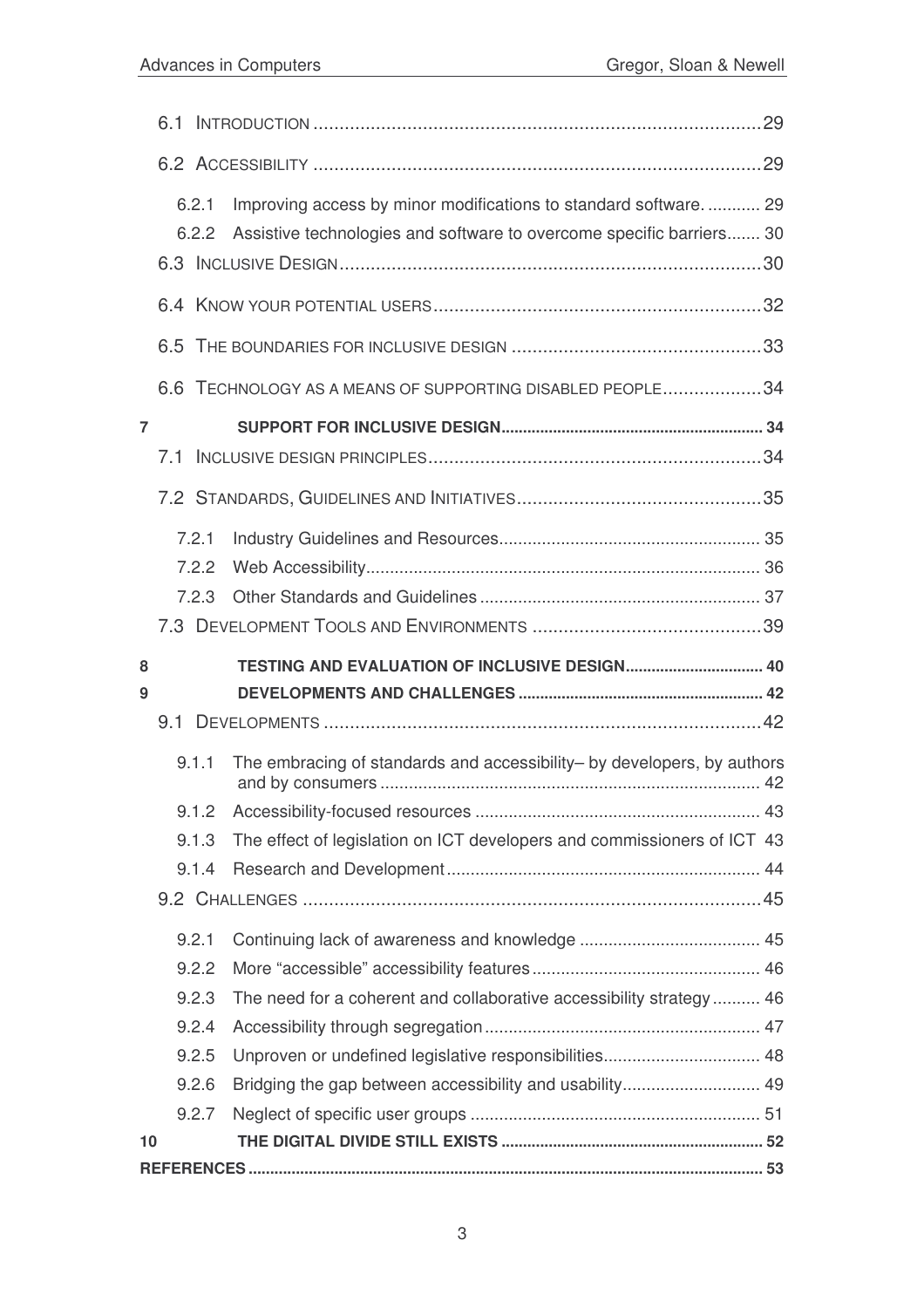6.1 INTRODUCTION ..... 29

6.2 ACCESSIBILITY ..... 29

6.2.1 Improving access by minor modifications to standard software. ..... 29

6.2.2 Assistive technologies and software to overcome specific barriers ..... 30

6.3 INCLUSIVE DESIGN ..... 30

6.4 KNOW YOUR POTENTIAL USERS ..... 32

6.5 THE BOUNDARIES FOR INCLUSIVE DESIGN ..... 33

6.6 TECHNOLOGY AS A MEANS OF SUPPORTING DISABLED PEOPLE ..... 34

**7 SUPPORT FOR INCLUSIVE DESIGN ..... 34**

7.1 INCLUSIVE DESIGN PRINCIPLES ..... 34

7.2 STANDARDS, GUIDELINES AND INITIATIVES ..... 35

7.2.1 Industry Guidelines and Resources ..... 35

7.2.2 Web Accessibility ..... 36

7.2.3 Other Standards and Guidelines ..... 37

7.3 DEVELOPMENT TOOLS AND ENVIRONMENTS ..... 39

**8 TESTING AND EVALUATION OF INCLUSIVE DESIGN ..... 40**

**9 DEVELOPMENTS AND CHALLENGES ..... 42**

9.1 DEVELOPMENTS ..... 42

9.1.1 The embracing of standards and accessibility– by developers, by authors and by consumers ..... 42

9.1.2 Accessibility-focused resources ..... 43

9.1.3 The effect of legislation on ICT developers and commissioners of ICT ..... 43

9.1.4 Research and Development ..... 44

9.2 CHALLENGES ..... 45

9.2.1 Continuing lack of awareness and knowledge ..... 45

9.2.2 More "accessible" accessibility features ..... 46

9.2.3 The need for a coherent and collaborative accessibility strategy ..... 46

9.2.4 Accessibility through segregation ..... 47

9.2.5 Unproven or undefined legislative responsibilities ..... 48

9.2.6 Bridging the gap between accessibility and usability ..... 49

9.2.7 Neglect of specific user groups ..... 51

**10 THE DIGITAL DIVIDE STILL EXISTS ..... 52**

**REFERENCES ..... 53**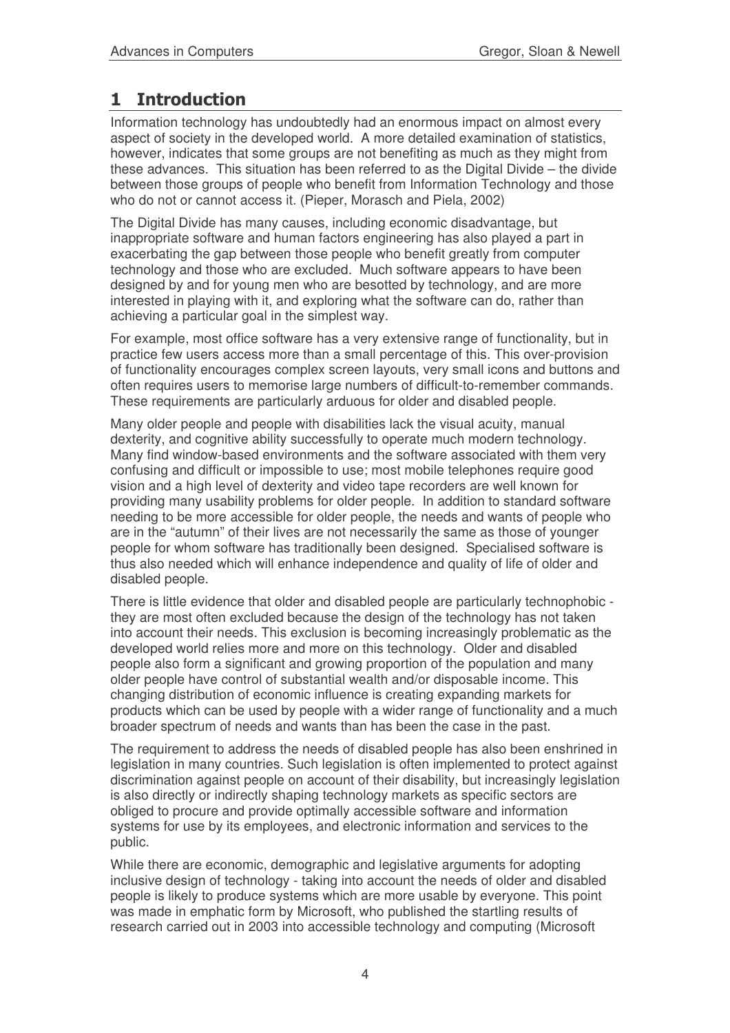# 1 Introduction

Information technology has undoubtedly had an enormous impact on almost every aspect of society in the developed world. A more detailed examination of statistics, however, indicates that some groups are not benefiting as much as they might from these advances. This situation has been referred to as the Digital Divide – the divide between those groups of people who benefit from Information Technology and those who do not or cannot access it. (Pieper, Morasch and Piela, 2002)

The Digital Divide has many causes, including economic disadvantage, but inappropriate software and human factors engineering has also played a part in exacerbating the gap between those people who benefit greatly from computer technology and those who are excluded. Much software appears to have been designed by and for young men who are besotted by technology, and are more interested in playing with it, and exploring what the software can do, rather than achieving a particular goal in the simplest way.

For example, most office software has a very extensive range of functionality, but in practice few users access more than a small percentage of this. This over-provision of functionality encourages complex screen layouts, very small icons and buttons and often requires users to memorise large numbers of difficult-to-remember commands. These requirements are particularly arduous for older and disabled people.

Many older people and people with disabilities lack the visual acuity, manual dexterity, and cognitive ability successfully to operate much modern technology. Many find window-based environments and the software associated with them very confusing and difficult or impossible to use; most mobile telephones require good vision and a high level of dexterity and video tape recorders are well known for providing many usability problems for older people. In addition to standard software needing to be more accessible for older people, the needs and wants of people who are in the "autumn" of their lives are not necessarily the same as those of younger people for whom software has traditionally been designed. Specialised software is thus also needed which will enhance independence and quality of life of older and disabled people.

There is little evidence that older and disabled people are particularly technophobic - they are most often excluded because the design of the technology has not taken into account their needs. This exclusion is becoming increasingly problematic as the developed world relies more and more on this technology. Older and disabled people also form a significant and growing proportion of the population and many older people have control of substantial wealth and/or disposable income. This changing distribution of economic influence is creating expanding markets for products which can be used by people with a wider range of functionality and a much broader spectrum of needs and wants than has been the case in the past.

The requirement to address the needs of disabled people has also been enshrined in legislation in many countries. Such legislation is often implemented to protect against discrimination against people on account of their disability, but increasingly legislation is also directly or indirectly shaping technology markets as specific sectors are obliged to procure and provide optimally accessible software and information systems for use by its employees, and electronic information and services to the public.

While there are economic, demographic and legislative arguments for adopting inclusive design of technology - taking into account the needs of older and disabled people is likely to produce systems which are more usable by everyone. This point was made in emphatic form by Microsoft, who published the startling results of research carried out in 2003 into accessible technology and computing (Microsoft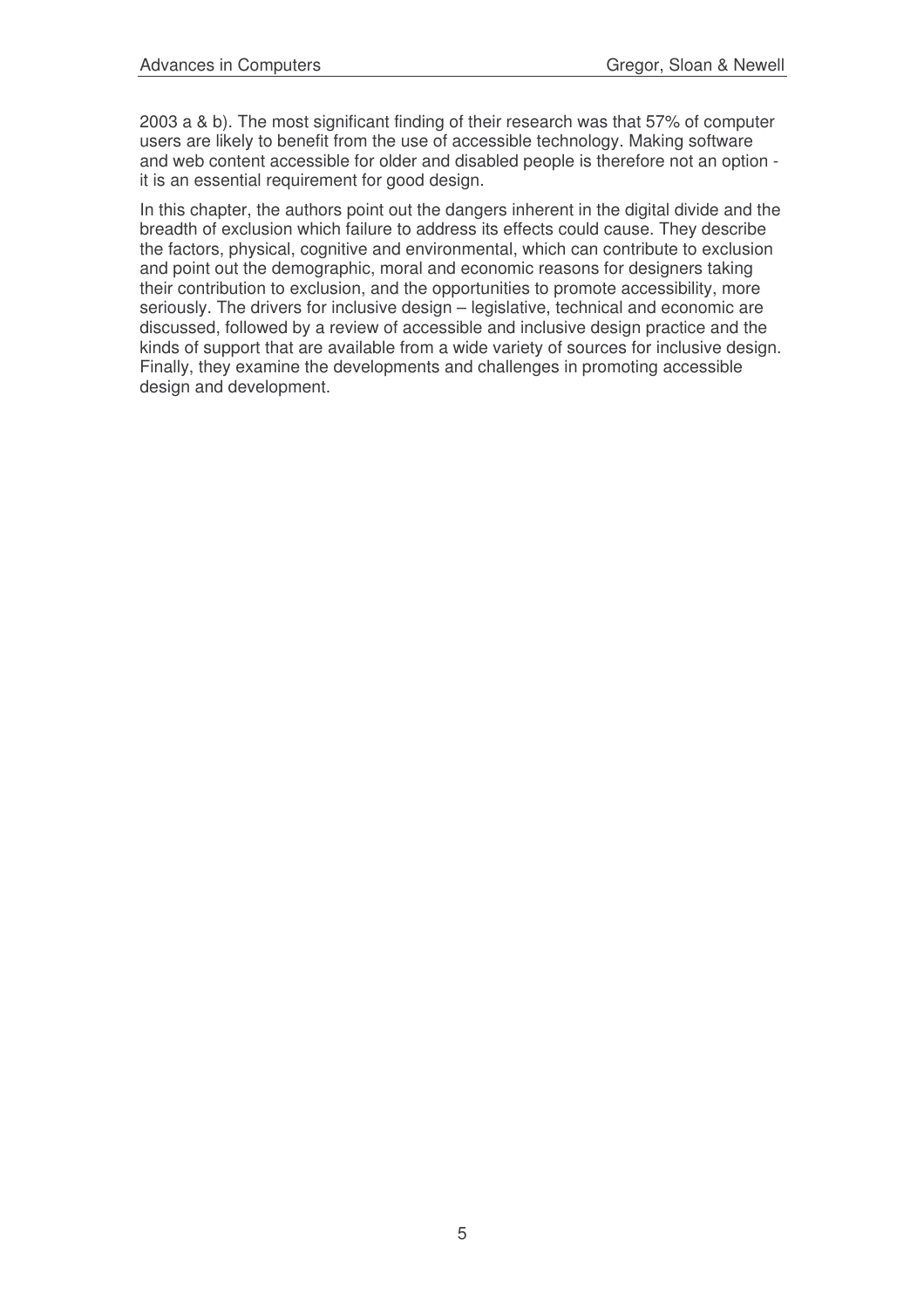2003 a & b). The most significant finding of their research was that 57% of computer users are likely to benefit from the use of accessible technology. Making software and web content accessible for older and disabled people is therefore not an option - it is an essential requirement for good design.

In this chapter, the authors point out the dangers inherent in the digital divide and the breadth of exclusion which failure to address its effects could cause. They describe the factors, physical, cognitive and environmental, which can contribute to exclusion and point out the demographic, moral and economic reasons for designers taking their contribution to exclusion, and the opportunities to promote accessibility, more seriously. The drivers for inclusive design – legislative, technical and economic are discussed, followed by a review of accessible and inclusive design practice and the kinds of support that are available from a wide variety of sources for inclusive design. Finally, they examine the developments and challenges in promoting accessible design and development.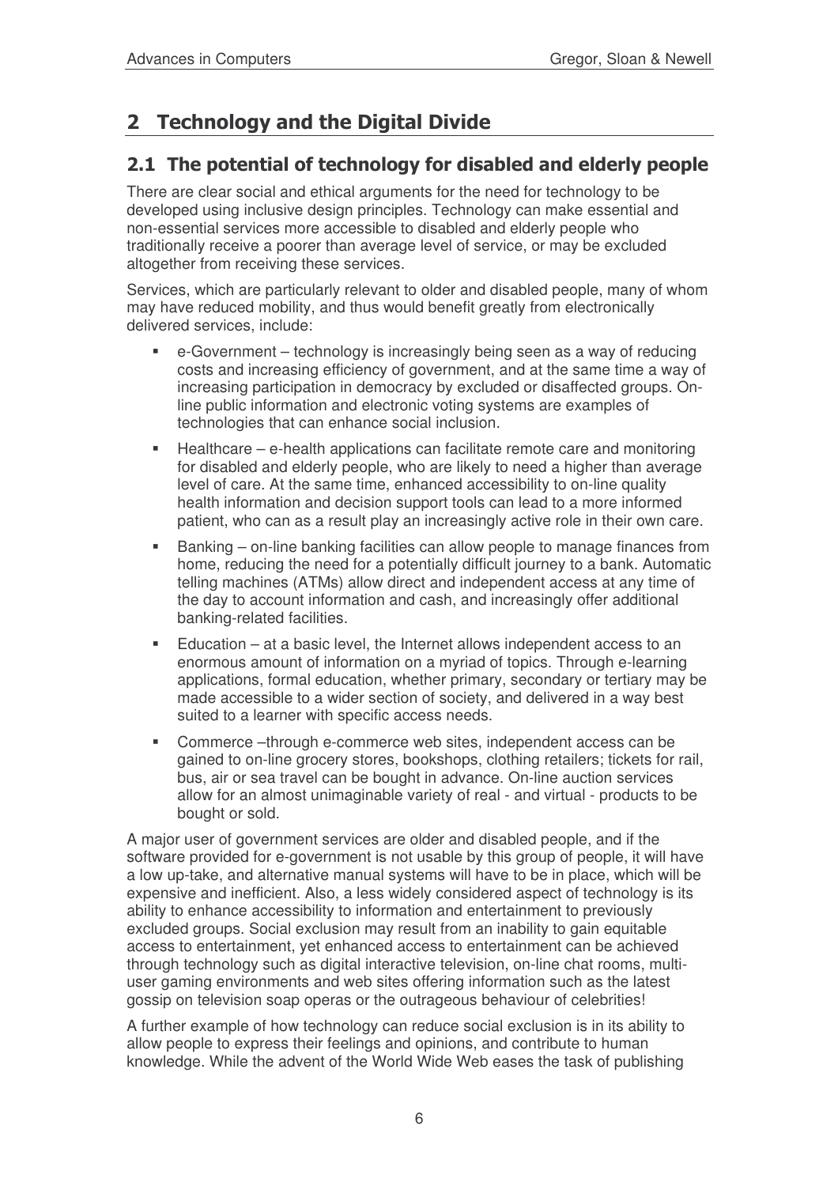## 2 Technology and the Digital Divide

### 2.1 The potential of technology for disabled and elderly people

There are clear social and ethical arguments for the need for technology to be developed using inclusive design principles. Technology can make essential and non-essential services more accessible to disabled and elderly people who traditionally receive a poorer than average level of service, or may be excluded altogether from receiving these services.

Services, which are particularly relevant to older and disabled people, many of whom may have reduced mobility, and thus would benefit greatly from electronically delivered services, include:

- e-Government – technology is increasingly being seen as a way of reducing costs and increasing efficiency of government, and at the same time a way of increasing participation in democracy by excluded or disaffected groups. On-line public information and electronic voting systems are examples of technologies that can enhance social inclusion.
- Healthcare – e-health applications can facilitate remote care and monitoring for disabled and elderly people, who are likely to need a higher than average level of care. At the same time, enhanced accessibility to on-line quality health information and decision support tools can lead to a more informed patient, who can as a result play an increasingly active role in their own care.
- Banking – on-line banking facilities can allow people to manage finances from home, reducing the need for a potentially difficult journey to a bank. Automatic telling machines (ATMs) allow direct and independent access at any time of the day to account information and cash, and increasingly offer additional banking-related facilities.
- Education – at a basic level, the Internet allows independent access to an enormous amount of information on a myriad of topics. Through e-learning applications, formal education, whether primary, secondary or tertiary may be made accessible to a wider section of society, and delivered in a way best suited to a learner with specific access needs.
- Commerce –through e-commerce web sites, independent access can be gained to on-line grocery stores, bookshops, clothing retailers; tickets for rail, bus, air or sea travel can be bought in advance. On-line auction services allow for an almost unimaginable variety of real - and virtual - products to be bought or sold.

A major user of government services are older and disabled people, and if the software provided for e-government is not usable by this group of people, it will have a low up-take, and alternative manual systems will have to be in place, which will be expensive and inefficient. Also, a less widely considered aspect of technology is its ability to enhance accessibility to information and entertainment to previously excluded groups. Social exclusion may result from an inability to gain equitable access to entertainment, yet enhanced access to entertainment can be achieved through technology such as digital interactive television, on-line chat rooms, multi-user gaming environments and web sites offering information such as the latest gossip on television soap operas or the outrageous behaviour of celebrities!

A further example of how technology can reduce social exclusion is in its ability to allow people to express their feelings and opinions, and contribute to human knowledge. While the advent of the World Wide Web eases the task of publishing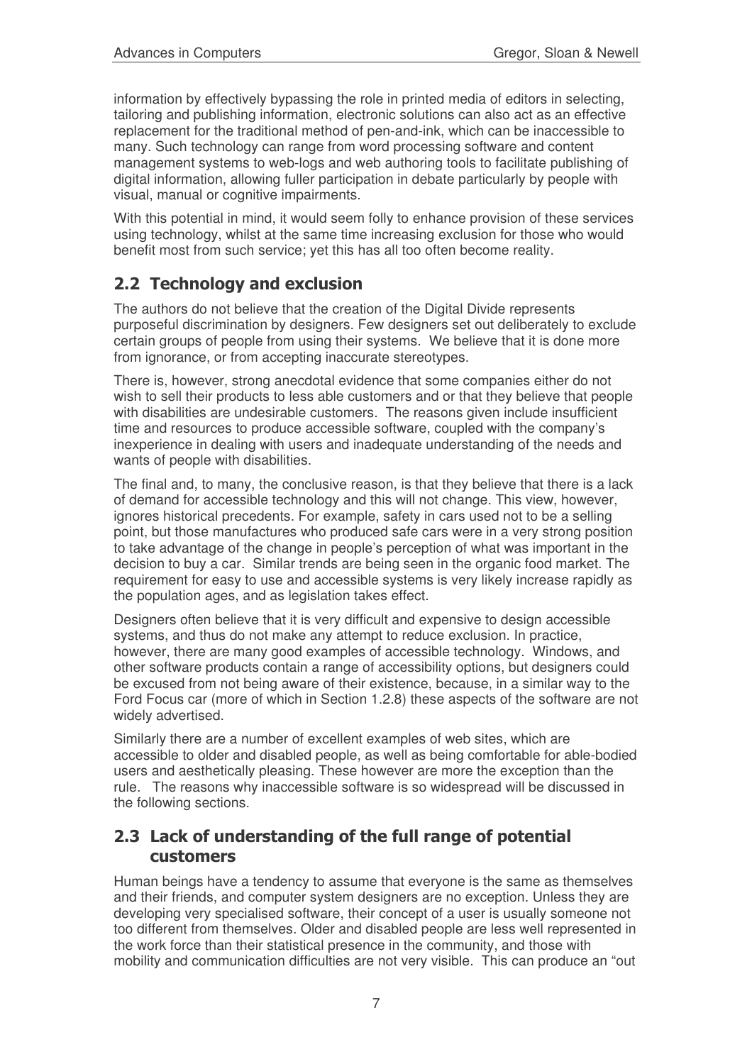information by effectively bypassing the role in printed media of editors in selecting, tailoring and publishing information, electronic solutions can also act as an effective replacement for the traditional method of pen-and-ink, which can be inaccessible to many. Such technology can range from word processing software and content management systems to web-logs and web authoring tools to facilitate publishing of digital information, allowing fuller participation in debate particularly by people with visual, manual or cognitive impairments.

With this potential in mind, it would seem folly to enhance provision of these services using technology, whilst at the same time increasing exclusion for those who would benefit most from such service; yet this has all too often become reality.

## 2.2 Technology and exclusion

The authors do not believe that the creation of the Digital Divide represents purposeful discrimination by designers. Few designers set out deliberately to exclude certain groups of people from using their systems. We believe that it is done more from ignorance, or from accepting inaccurate stereotypes.

There is, however, strong anecdotal evidence that some companies either do not wish to sell their products to less able customers and or that they believe that people with disabilities are undesirable customers. The reasons given include insufficient time and resources to produce accessible software, coupled with the company's inexperience in dealing with users and inadequate understanding of the needs and wants of people with disabilities.

The final and, to many, the conclusive reason, is that they believe that there is a lack of demand for accessible technology and this will not change. This view, however, ignores historical precedents. For example, safety in cars used not to be a selling point, but those manufactures who produced safe cars were in a very strong position to take advantage of the change in people's perception of what was important in the decision to buy a car. Similar trends are being seen in the organic food market. The requirement for easy to use and accessible systems is very likely increase rapidly as the population ages, and as legislation takes effect.

Designers often believe that it is very difficult and expensive to design accessible systems, and thus do not make any attempt to reduce exclusion. In practice, however, there are many good examples of accessible technology. Windows, and other software products contain a range of accessibility options, but designers could be excused from not being aware of their existence, because, in a similar way to the Ford Focus car (more of which in Section 1.2.8) these aspects of the software are not widely advertised.

Similarly there are a number of excellent examples of web sites, which are accessible to older and disabled people, as well as being comfortable for able-bodied users and aesthetically pleasing. These however are more the exception than the rule. The reasons why inaccessible software is so widespread will be discussed in the following sections.

## 2.3 Lack of understanding of the full range of potential customers

Human beings have a tendency to assume that everyone is the same as themselves and their friends, and computer system designers are no exception. Unless they are developing very specialised software, their concept of a user is usually someone not too different from themselves. Older and disabled people are less well represented in the work force than their statistical presence in the community, and those with mobility and communication difficulties are not very visible. This can produce an "out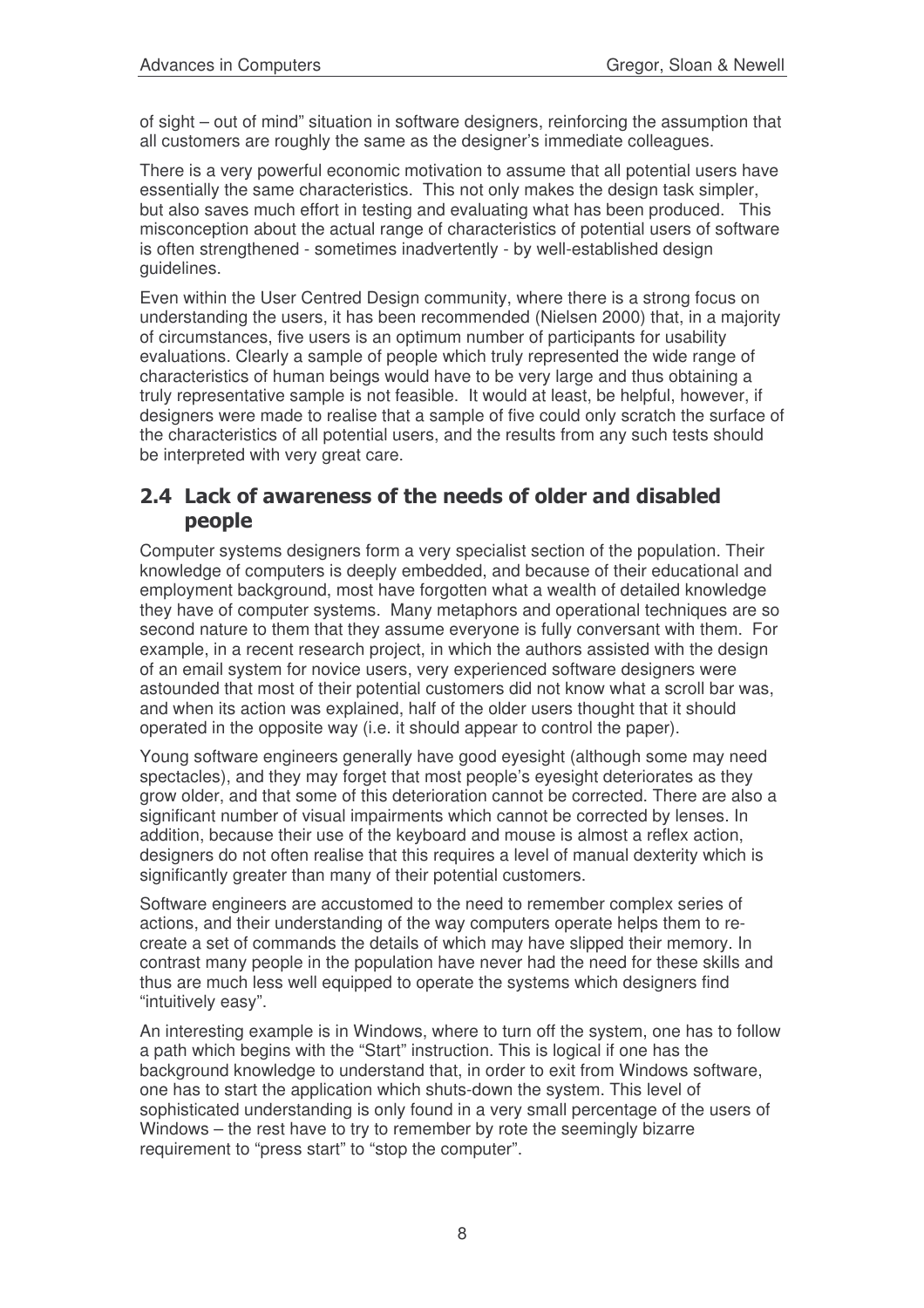of sight – out of mind" situation in software designers, reinforcing the assumption that all customers are roughly the same as the designer's immediate colleagues.

There is a very powerful economic motivation to assume that all potential users have essentially the same characteristics. This not only makes the design task simpler, but also saves much effort in testing and evaluating what has been produced. This misconception about the actual range of characteristics of potential users of software is often strengthened - sometimes inadvertently - by well-established design guidelines.

Even within the User Centred Design community, where there is a strong focus on understanding the users, it has been recommended (Nielsen 2000) that, in a majority of circumstances, five users is an optimum number of participants for usability evaluations. Clearly a sample of people which truly represented the wide range of characteristics of human beings would have to be very large and thus obtaining a truly representative sample is not feasible. It would at least, be helpful, however, if designers were made to realise that a sample of five could only scratch the surface of the characteristics of all potential users, and the results from any such tests should be interpreted with very great care.

## 2.4 Lack of awareness of the needs of older and disabled people

Computer systems designers form a very specialist section of the population. Their knowledge of computers is deeply embedded, and because of their educational and employment background, most have forgotten what a wealth of detailed knowledge they have of computer systems. Many metaphors and operational techniques are so second nature to them that they assume everyone is fully conversant with them. For example, in a recent research project, in which the authors assisted with the design of an email system for novice users, very experienced software designers were astounded that most of their potential customers did not know what a scroll bar was, and when its action was explained, half of the older users thought that it should operated in the opposite way (i.e. it should appear to control the paper).

Young software engineers generally have good eyesight (although some may need spectacles), and they may forget that most people's eyesight deteriorates as they grow older, and that some of this deterioration cannot be corrected. There are also a significant number of visual impairments which cannot be corrected by lenses. In addition, because their use of the keyboard and mouse is almost a reflex action, designers do not often realise that this requires a level of manual dexterity which is significantly greater than many of their potential customers.

Software engineers are accustomed to the need to remember complex series of actions, and their understanding of the way computers operate helps them to re-create a set of commands the details of which may have slipped their memory. In contrast many people in the population have never had the need for these skills and thus are much less well equipped to operate the systems which designers find "intuitively easy".

An interesting example is in Windows, where to turn off the system, one has to follow a path which begins with the "Start" instruction. This is logical if one has the background knowledge to understand that, in order to exit from Windows software, one has to start the application which shuts-down the system. This level of sophisticated understanding is only found in a very small percentage of the users of Windows – the rest have to try to remember by rote the seemingly bizarre requirement to "press start" to "stop the computer".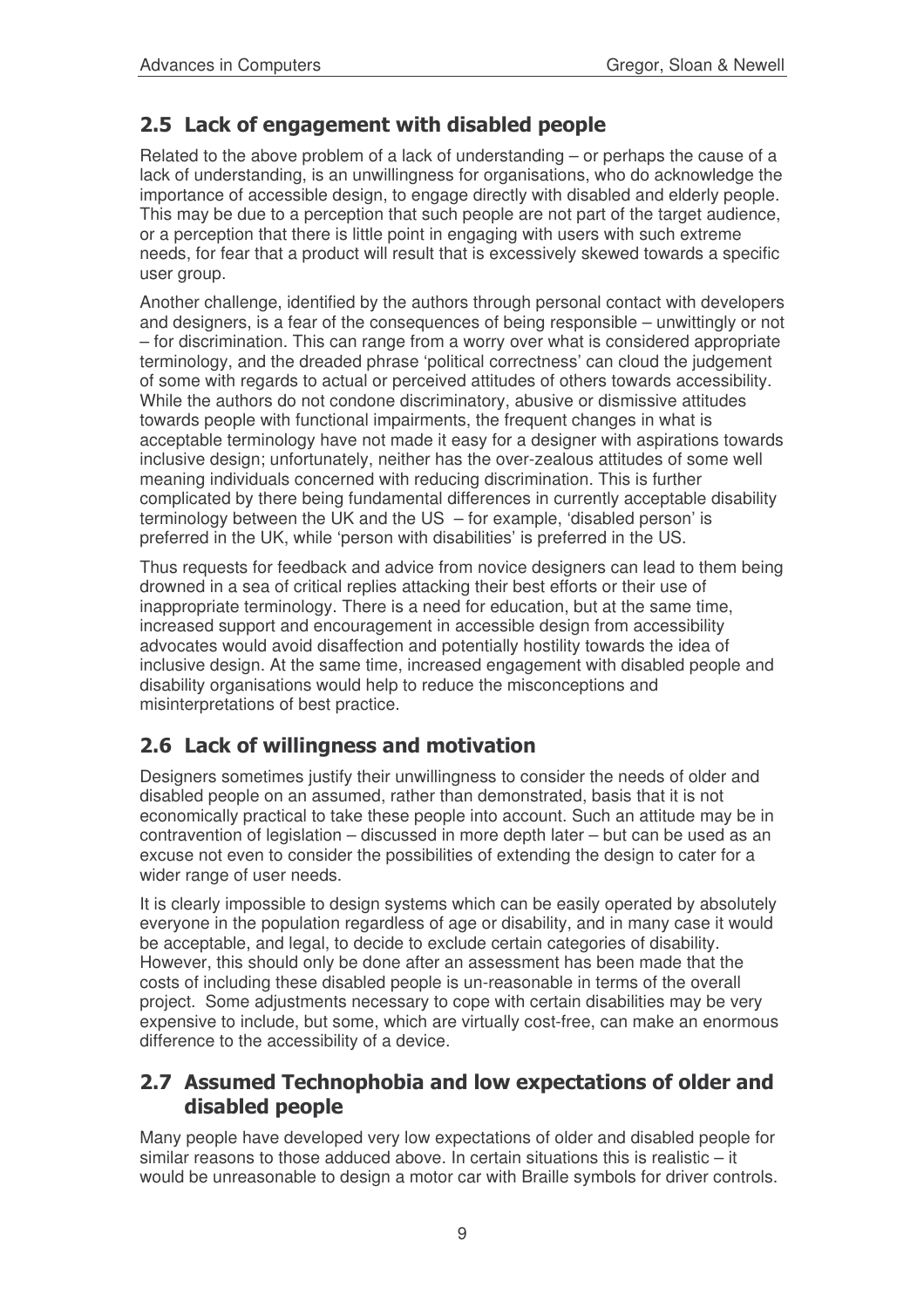## 2.5 Lack of engagement with disabled people

Related to the above problem of a lack of understanding – or perhaps the cause of a lack of understanding, is an unwillingness for organisations, who do acknowledge the importance of accessible design, to engage directly with disabled and elderly people. This may be due to a perception that such people are not part of the target audience, or a perception that there is little point in engaging with users with such extreme needs, for fear that a product will result that is excessively skewed towards a specific user group.

Another challenge, identified by the authors through personal contact with developers and designers, is a fear of the consequences of being responsible – unwittingly or not – for discrimination. This can range from a worry over what is considered appropriate terminology, and the dreaded phrase 'political correctness' can cloud the judgement of some with regards to actual or perceived attitudes of others towards accessibility. While the authors do not condone discriminatory, abusive or dismissive attitudes towards people with functional impairments, the frequent changes in what is acceptable terminology have not made it easy for a designer with aspirations towards inclusive design; unfortunately, neither has the over-zealous attitudes of some well meaning individuals concerned with reducing discrimination. This is further complicated by there being fundamental differences in currently acceptable disability terminology between the UK and the US – for example, 'disabled person' is preferred in the UK, while 'person with disabilities' is preferred in the US.

Thus requests for feedback and advice from novice designers can lead to them being drowned in a sea of critical replies attacking their best efforts or their use of inappropriate terminology. There is a need for education, but at the same time, increased support and encouragement in accessible design from accessibility advocates would avoid disaffection and potentially hostility towards the idea of inclusive design. At the same time, increased engagement with disabled people and disability organisations would help to reduce the misconceptions and misinterpretations of best practice.

## 2.6 Lack of willingness and motivation

Designers sometimes justify their unwillingness to consider the needs of older and disabled people on an assumed, rather than demonstrated, basis that it is not economically practical to take these people into account. Such an attitude may be in contravention of legislation – discussed in more depth later – but can be used as an excuse not even to consider the possibilities of extending the design to cater for a wider range of user needs.

It is clearly impossible to design systems which can be easily operated by absolutely everyone in the population regardless of age or disability, and in many case it would be acceptable, and legal, to decide to exclude certain categories of disability. However, this should only be done after an assessment has been made that the costs of including these disabled people is un-reasonable in terms of the overall project. Some adjustments necessary to cope with certain disabilities may be very expensive to include, but some, which are virtually cost-free, can make an enormous difference to the accessibility of a device.

## 2.7 Assumed Technophobia and low expectations of older and disabled people

Many people have developed very low expectations of older and disabled people for similar reasons to those adduced above. In certain situations this is realistic – it would be unreasonable to design a motor car with Braille symbols for driver controls.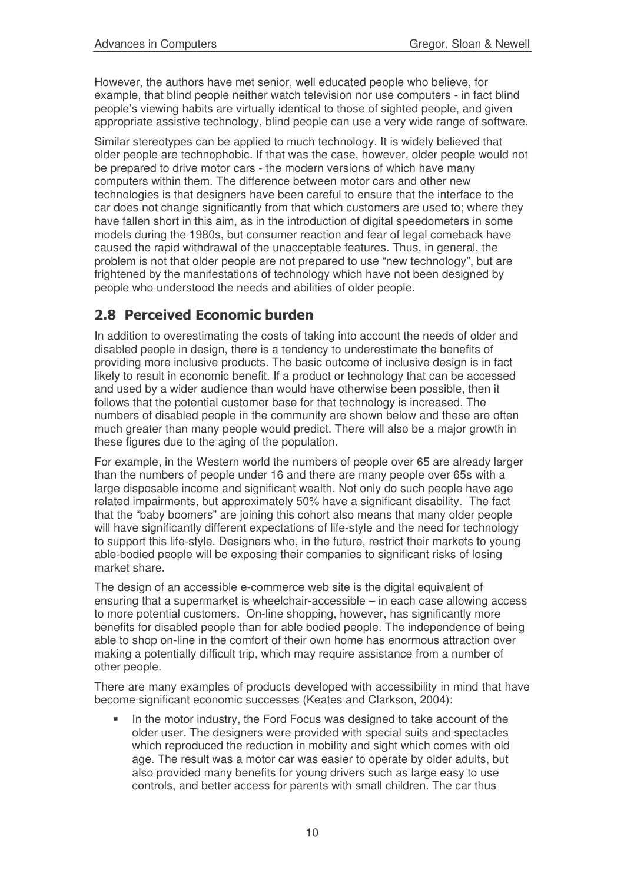However, the authors have met senior, well educated people who believe, for example, that blind people neither watch television nor use computers - in fact blind people's viewing habits are virtually identical to those of sighted people, and given appropriate assistive technology, blind people can use a very wide range of software.

Similar stereotypes can be applied to much technology. It is widely believed that older people are technophobic. If that was the case, however, older people would not be prepared to drive motor cars - the modern versions of which have many computers within them. The difference between motor cars and other new technologies is that designers have been careful to ensure that the interface to the car does not change significantly from that which customers are used to; where they have fallen short in this aim, as in the introduction of digital speedometers in some models during the 1980s, but consumer reaction and fear of legal comeback have caused the rapid withdrawal of the unacceptable features. Thus, in general, the problem is not that older people are not prepared to use "new technology", but are frightened by the manifestations of technology which have not been designed by people who understood the needs and abilities of older people.

## 2.8 Perceived Economic burden

In addition to overestimating the costs of taking into account the needs of older and disabled people in design, there is a tendency to underestimate the benefits of providing more inclusive products. The basic outcome of inclusive design is in fact likely to result in economic benefit. If a product or technology that can be accessed and used by a wider audience than would have otherwise been possible, then it follows that the potential customer base for that technology is increased. The numbers of disabled people in the community are shown below and these are often much greater than many people would predict. There will also be a major growth in these figures due to the aging of the population.

For example, in the Western world the numbers of people over 65 are already larger than the numbers of people under 16 and there are many people over 65s with a large disposable income and significant wealth. Not only do such people have age related impairments, but approximately 50% have a significant disability. The fact that the "baby boomers" are joining this cohort also means that many older people will have significantly different expectations of life-style and the need for technology to support this life-style. Designers who, in the future, restrict their markets to young able-bodied people will be exposing their companies to significant risks of losing market share.

The design of an accessible e-commerce web site is the digital equivalent of ensuring that a supermarket is wheelchair-accessible – in each case allowing access to more potential customers. On-line shopping, however, has significantly more benefits for disabled people than for able bodied people. The independence of being able to shop on-line in the comfort of their own home has enormous attraction over making a potentially difficult trip, which may require assistance from a number of other people.

There are many examples of products developed with accessibility in mind that have become significant economic successes (Keates and Clarkson, 2004):

- In the motor industry, the Ford Focus was designed to take account of the older user. The designers were provided with special suits and spectacles which reproduced the reduction in mobility and sight which comes with old age. The result was a motor car was easier to operate by older adults, but also provided many benefits for young drivers such as large easy to use controls, and better access for parents with small children. The car thus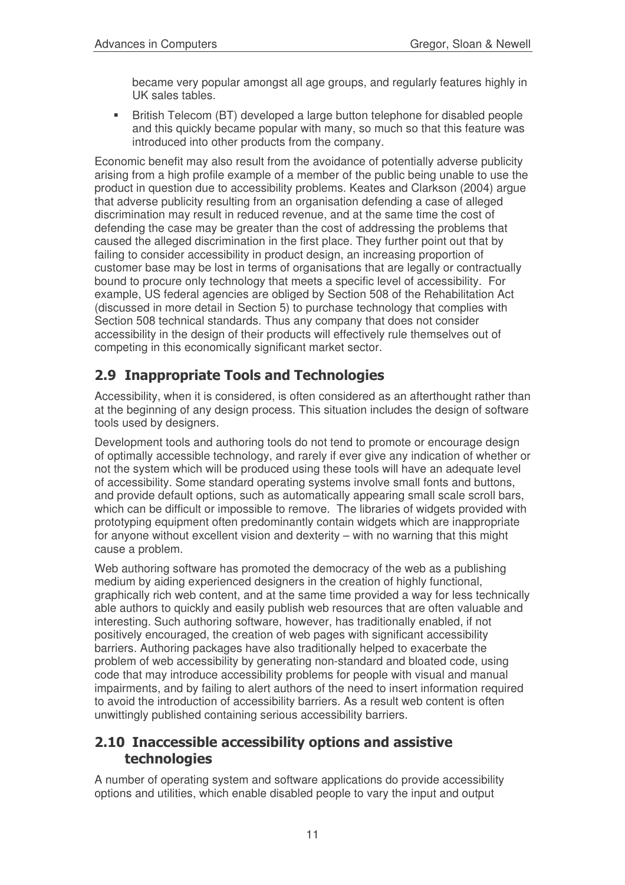became very popular amongst all age groups, and regularly features highly in UK sales tables.

- British Telecom (BT) developed a large button telephone for disabled people and this quickly became popular with many, so much so that this feature was introduced into other products from the company.

Economic benefit may also result from the avoidance of potentially adverse publicity arising from a high profile example of a member of the public being unable to use the product in question due to accessibility problems. Keates and Clarkson (2004) argue that adverse publicity resulting from an organisation defending a case of alleged discrimination may result in reduced revenue, and at the same time the cost of defending the case may be greater than the cost of addressing the problems that caused the alleged discrimination in the first place. They further point out that by failing to consider accessibility in product design, an increasing proportion of customer base may be lost in terms of organisations that are legally or contractually bound to procure only technology that meets a specific level of accessibility. For example, US federal agencies are obliged by Section 508 of the Rehabilitation Act (discussed in more detail in Section 5) to purchase technology that complies with Section 508 technical standards. Thus any company that does not consider accessibility in the design of their products will effectively rule themselves out of competing in this economically significant market sector.

## 2.9 Inappropriate Tools and Technologies

Accessibility, when it is considered, is often considered as an afterthought rather than at the beginning of any design process. This situation includes the design of software tools used by designers.

Development tools and authoring tools do not tend to promote or encourage design of optimally accessible technology, and rarely if ever give any indication of whether or not the system which will be produced using these tools will have an adequate level of accessibility. Some standard operating systems involve small fonts and buttons, and provide default options, such as automatically appearing small scale scroll bars, which can be difficult or impossible to remove. The libraries of widgets provided with prototyping equipment often predominantly contain widgets which are inappropriate for anyone without excellent vision and dexterity – with no warning that this might cause a problem.

Web authoring software has promoted the democracy of the web as a publishing medium by aiding experienced designers in the creation of highly functional, graphically rich web content, and at the same time provided a way for less technically able authors to quickly and easily publish web resources that are often valuable and interesting. Such authoring software, however, has traditionally enabled, if not positively encouraged, the creation of web pages with significant accessibility barriers. Authoring packages have also traditionally helped to exacerbate the problem of web accessibility by generating non-standard and bloated code, using code that may introduce accessibility problems for people with visual and manual impairments, and by failing to alert authors of the need to insert information required to avoid the introduction of accessibility barriers. As a result web content is often unwittingly published containing serious accessibility barriers.

## 2.10 Inaccessible accessibility options and assistive technologies

A number of operating system and software applications do provide accessibility options and utilities, which enable disabled people to vary the input and output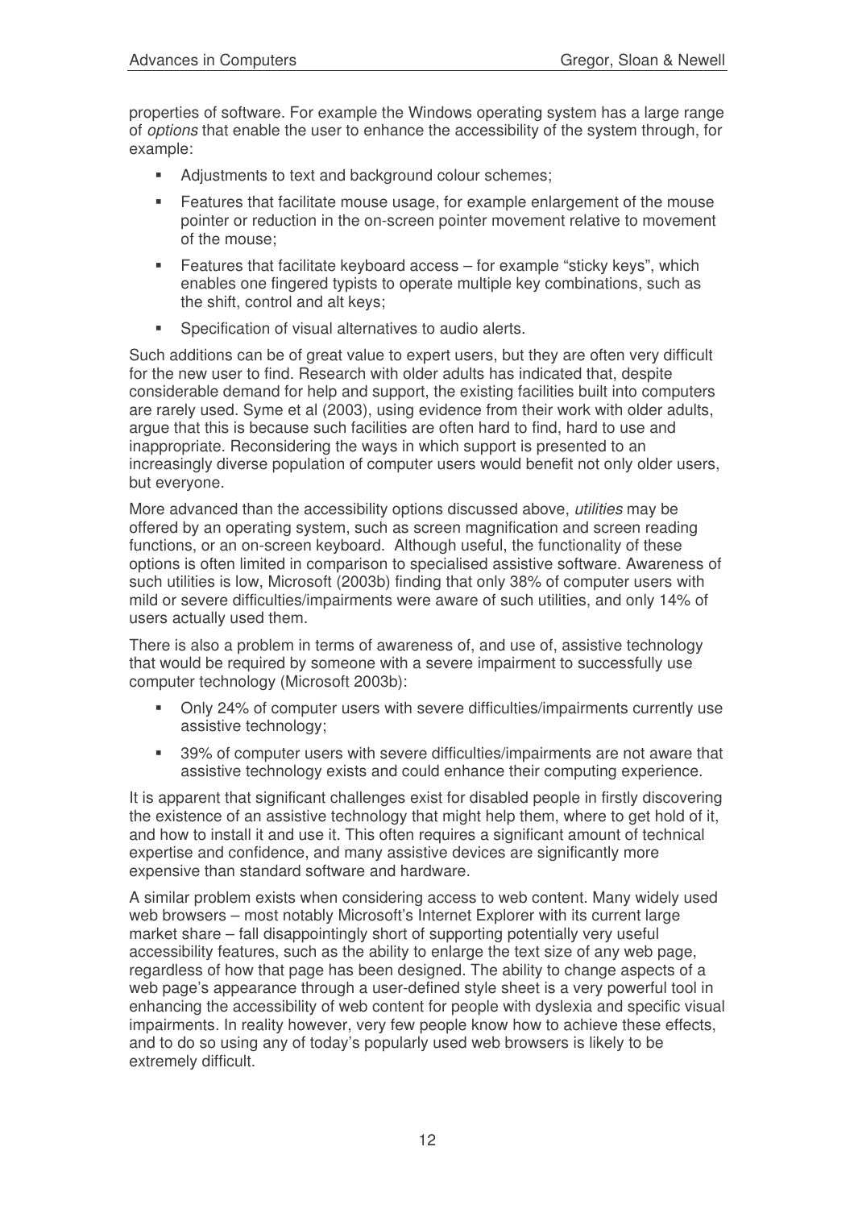properties of software. For example the Windows operating system has a large range of *options* that enable the user to enhance the accessibility of the system through, for example:

- Adjustments to text and background colour schemes;
- Features that facilitate mouse usage, for example enlargement of the mouse pointer or reduction in the on-screen pointer movement relative to movement of the mouse;
- Features that facilitate keyboard access – for example "sticky keys", which enables one fingered typists to operate multiple key combinations, such as the shift, control and alt keys;
- Specification of visual alternatives to audio alerts.

Such additions can be of great value to expert users, but they are often very difficult for the new user to find. Research with older adults has indicated that, despite considerable demand for help and support, the existing facilities built into computers are rarely used. Syme et al (2003), using evidence from their work with older adults, argue that this is because such facilities are often hard to find, hard to use and inappropriate. Reconsidering the ways in which support is presented to an increasingly diverse population of computer users would benefit not only older users, but everyone.

More advanced than the accessibility options discussed above, *utilities* may be offered by an operating system, such as screen magnification and screen reading functions, or an on-screen keyboard. Although useful, the functionality of these options is often limited in comparison to specialised assistive software. Awareness of such utilities is low, Microsoft (2003b) finding that only 38% of computer users with mild or severe difficulties/impairments were aware of such utilities, and only 14% of users actually used them.

There is also a problem in terms of awareness of, and use of, assistive technology that would be required by someone with a severe impairment to successfully use computer technology (Microsoft 2003b):

- Only 24% of computer users with severe difficulties/impairments currently use assistive technology;
- 39% of computer users with severe difficulties/impairments are not aware that assistive technology exists and could enhance their computing experience.

It is apparent that significant challenges exist for disabled people in firstly discovering the existence of an assistive technology that might help them, where to get hold of it, and how to install it and use it. This often requires a significant amount of technical expertise and confidence, and many assistive devices are significantly more expensive than standard software and hardware.

A similar problem exists when considering access to web content. Many widely used web browsers – most notably Microsoft's Internet Explorer with its current large market share – fall disappointingly short of supporting potentially very useful accessibility features, such as the ability to enlarge the text size of any web page, regardless of how that page has been designed. The ability to change aspects of a web page's appearance through a user-defined style sheet is a very powerful tool in enhancing the accessibility of web content for people with dyslexia and specific visual impairments. In reality however, very few people know how to achieve these effects, and to do so using any of today's popularly used web browsers is likely to be extremely difficult.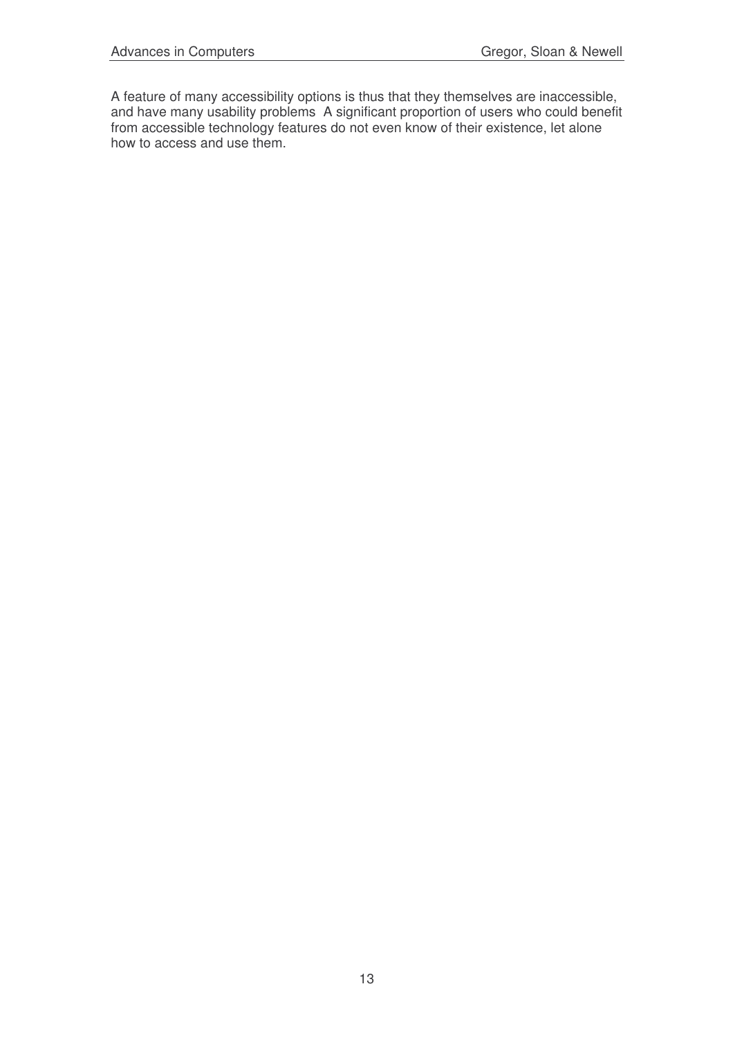A feature of many accessibility options is thus that they themselves are inaccessible, and have many usability problems  A significant proportion of users who could benefit from accessible technology features do not even know of their existence, let alone how to access and use them.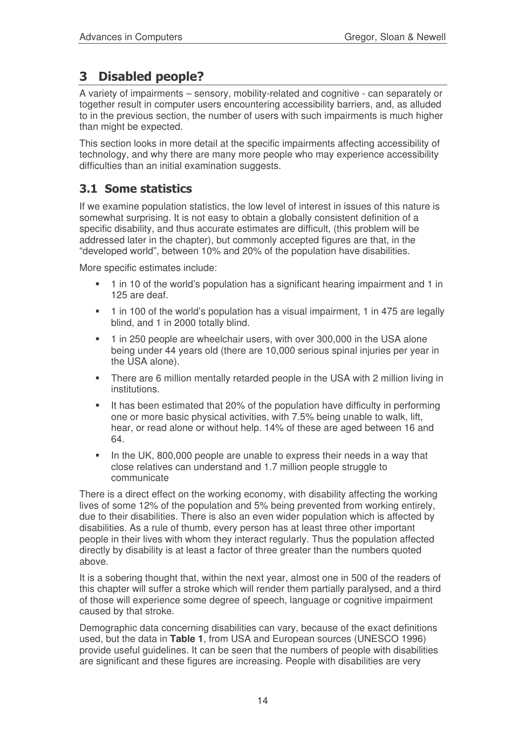## 3 Disabled people?

A variety of impairments – sensory, mobility-related and cognitive - can separately or together result in computer users encountering accessibility barriers, and, as alluded to in the previous section, the number of users with such impairments is much higher than might be expected.

This section looks in more detail at the specific impairments affecting accessibility of technology, and why there are many more people who may experience accessibility difficulties than an initial examination suggests.

### 3.1 Some statistics

If we examine population statistics, the low level of interest in issues of this nature is somewhat surprising. It is not easy to obtain a globally consistent definition of a specific disability, and thus accurate estimates are difficult, (this problem will be addressed later in the chapter), but commonly accepted figures are that, in the "developed world", between 10% and 20% of the population have disabilities.

More specific estimates include:

- 1 in 10 of the world's population has a significant hearing impairment and 1 in 125 are deaf.
- 1 in 100 of the world's population has a visual impairment, 1 in 475 are legally blind, and 1 in 2000 totally blind.
- 1 in 250 people are wheelchair users, with over 300,000 in the USA alone being under 44 years old (there are 10,000 serious spinal injuries per year in the USA alone).
- There are 6 million mentally retarded people in the USA with 2 million living in institutions.
- It has been estimated that 20% of the population have difficulty in performing one or more basic physical activities, with 7.5% being unable to walk, lift, hear, or read alone or without help. 14% of these are aged between 16 and 64.
- In the UK, 800,000 people are unable to express their needs in a way that close relatives can understand and 1.7 million people struggle to communicate

There is a direct effect on the working economy, with disability affecting the working lives of some 12% of the population and 5% being prevented from working entirely, due to their disabilities. There is also an even wider population which is affected by disabilities. As a rule of thumb, every person has at least three other important people in their lives with whom they interact regularly. Thus the population affected directly by disability is at least a factor of three greater than the numbers quoted above.

It is a sobering thought that, within the next year, almost one in 500 of the readers of this chapter will suffer a stroke which will render them partially paralysed, and a third of those will experience some degree of speech, language or cognitive impairment caused by that stroke.

Demographic data concerning disabilities can vary, because of the exact definitions used, but the data in **Table 1**, from USA and European sources (UNESCO 1996) provide useful guidelines. It can be seen that the numbers of people with disabilities are significant and these figures are increasing. People with disabilities are very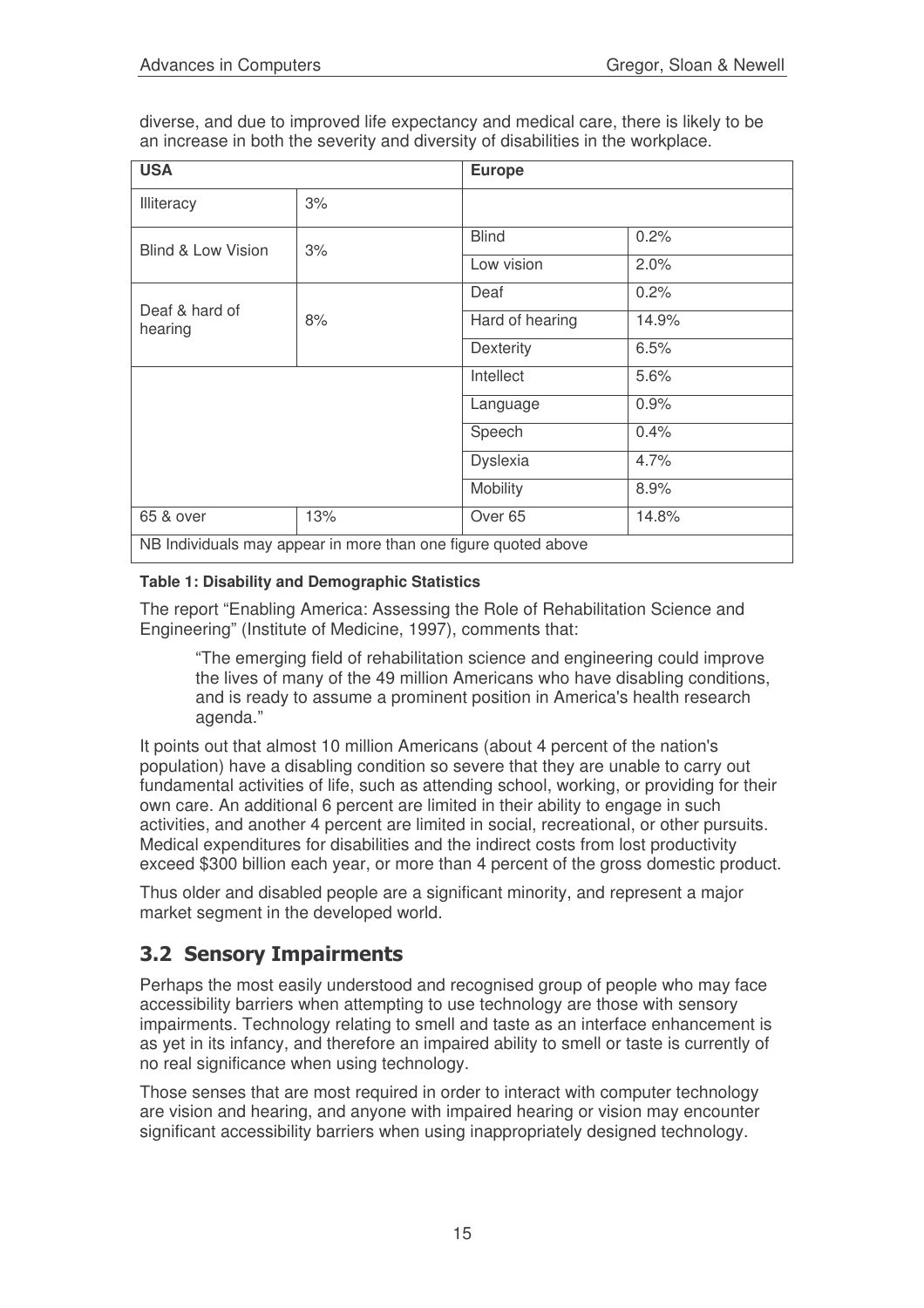diverse, and due to improved life expectancy and medical care, there is likely to be an increase in both the severity and diversity of disabilities in the workplace.

| USA | | Europe | |
|---|---|---|---|
| Illiteracy | 3% | | |
| Blind & Low Vision | 3% | Blind | 0.2% |
| | | Low vision | 2.0% |
| Deaf & hard of hearing | 8% | Deaf | 0.2% |
| | | Hard of hearing | 14.9% |
| | | Dexterity | 6.5% |
| | | Intellect | 5.6% |
| | | Language | 0.9% |
| | | Speech | 0.4% |
| | | Dyslexia | 4.7% |
| | | Mobility | 8.9% |
| 65 & over | 13% | Over 65 | 14.8% |
| NB Individuals may appear in more than one figure quoted above | | | |

**Table 1: Disability and Demographic Statistics**

The report "Enabling America: Assessing the Role of Rehabilitation Science and Engineering" (Institute of Medicine, 1997), comments that:

> "The emerging field of rehabilitation science and engineering could improve the lives of many of the 49 million Americans who have disabling conditions, and is ready to assume a prominent position in America's health research agenda."

It points out that almost 10 million Americans (about 4 percent of the nation's population) have a disabling condition so severe that they are unable to carry out fundamental activities of life, such as attending school, working, or providing for their own care. An additional 6 percent are limited in their ability to engage in such activities, and another 4 percent are limited in social, recreational, or other pursuits. Medical expenditures for disabilities and the indirect costs from lost productivity exceed $300 billion each year, or more than 4 percent of the gross domestic product.

Thus older and disabled people are a significant minority, and represent a major market segment in the developed world.

## 3.2 Sensory Impairments

Perhaps the most easily understood and recognised group of people who may face accessibility barriers when attempting to use technology are those with sensory impairments. Technology relating to smell and taste as an interface enhancement is as yet in its infancy, and therefore an impaired ability to smell or taste is currently of no real significance when using technology.

Those senses that are most required in order to interact with computer technology are vision and hearing, and anyone with impaired hearing or vision may encounter significant accessibility barriers when using inappropriately designed technology.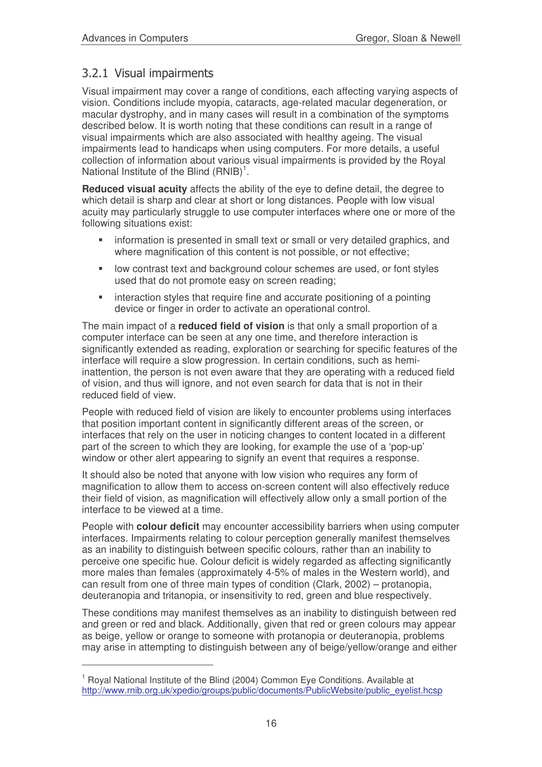### 3.2.1 Visual impairments

Visual impairment may cover a range of conditions, each affecting varying aspects of vision. Conditions include myopia, cataracts, age-related macular degeneration, or macular dystrophy, and in many cases will result in a combination of the symptoms described below. It is worth noting that these conditions can result in a range of visual impairments which are also associated with healthy ageing. The visual impairments lead to handicaps when using computers. For more details, a useful collection of information about various visual impairments is provided by the Royal National Institute of the Blind (RNIB)[1].

**Reduced visual acuity** affects the ability of the eye to define detail, the degree to which detail is sharp and clear at short or long distances. People with low visual acuity may particularly struggle to use computer interfaces where one or more of the following situations exist:

- information is presented in small text or small or very detailed graphics, and where magnification of this content is not possible, or not effective;
- low contrast text and background colour schemes are used, or font styles used that do not promote easy on screen reading;
- interaction styles that require fine and accurate positioning of a pointing device or finger in order to activate an operational control.

The main impact of a **reduced field of vision** is that only a small proportion of a computer interface can be seen at any one time, and therefore interaction is significantly extended as reading, exploration or searching for specific features of the interface will require a slow progression. In certain conditions, such as hemi-inattention, the person is not even aware that they are operating with a reduced field of vision, and thus will ignore, and not even search for data that is not in their reduced field of view.

People with reduced field of vision are likely to encounter problems using interfaces that position important content in significantly different areas of the screen, or interfaces that rely on the user in noticing changes to content located in a different part of the screen to which they are looking, for example the use of a 'pop-up' window or other alert appearing to signify an event that requires a response.

It should also be noted that anyone with low vision who requires any form of magnification to allow them to access on-screen content will also effectively reduce their field of vision, as magnification will effectively allow only a small portion of the interface to be viewed at a time.

People with **colour deficit** may encounter accessibility barriers when using computer interfaces. Impairments relating to colour perception generally manifest themselves as an inability to distinguish between specific colours, rather than an inability to perceive one specific hue. Colour deficit is widely regarded as affecting significantly more males than females (approximately 4-5% of males in the Western world), and can result from one of three main types of condition (Clark, 2002) – protanopia, deuteranopia and tritanopia, or insensitivity to red, green and blue respectively.

These conditions may manifest themselves as an inability to distinguish between red and green or red and black. Additionally, given that red or green colours may appear as beige, yellow or orange to someone with protanopia or deuteranopia, problems may arise in attempting to distinguish between any of beige/yellow/orange and either

---

[1] Royal National Institute of the Blind (2004) Common Eye Conditions. Available at http://www.rnib.org.uk/xpedio/groups/public/documents/PublicWebsite/public_eyelist.hcsp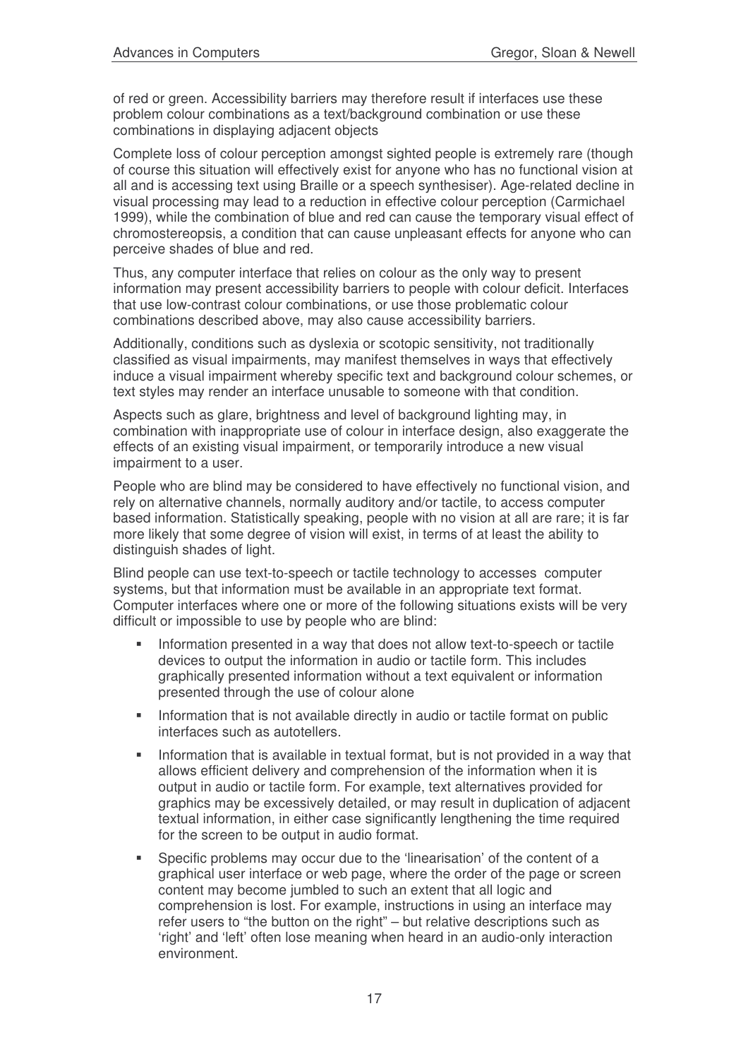of red or green. Accessibility barriers may therefore result if interfaces use these problem colour combinations as a text/background combination or use these combinations in displaying adjacent objects

Complete loss of colour perception amongst sighted people is extremely rare (though of course this situation will effectively exist for anyone who has no functional vision at all and is accessing text using Braille or a speech synthesiser). Age-related decline in visual processing may lead to a reduction in effective colour perception (Carmichael 1999), while the combination of blue and red can cause the temporary visual effect of chromostereopsis, a condition that can cause unpleasant effects for anyone who can perceive shades of blue and red.

Thus, any computer interface that relies on colour as the only way to present information may present accessibility barriers to people with colour deficit. Interfaces that use low-contrast colour combinations, or use those problematic colour combinations described above, may also cause accessibility barriers.

Additionally, conditions such as dyslexia or scotopic sensitivity, not traditionally classified as visual impairments, may manifest themselves in ways that effectively induce a visual impairment whereby specific text and background colour schemes, or text styles may render an interface unusable to someone with that condition.

Aspects such as glare, brightness and level of background lighting may, in combination with inappropriate use of colour in interface design, also exaggerate the effects of an existing visual impairment, or temporarily introduce a new visual impairment to a user.

People who are blind may be considered to have effectively no functional vision, and rely on alternative channels, normally auditory and/or tactile, to access computer based information. Statistically speaking, people with no vision at all are rare; it is far more likely that some degree of vision will exist, in terms of at least the ability to distinguish shades of light.

Blind people can use text-to-speech or tactile technology to accesses computer systems, but that information must be available in an appropriate text format. Computer interfaces where one or more of the following situations exists will be very difficult or impossible to use by people who are blind:

- Information presented in a way that does not allow text-to-speech or tactile devices to output the information in audio or tactile form. This includes graphically presented information without a text equivalent or information presented through the use of colour alone
- Information that is not available directly in audio or tactile format on public interfaces such as autotellers.
- Information that is available in textual format, but is not provided in a way that allows efficient delivery and comprehension of the information when it is output in audio or tactile form. For example, text alternatives provided for graphics may be excessively detailed, or may result in duplication of adjacent textual information, in either case significantly lengthening the time required for the screen to be output in audio format.
- Specific problems may occur due to the 'linearisation' of the content of a graphical user interface or web page, where the order of the page or screen content may become jumbled to such an extent that all logic and comprehension is lost. For example, instructions in using an interface may refer users to "the button on the right" – but relative descriptions such as 'right' and 'left' often lose meaning when heard in an audio-only interaction environment.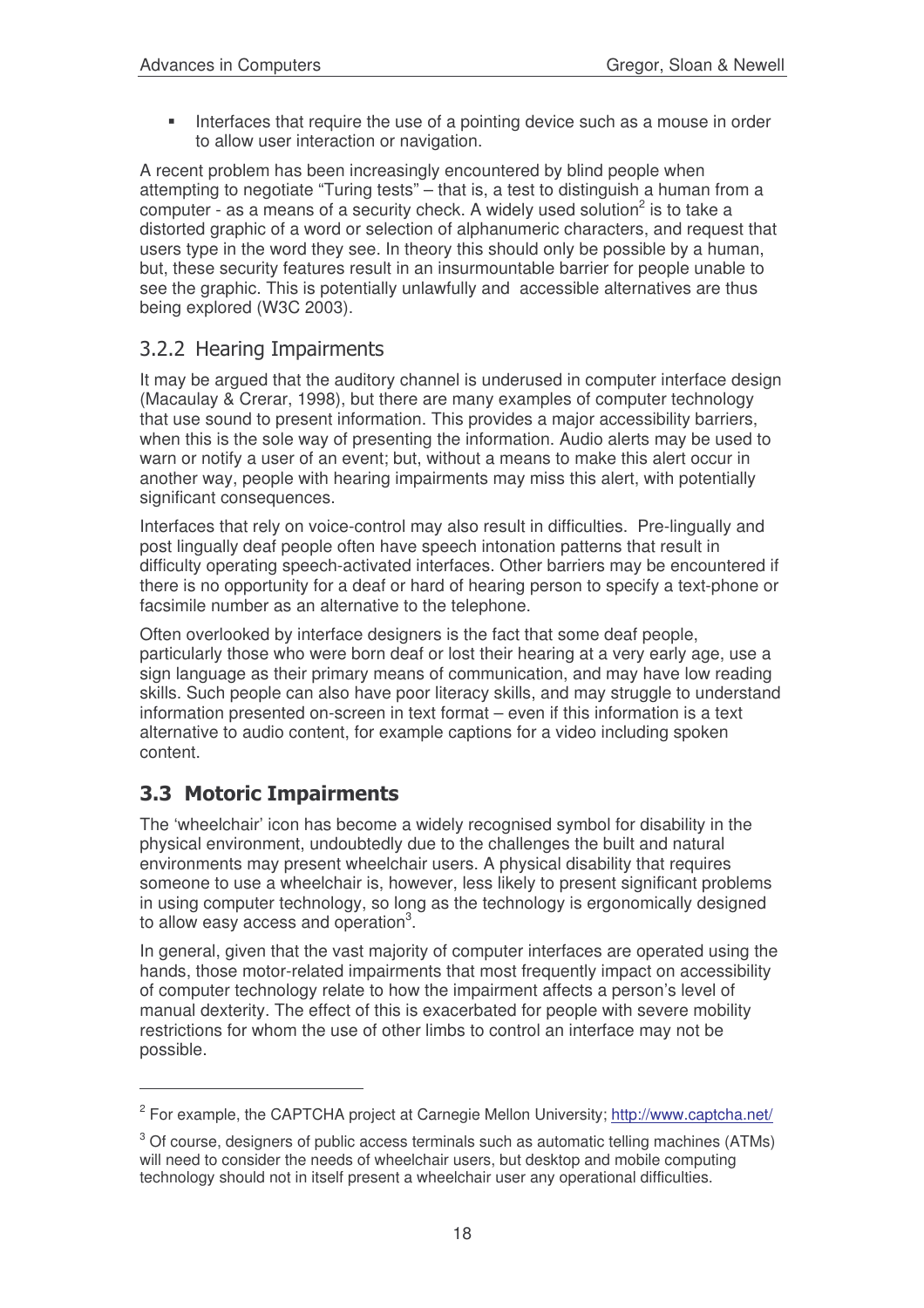- Interfaces that require the use of a pointing device such as a mouse in order to allow user interaction or navigation.

A recent problem has been increasingly encountered by blind people when attempting to negotiate "Turing tests" – that is, a test to distinguish a human from a computer - as a means of a security check. A widely used solution[2] is to take a distorted graphic of a word or selection of alphanumeric characters, and request that users type in the word they see. In theory this should only be possible by a human, but, these security features result in an insurmountable barrier for people unable to see the graphic. This is potentially unlawfully and accessible alternatives are thus being explored (W3C 2003).

### 3.2.2 Hearing Impairments

It may be argued that the auditory channel is underused in computer interface design (Macaulay & Crerar, 1998), but there are many examples of computer technology that use sound to present information. This provides a major accessibility barriers, when this is the sole way of presenting the information. Audio alerts may be used to warn or notify a user of an event; but, without a means to make this alert occur in another way, people with hearing impairments may miss this alert, with potentially significant consequences.

Interfaces that rely on voice-control may also result in difficulties. Pre-lingually and post lingually deaf people often have speech intonation patterns that result in difficulty operating speech-activated interfaces. Other barriers may be encountered if there is no opportunity for a deaf or hard of hearing person to specify a text-phone or facsimile number as an alternative to the telephone.

Often overlooked by interface designers is the fact that some deaf people, particularly those who were born deaf or lost their hearing at a very early age, use a sign language as their primary means of communication, and may have low reading skills. Such people can also have poor literacy skills, and may struggle to understand information presented on-screen in text format – even if this information is a text alternative to audio content, for example captions for a video including spoken content.

## 3.3 Motoric Impairments

The 'wheelchair' icon has become a widely recognised symbol for disability in the physical environment, undoubtedly due to the challenges the built and natural environments may present wheelchair users. A physical disability that requires someone to use a wheelchair is, however, less likely to present significant problems in using computer technology, so long as the technology is ergonomically designed to allow easy access and operation[3].

In general, given that the vast majority of computer interfaces are operated using the hands, those motor-related impairments that most frequently impact on accessibility of computer technology relate to how the impairment affects a person's level of manual dexterity. The effect of this is exacerbated for people with severe mobility restrictions for whom the use of other limbs to control an interface may not be possible.

---

[2] For example, the CAPTCHA project at Carnegie Mellon University; http://www.captcha.net/

[3] Of course, designers of public access terminals such as automatic telling machines (ATMs) will need to consider the needs of wheelchair users, but desktop and mobile computing technology should not in itself present a wheelchair user any operational difficulties.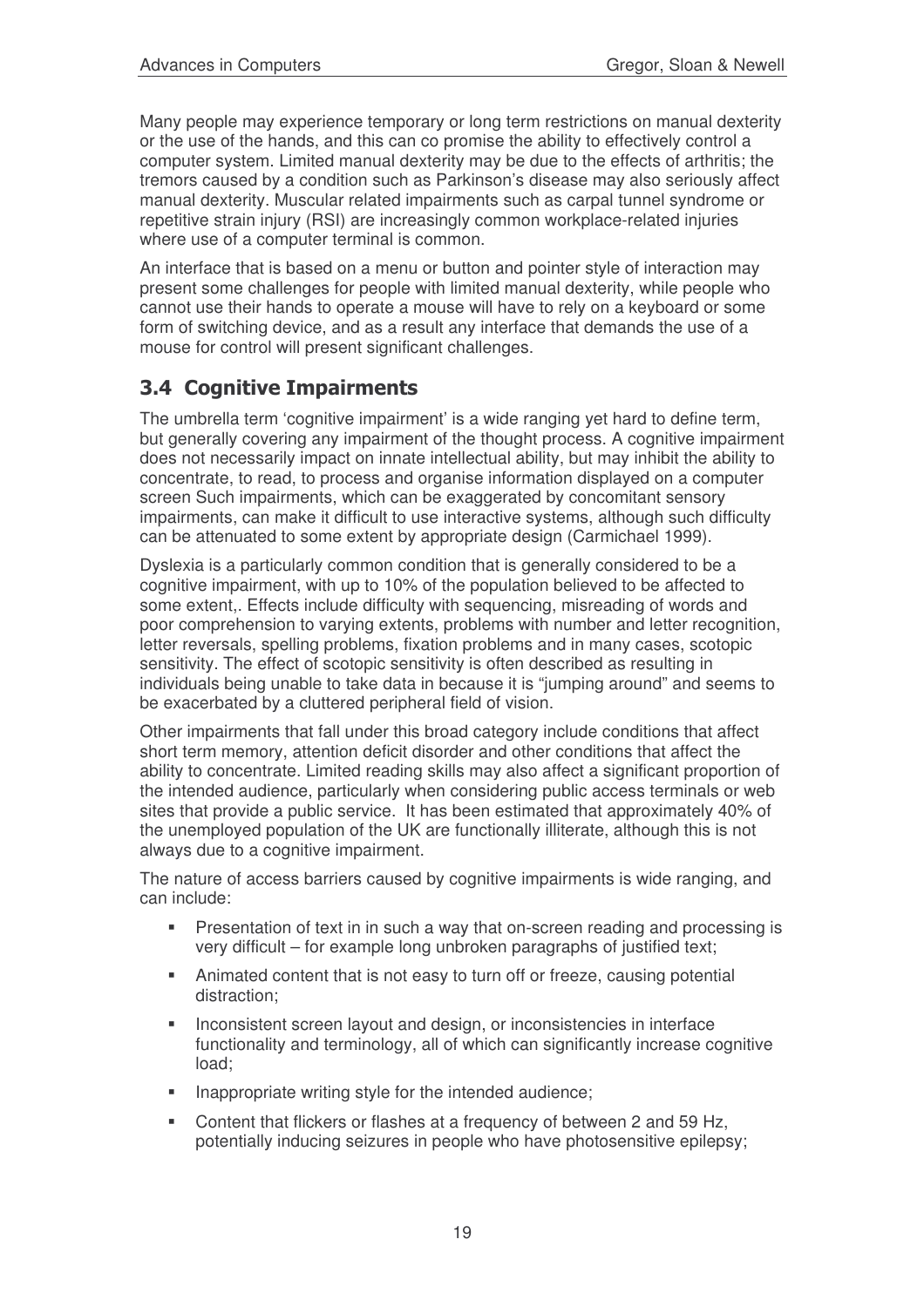Many people may experience temporary or long term restrictions on manual dexterity or the use of the hands, and this can co promise the ability to effectively control a computer system. Limited manual dexterity may be due to the effects of arthritis; the tremors caused by a condition such as Parkinson's disease may also seriously affect manual dexterity. Muscular related impairments such as carpal tunnel syndrome or repetitive strain injury (RSI) are increasingly common workplace-related injuries where use of a computer terminal is common.

An interface that is based on a menu or button and pointer style of interaction may present some challenges for people with limited manual dexterity, while people who cannot use their hands to operate a mouse will have to rely on a keyboard or some form of switching device, and as a result any interface that demands the use of a mouse for control will present significant challenges.

## 3.4 Cognitive Impairments

The umbrella term 'cognitive impairment' is a wide ranging yet hard to define term, but generally covering any impairment of the thought process. A cognitive impairment does not necessarily impact on innate intellectual ability, but may inhibit the ability to concentrate, to read, to process and organise information displayed on a computer screen Such impairments, which can be exaggerated by concomitant sensory impairments, can make it difficult to use interactive systems, although such difficulty can be attenuated to some extent by appropriate design (Carmichael 1999).

Dyslexia is a particularly common condition that is generally considered to be a cognitive impairment, with up to 10% of the population believed to be affected to some extent,. Effects include difficulty with sequencing, misreading of words and poor comprehension to varying extents, problems with number and letter recognition, letter reversals, spelling problems, fixation problems and in many cases, scotopic sensitivity. The effect of scotopic sensitivity is often described as resulting in individuals being unable to take data in because it is "jumping around" and seems to be exacerbated by a cluttered peripheral field of vision.

Other impairments that fall under this broad category include conditions that affect short term memory, attention deficit disorder and other conditions that affect the ability to concentrate. Limited reading skills may also affect a significant proportion of the intended audience, particularly when considering public access terminals or web sites that provide a public service. It has been estimated that approximately 40% of the unemployed population of the UK are functionally illiterate, although this is not always due to a cognitive impairment.

The nature of access barriers caused by cognitive impairments is wide ranging, and can include:

- Presentation of text in in such a way that on-screen reading and processing is very difficult – for example long unbroken paragraphs of justified text;
- Animated content that is not easy to turn off or freeze, causing potential distraction;
- Inconsistent screen layout and design, or inconsistencies in interface functionality and terminology, all of which can significantly increase cognitive load;
- Inappropriate writing style for the intended audience;
- Content that flickers or flashes at a frequency of between 2 and 59 Hz, potentially inducing seizures in people who have photosensitive epilepsy;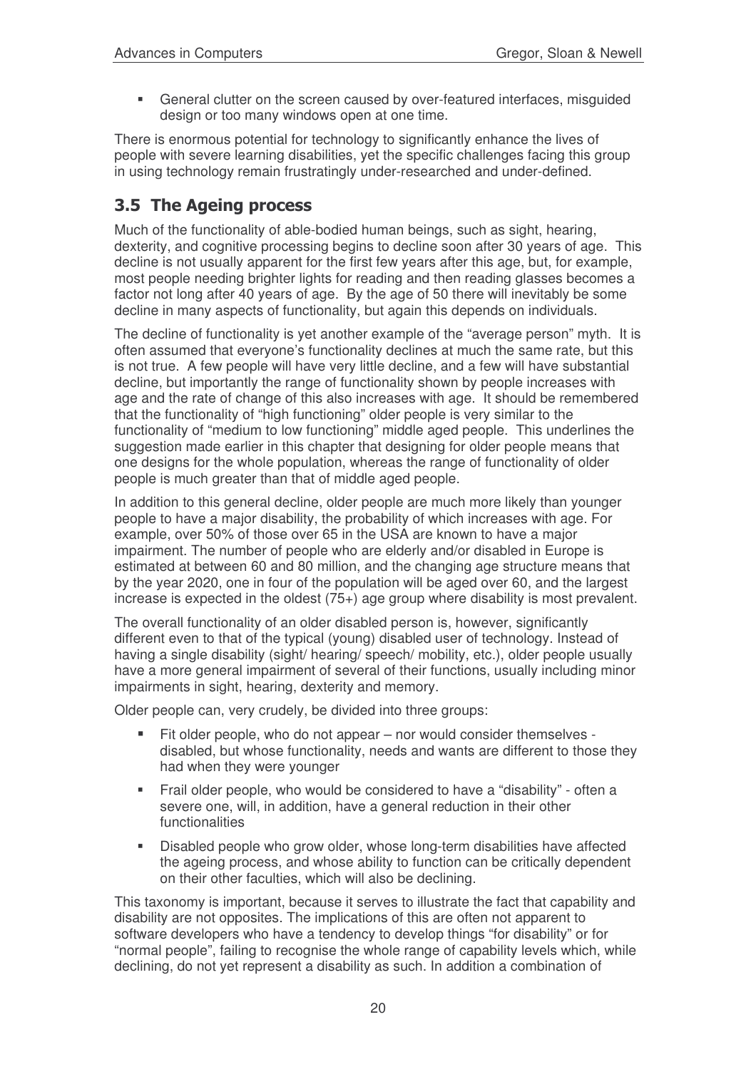- General clutter on the screen caused by over-featured interfaces, misguided design or too many windows open at one time.

There is enormous potential for technology to significantly enhance the lives of people with severe learning disabilities, yet the specific challenges facing this group in using technology remain frustratingly under-researched and under-defined.

## 3.5 The Ageing process

Much of the functionality of able-bodied human beings, such as sight, hearing, dexterity, and cognitive processing begins to decline soon after 30 years of age. This decline is not usually apparent for the first few years after this age, but, for example, most people needing brighter lights for reading and then reading glasses becomes a factor not long after 40 years of age. By the age of 50 there will inevitably be some decline in many aspects of functionality, but again this depends on individuals.

The decline of functionality is yet another example of the "average person" myth. It is often assumed that everyone's functionality declines at much the same rate, but this is not true. A few people will have very little decline, and a few will have substantial decline, but importantly the range of functionality shown by people increases with age and the rate of change of this also increases with age. It should be remembered that the functionality of "high functioning" older people is very similar to the functionality of "medium to low functioning" middle aged people. This underlines the suggestion made earlier in this chapter that designing for older people means that one designs for the whole population, whereas the range of functionality of older people is much greater than that of middle aged people.

In addition to this general decline, older people are much more likely than younger people to have a major disability, the probability of which increases with age. For example, over 50% of those over 65 in the USA are known to have a major impairment. The number of people who are elderly and/or disabled in Europe is estimated at between 60 and 80 million, and the changing age structure means that by the year 2020, one in four of the population will be aged over 60, and the largest increase is expected in the oldest (75+) age group where disability is most prevalent.

The overall functionality of an older disabled person is, however, significantly different even to that of the typical (young) disabled user of technology. Instead of having a single disability (sight/ hearing/ speech/ mobility, etc.), older people usually have a more general impairment of several of their functions, usually including minor impairments in sight, hearing, dexterity and memory.

Older people can, very crudely, be divided into three groups:

- Fit older people, who do not appear – nor would consider themselves - disabled, but whose functionality, needs and wants are different to those they had when they were younger
- Frail older people, who would be considered to have a "disability" - often a severe one, will, in addition, have a general reduction in their other functionalities
- Disabled people who grow older, whose long-term disabilities have affected the ageing process, and whose ability to function can be critically dependent on their other faculties, which will also be declining.

This taxonomy is important, because it serves to illustrate the fact that capability and disability are not opposites. The implications of this are often not apparent to software developers who have a tendency to develop things "for disability" or for "normal people", failing to recognise the whole range of capability levels which, while declining, do not yet represent a disability as such. In addition a combination of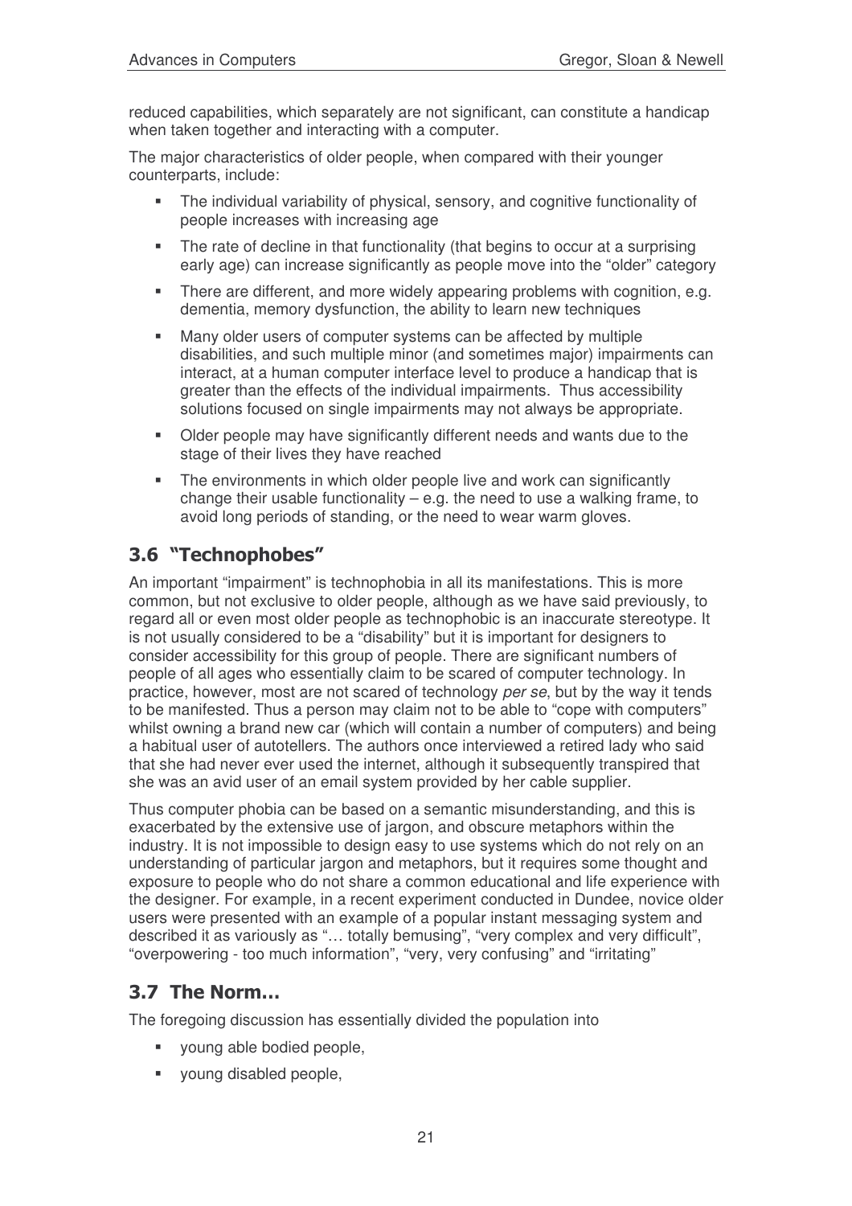reduced capabilities, which separately are not significant, can constitute a handicap when taken together and interacting with a computer.

The major characteristics of older people, when compared with their younger counterparts, include:

- The individual variability of physical, sensory, and cognitive functionality of people increases with increasing age
- The rate of decline in that functionality (that begins to occur at a surprising early age) can increase significantly as people move into the "older" category
- There are different, and more widely appearing problems with cognition, e.g. dementia, memory dysfunction, the ability to learn new techniques
- Many older users of computer systems can be affected by multiple disabilities, and such multiple minor (and sometimes major) impairments can interact, at a human computer interface level to produce a handicap that is greater than the effects of the individual impairments. Thus accessibility solutions focused on single impairments may not always be appropriate.
- Older people may have significantly different needs and wants due to the stage of their lives they have reached
- The environments in which older people live and work can significantly change their usable functionality – e.g. the need to use a walking frame, to avoid long periods of standing, or the need to wear warm gloves.

## 3.6 "Technophobes"

An important "impairment" is technophobia in all its manifestations. This is more common, but not exclusive to older people, although as we have said previously, to regard all or even most older people as technophobic is an inaccurate stereotype. It is not usually considered to be a "disability" but it is important for designers to consider accessibility for this group of people. There are significant numbers of people of all ages who essentially claim to be scared of computer technology. In practice, however, most are not scared of technology *per se*, but by the way it tends to be manifested. Thus a person may claim not to be able to "cope with computers" whilst owning a brand new car (which will contain a number of computers) and being a habitual user of autotellers. The authors once interviewed a retired lady who said that she had never ever used the internet, although it subsequently transpired that she was an avid user of an email system provided by her cable supplier.

Thus computer phobia can be based on a semantic misunderstanding, and this is exacerbated by the extensive use of jargon, and obscure metaphors within the industry. It is not impossible to design easy to use systems which do not rely on an understanding of particular jargon and metaphors, but it requires some thought and exposure to people who do not share a common educational and life experience with the designer. For example, in a recent experiment conducted in Dundee, novice older users were presented with an example of a popular instant messaging system and described it as variously as "… totally bemusing", "very complex and very difficult", "overpowering - too much information", "very, very confusing" and "irritating"

## 3.7 The Norm…

The foregoing discussion has essentially divided the population into

- young able bodied people,
- young disabled people,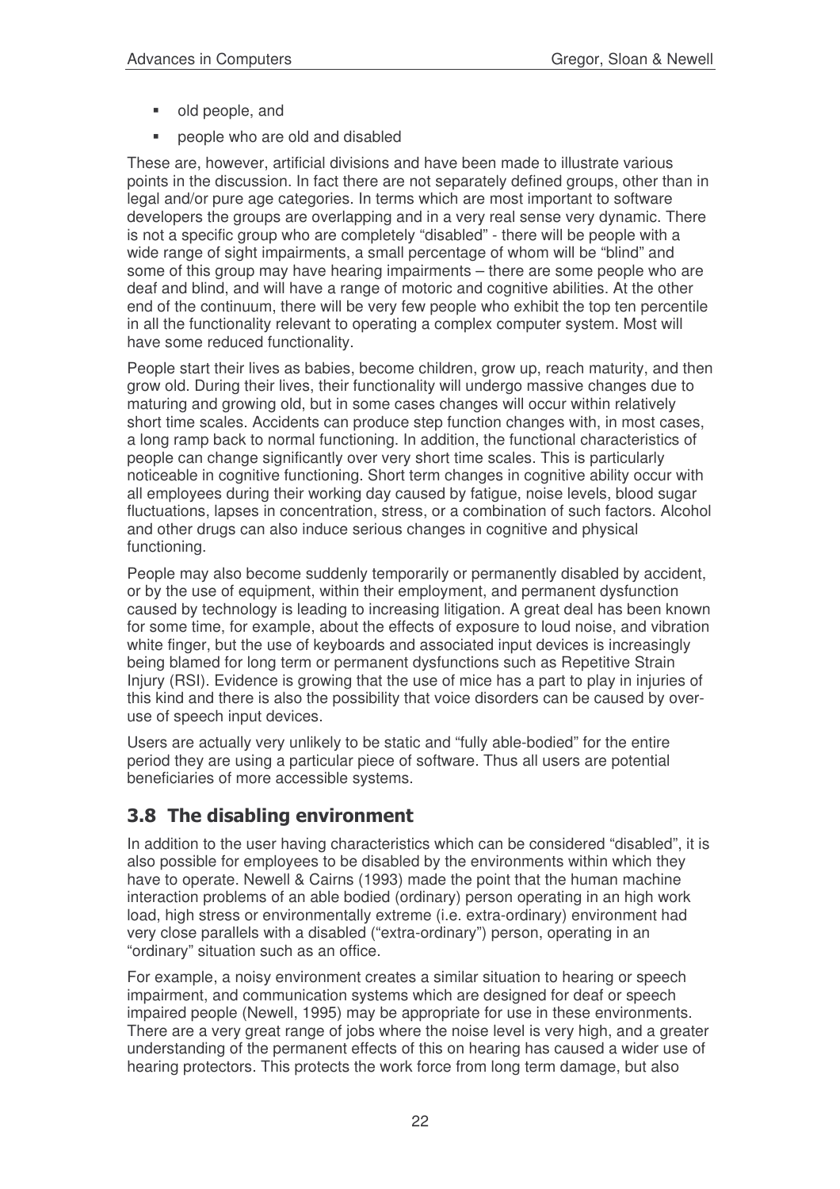- old people, and
- people who are old and disabled

These are, however, artificial divisions and have been made to illustrate various points in the discussion. In fact there are not separately defined groups, other than in legal and/or pure age categories. In terms which are most important to software developers the groups are overlapping and in a very real sense very dynamic. There is not a specific group who are completely "disabled" - there will be people with a wide range of sight impairments, a small percentage of whom will be "blind" and some of this group may have hearing impairments – there are some people who are deaf and blind, and will have a range of motoric and cognitive abilities. At the other end of the continuum, there will be very few people who exhibit the top ten percentile in all the functionality relevant to operating a complex computer system. Most will have some reduced functionality.

People start their lives as babies, become children, grow up, reach maturity, and then grow old. During their lives, their functionality will undergo massive changes due to maturing and growing old, but in some cases changes will occur within relatively short time scales. Accidents can produce step function changes with, in most cases, a long ramp back to normal functioning. In addition, the functional characteristics of people can change significantly over very short time scales. This is particularly noticeable in cognitive functioning. Short term changes in cognitive ability occur with all employees during their working day caused by fatigue, noise levels, blood sugar fluctuations, lapses in concentration, stress, or a combination of such factors. Alcohol and other drugs can also induce serious changes in cognitive and physical functioning.

People may also become suddenly temporarily or permanently disabled by accident, or by the use of equipment, within their employment, and permanent dysfunction caused by technology is leading to increasing litigation. A great deal has been known for some time, for example, about the effects of exposure to loud noise, and vibration white finger, but the use of keyboards and associated input devices is increasingly being blamed for long term or permanent dysfunctions such as Repetitive Strain Injury (RSI). Evidence is growing that the use of mice has a part to play in injuries of this kind and there is also the possibility that voice disorders can be caused by over-use of speech input devices.

Users are actually very unlikely to be static and "fully able-bodied" for the entire period they are using a particular piece of software. Thus all users are potential beneficiaries of more accessible systems.

## 3.8 The disabling environment

In addition to the user having characteristics which can be considered "disabled", it is also possible for employees to be disabled by the environments within which they have to operate. Newell & Cairns (1993) made the point that the human machine interaction problems of an able bodied (ordinary) person operating in an high work load, high stress or environmentally extreme (i.e. extra-ordinary) environment had very close parallels with a disabled ("extra-ordinary") person, operating in an "ordinary" situation such as an office.

For example, a noisy environment creates a similar situation to hearing or speech impairment, and communication systems which are designed for deaf or speech impaired people (Newell, 1995) may be appropriate for use in these environments. There are a very great range of jobs where the noise level is very high, and a greater understanding of the permanent effects of this on hearing has caused a wider use of hearing protectors. This protects the work force from long term damage, but also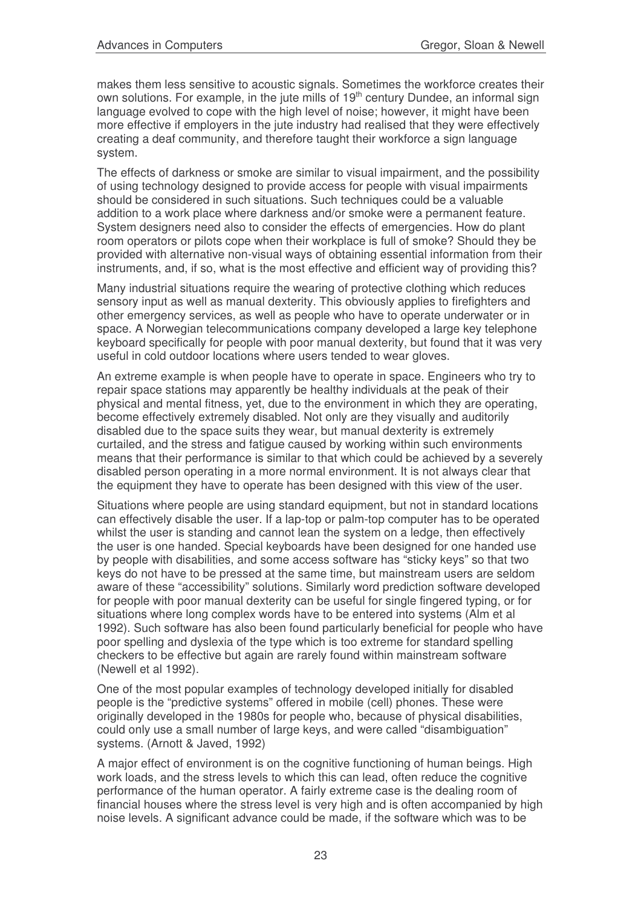makes them less sensitive to acoustic signals. Sometimes the workforce creates their own solutions. For example, in the jute mills of 19th century Dundee, an informal sign language evolved to cope with the high level of noise; however, it might have been more effective if employers in the jute industry had realised that they were effectively creating a deaf community, and therefore taught their workforce a sign language system.

The effects of darkness or smoke are similar to visual impairment, and the possibility of using technology designed to provide access for people with visual impairments should be considered in such situations. Such techniques could be a valuable addition to a work place where darkness and/or smoke were a permanent feature. System designers need also to consider the effects of emergencies. How do plant room operators or pilots cope when their workplace is full of smoke? Should they be provided with alternative non-visual ways of obtaining essential information from their instruments, and, if so, what is the most effective and efficient way of providing this?

Many industrial situations require the wearing of protective clothing which reduces sensory input as well as manual dexterity. This obviously applies to firefighters and other emergency services, as well as people who have to operate underwater or in space. A Norwegian telecommunications company developed a large key telephone keyboard specifically for people with poor manual dexterity, but found that it was very useful in cold outdoor locations where users tended to wear gloves.

An extreme example is when people have to operate in space. Engineers who try to repair space stations may apparently be healthy individuals at the peak of their physical and mental fitness, yet, due to the environment in which they are operating, become effectively extremely disabled. Not only are they visually and auditorily disabled due to the space suits they wear, but manual dexterity is extremely curtailed, and the stress and fatigue caused by working within such environments means that their performance is similar to that which could be achieved by a severely disabled person operating in a more normal environment. It is not always clear that the equipment they have to operate has been designed with this view of the user.

Situations where people are using standard equipment, but not in standard locations can effectively disable the user. If a lap-top or palm-top computer has to be operated whilst the user is standing and cannot lean the system on a ledge, then effectively the user is one handed. Special keyboards have been designed for one handed use by people with disabilities, and some access software has "sticky keys" so that two keys do not have to be pressed at the same time, but mainstream users are seldom aware of these "accessibility" solutions. Similarly word prediction software developed for people with poor manual dexterity can be useful for single fingered typing, or for situations where long complex words have to be entered into systems (Alm et al 1992). Such software has also been found particularly beneficial for people who have poor spelling and dyslexia of the type which is too extreme for standard spelling checkers to be effective but again are rarely found within mainstream software (Newell et al 1992).

One of the most popular examples of technology developed initially for disabled people is the "predictive systems" offered in mobile (cell) phones. These were originally developed in the 1980s for people who, because of physical disabilities, could only use a small number of large keys, and were called "disambiguation" systems. (Arnott & Javed, 1992)

A major effect of environment is on the cognitive functioning of human beings. High work loads, and the stress levels to which this can lead, often reduce the cognitive performance of the human operator. A fairly extreme case is the dealing room of financial houses where the stress level is very high and is often accompanied by high noise levels. A significant advance could be made, if the software which was to be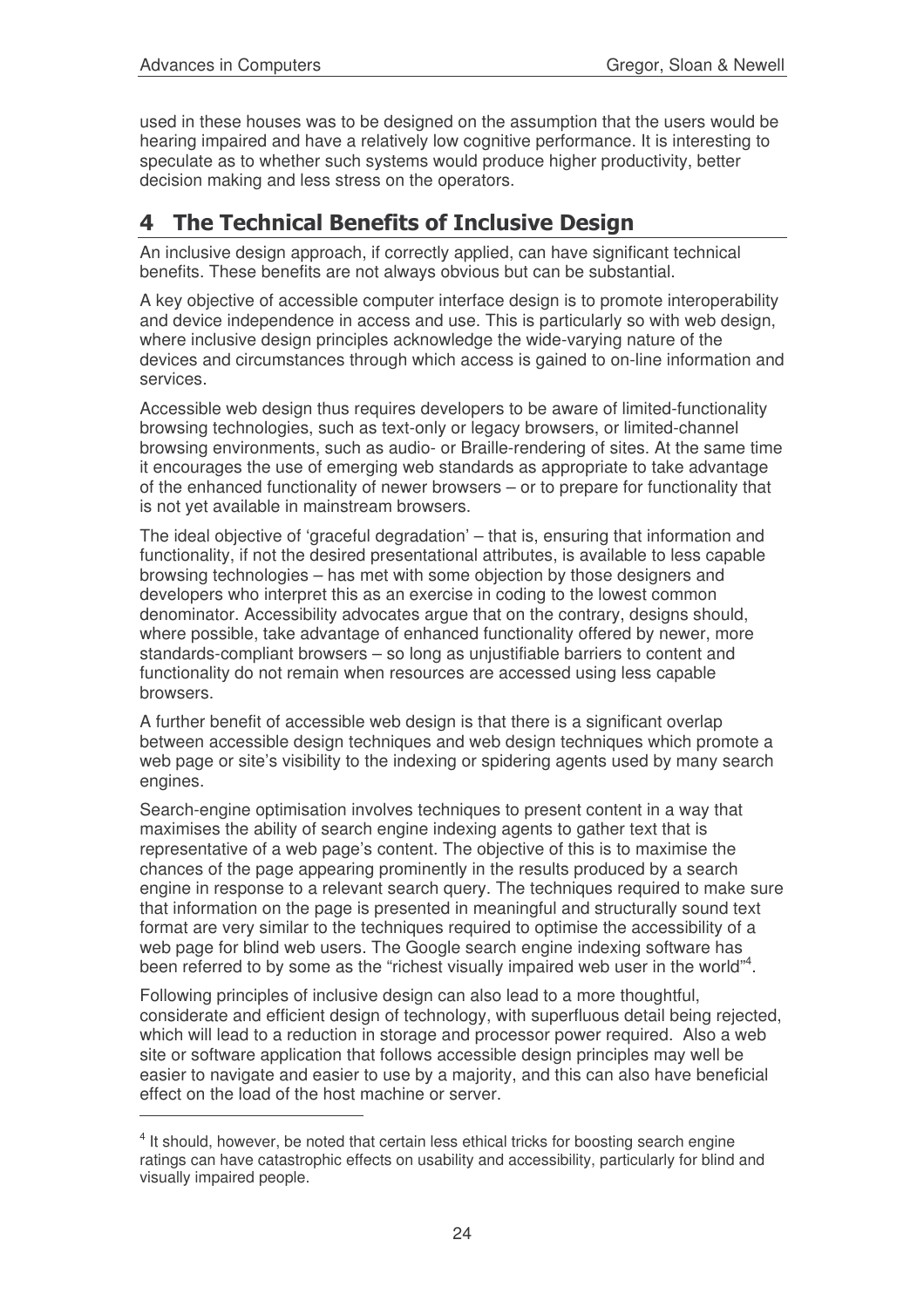used in these houses was to be designed on the assumption that the users would be hearing impaired and have a relatively low cognitive performance. It is interesting to speculate as to whether such systems would produce higher productivity, better decision making and less stress on the operators.

# 4 The Technical Benefits of Inclusive Design

An inclusive design approach, if correctly applied, can have significant technical benefits. These benefits are not always obvious but can be substantial.

A key objective of accessible computer interface design is to promote interoperability and device independence in access and use. This is particularly so with web design, where inclusive design principles acknowledge the wide-varying nature of the devices and circumstances through which access is gained to on-line information and services.

Accessible web design thus requires developers to be aware of limited-functionality browsing technologies, such as text-only or legacy browsers, or limited-channel browsing environments, such as audio- or Braille-rendering of sites. At the same time it encourages the use of emerging web standards as appropriate to take advantage of the enhanced functionality of newer browsers – or to prepare for functionality that is not yet available in mainstream browsers.

The ideal objective of 'graceful degradation' – that is, ensuring that information and functionality, if not the desired presentational attributes, is available to less capable browsing technologies – has met with some objection by those designers and developers who interpret this as an exercise in coding to the lowest common denominator. Accessibility advocates argue that on the contrary, designs should, where possible, take advantage of enhanced functionality offered by newer, more standards-compliant browsers – so long as unjustifiable barriers to content and functionality do not remain when resources are accessed using less capable browsers.

A further benefit of accessible web design is that there is a significant overlap between accessible design techniques and web design techniques which promote a web page or site's visibility to the indexing or spidering agents used by many search engines.

Search-engine optimisation involves techniques to present content in a way that maximises the ability of search engine indexing agents to gather text that is representative of a web page's content. The objective of this is to maximise the chances of the page appearing prominently in the results produced by a search engine in response to a relevant search query. The techniques required to make sure that information on the page is presented in meaningful and structurally sound text format are very similar to the techniques required to optimise the accessibility of a web page for blind web users. The Google search engine indexing software has been referred to by some as the "richest visually impaired web user in the world"[4].

Following principles of inclusive design can also lead to a more thoughtful, considerate and efficient design of technology, with superfluous detail being rejected, which will lead to a reduction in storage and processor power required. Also a web site or software application that follows accessible design principles may well be easier to navigate and easier to use by a majority, and this can also have beneficial effect on the load of the host machine or server.

---

[4] It should, however, be noted that certain less ethical tricks for boosting search engine ratings can have catastrophic effects on usability and accessibility, particularly for blind and visually impaired people.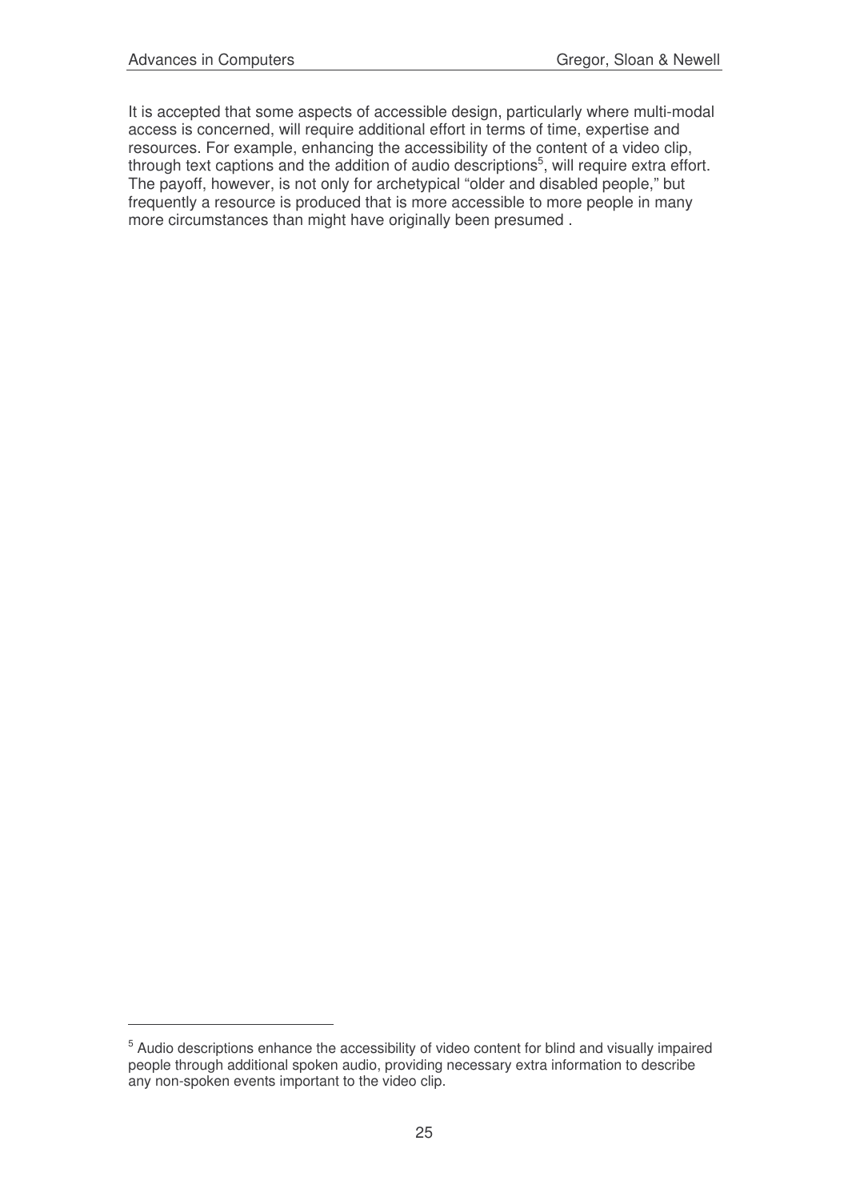It is accepted that some aspects of accessible design, particularly where multi-modal access is concerned, will require additional effort in terms of time, expertise and resources. For example, enhancing the accessibility of the content of a video clip, through text captions and the addition of audio descriptions[5], will require extra effort. The payoff, however, is not only for archetypical "older and disabled people," but frequently a resource is produced that is more accessible to more people in many more circumstances than might have originally been presumed .

---

[5] Audio descriptions enhance the accessibility of video content for blind and visually impaired people through additional spoken audio, providing necessary extra information to describe any non-spoken events important to the video clip.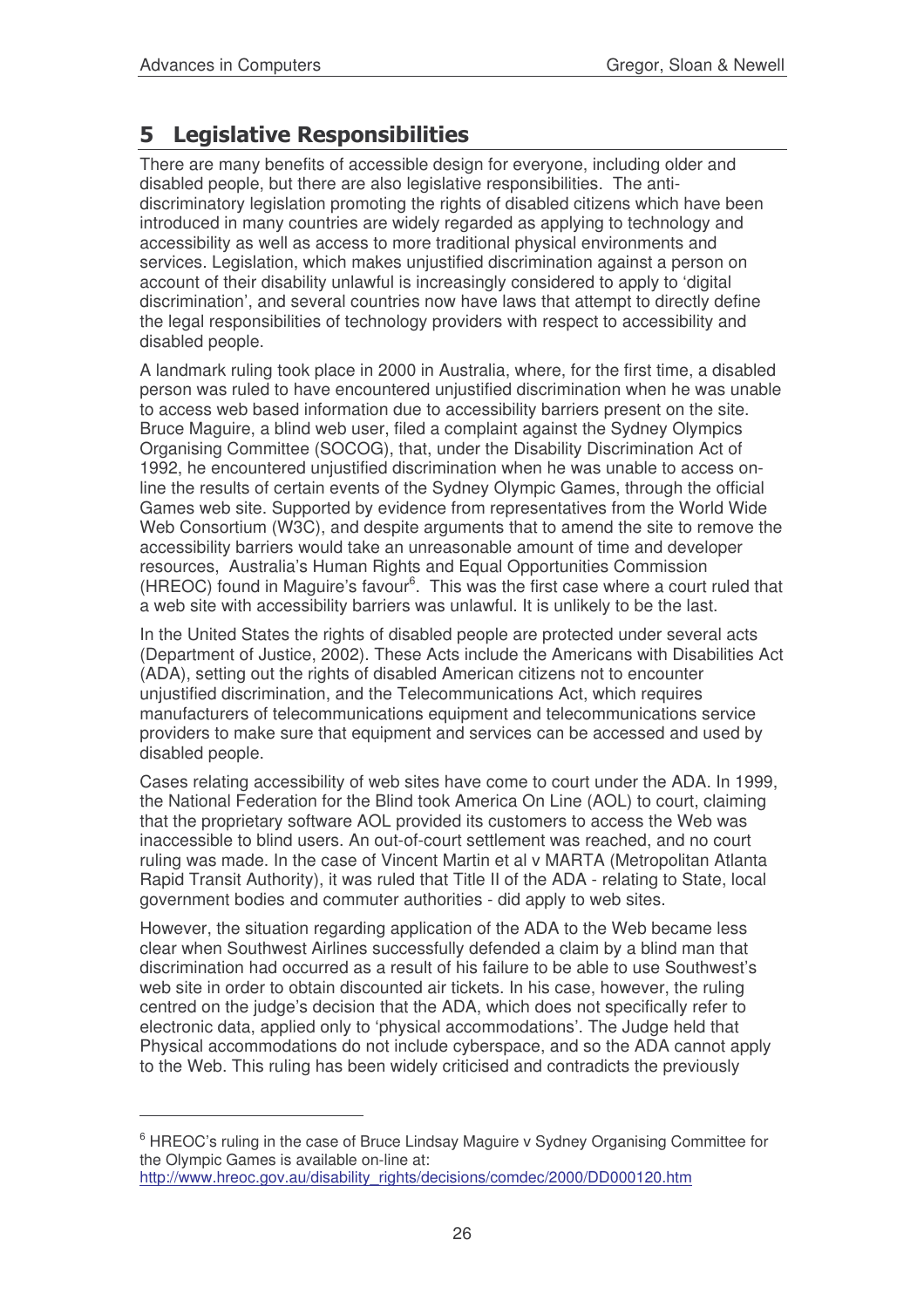## 5 Legislative Responsibilities

There are many benefits of accessible design for everyone, including older and disabled people, but there are also legislative responsibilities. The anti-discriminatory legislation promoting the rights of disabled citizens which have been introduced in many countries are widely regarded as applying to technology and accessibility as well as access to more traditional physical environments and services. Legislation, which makes unjustified discrimination against a person on account of their disability unlawful is increasingly considered to apply to 'digital discrimination', and several countries now have laws that attempt to directly define the legal responsibilities of technology providers with respect to accessibility and disabled people.

A landmark ruling took place in 2000 in Australia, where, for the first time, a disabled person was ruled to have encountered unjustified discrimination when he was unable to access web based information due to accessibility barriers present on the site. Bruce Maguire, a blind web user, filed a complaint against the Sydney Olympics Organising Committee (SOCOG), that, under the Disability Discrimination Act of 1992, he encountered unjustified discrimination when he was unable to access on-line the results of certain events of the Sydney Olympic Games, through the official Games web site. Supported by evidence from representatives from the World Wide Web Consortium (W3C), and despite arguments that to amend the site to remove the accessibility barriers would take an unreasonable amount of time and developer resources, Australia's Human Rights and Equal Opportunities Commission (HREOC) found in Maguire's favour[6]. This was the first case where a court ruled that a web site with accessibility barriers was unlawful. It is unlikely to be the last.

In the United States the rights of disabled people are protected under several acts (Department of Justice, 2002). These Acts include the Americans with Disabilities Act (ADA), setting out the rights of disabled American citizens not to encounter unjustified discrimination, and the Telecommunications Act, which requires manufacturers of telecommunications equipment and telecommunications service providers to make sure that equipment and services can be accessed and used by disabled people.

Cases relating accessibility of web sites have come to court under the ADA. In 1999, the National Federation for the Blind took America On Line (AOL) to court, claiming that the proprietary software AOL provided its customers to access the Web was inaccessible to blind users. An out-of-court settlement was reached, and no court ruling was made. In the case of Vincent Martin et al v MARTA (Metropolitan Atlanta Rapid Transit Authority), it was ruled that Title II of the ADA - relating to State, local government bodies and commuter authorities - did apply to web sites.

However, the situation regarding application of the ADA to the Web became less clear when Southwest Airlines successfully defended a claim by a blind man that discrimination had occurred as a result of his failure to be able to use Southwest's web site in order to obtain discounted air tickets. In his case, however, the ruling centred on the judge's decision that the ADA, which does not specifically refer to electronic data, applied only to 'physical accommodations'. The Judge held that Physical accommodations do not include cyberspace, and so the ADA cannot apply to the Web. This ruling has been widely criticised and contradicts the previously

---

[6] HREOC's ruling in the case of Bruce Lindsay Maguire v Sydney Organising Committee for the Olympic Games is available on-line at: http://www.hreoc.gov.au/disability_rights/decisions/comdec/2000/DD000120.htm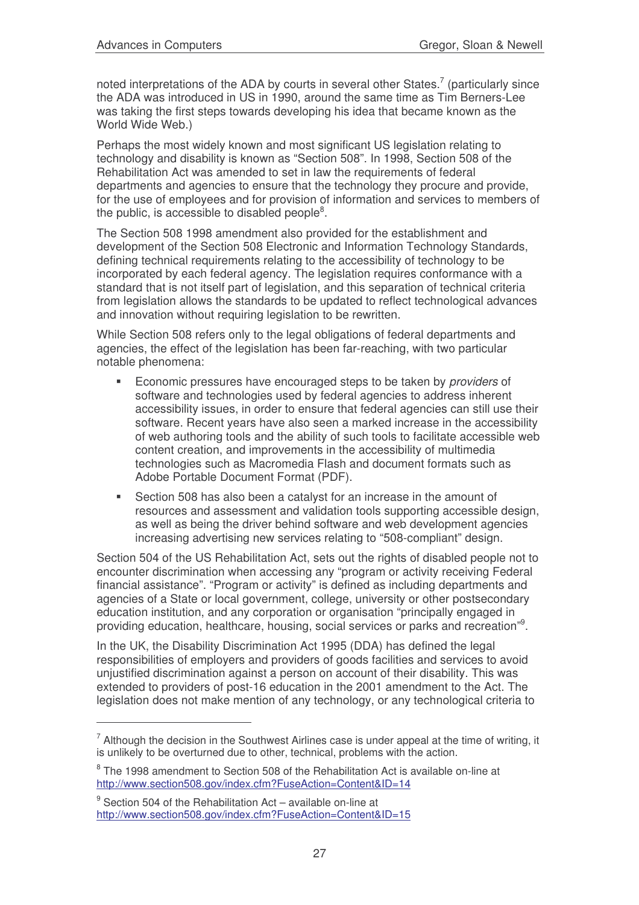noted interpretations of the ADA by courts in several other States.[7] (particularly since the ADA was introduced in US in 1990, around the same time as Tim Berners-Lee was taking the first steps towards developing his idea that became known as the World Wide Web.)

Perhaps the most widely known and most significant US legislation relating to technology and disability is known as "Section 508". In 1998, Section 508 of the Rehabilitation Act was amended to set in law the requirements of federal departments and agencies to ensure that the technology they procure and provide, for the use of employees and for provision of information and services to members of the public, is accessible to disabled people[8].

The Section 508 1998 amendment also provided for the establishment and development of the Section 508 Electronic and Information Technology Standards, defining technical requirements relating to the accessibility of technology to be incorporated by each federal agency. The legislation requires conformance with a standard that is not itself part of legislation, and this separation of technical criteria from legislation allows the standards to be updated to reflect technological advances and innovation without requiring legislation to be rewritten.

While Section 508 refers only to the legal obligations of federal departments and agencies, the effect of the legislation has been far-reaching, with two particular notable phenomena:

- Economic pressures have encouraged steps to be taken by *providers* of software and technologies used by federal agencies to address inherent accessibility issues, in order to ensure that federal agencies can still use their software. Recent years have also seen a marked increase in the accessibility of web authoring tools and the ability of such tools to facilitate accessible web content creation, and improvements in the accessibility of multimedia technologies such as Macromedia Flash and document formats such as Adobe Portable Document Format (PDF).
- Section 508 has also been a catalyst for an increase in the amount of resources and assessment and validation tools supporting accessible design, as well as being the driver behind software and web development agencies increasing advertising new services relating to "508-compliant" design.

Section 504 of the US Rehabilitation Act, sets out the rights of disabled people not to encounter discrimination when accessing any "program or activity receiving Federal financial assistance". "Program or activity" is defined as including departments and agencies of a State or local government, college, university or other postsecondary education institution, and any corporation or organisation "principally engaged in providing education, healthcare, housing, social services or parks and recreation"[9].

In the UK, the Disability Discrimination Act 1995 (DDA) has defined the legal responsibilities of employers and providers of goods facilities and services to avoid unjustified discrimination against a person on account of their disability. This was extended to providers of post-16 education in the 2001 amendment to the Act. The legislation does not make mention of any technology, or any technological criteria to

---

[7] Although the decision in the Southwest Airlines case is under appeal at the time of writing, it is unlikely to be overturned due to other, technical, problems with the action.

[8] The 1998 amendment to Section 508 of the Rehabilitation Act is available on-line at http://www.section508.gov/index.cfm?FuseAction=Content&ID=14

[9] Section 504 of the Rehabilitation Act – available on-line at http://www.section508.gov/index.cfm?FuseAction=Content&ID=15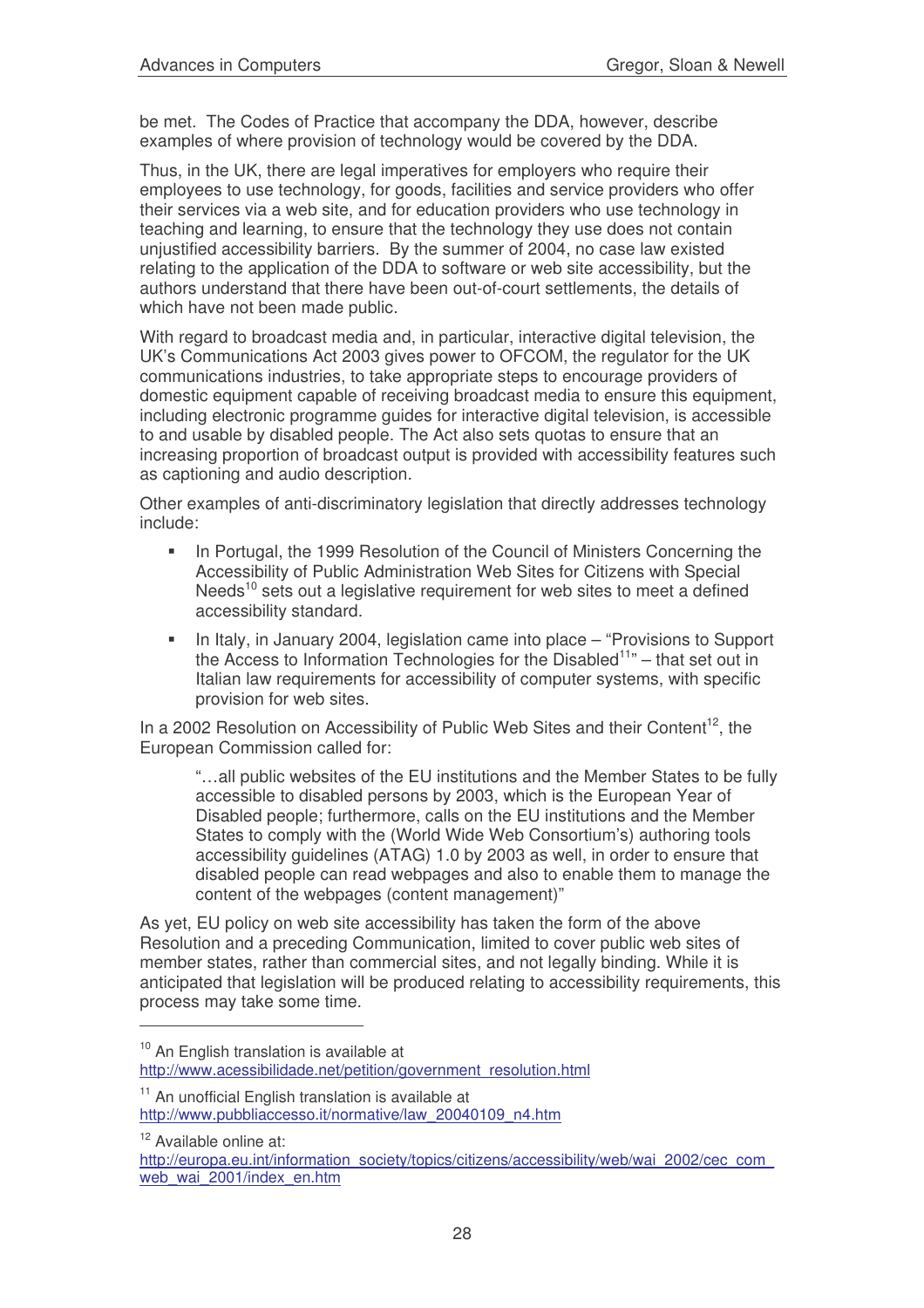be met. The Codes of Practice that accompany the DDA, however, describe examples of where provision of technology would be covered by the DDA.

Thus, in the UK, there are legal imperatives for employers who require their employees to use technology, for goods, facilities and service providers who offer their services via a web site, and for education providers who use technology in teaching and learning, to ensure that the technology they use does not contain unjustified accessibility barriers. By the summer of 2004, no case law existed relating to the application of the DDA to software or web site accessibility, but the authors understand that there have been out-of-court settlements, the details of which have not been made public.

With regard to broadcast media and, in particular, interactive digital television, the UK's Communications Act 2003 gives power to OFCOM, the regulator for the UK communications industries, to take appropriate steps to encourage providers of domestic equipment capable of receiving broadcast media to ensure this equipment, including electronic programme guides for interactive digital television, is accessible to and usable by disabled people. The Act also sets quotas to ensure that an increasing proportion of broadcast output is provided with accessibility features such as captioning and audio description.

Other examples of anti-discriminatory legislation that directly addresses technology include:

- In Portugal, the 1999 Resolution of the Council of Ministers Concerning the Accessibility of Public Administration Web Sites for Citizens with Special Needs[10] sets out a legislative requirement for web sites to meet a defined accessibility standard.
- In Italy, in January 2004, legislation came into place – "Provisions to Support the Access to Information Technologies for the Disabled[11]" – that set out in Italian law requirements for accessibility of computer systems, with specific provision for web sites.

In a 2002 Resolution on Accessibility of Public Web Sites and their Content[12], the European Commission called for:

> "…all public websites of the EU institutions and the Member States to be fully accessible to disabled persons by 2003, which is the European Year of Disabled people; furthermore, calls on the EU institutions and the Member States to comply with the (World Wide Web Consortium's) authoring tools accessibility guidelines (ATAG) 1.0 by 2003 as well, in order to ensure that disabled people can read webpages and also to enable them to manage the content of the webpages (content management)"

As yet, EU policy on web site accessibility has taken the form of the above Resolution and a preceding Communication, limited to cover public web sites of member states, rather than commercial sites, and not legally binding. While it is anticipated that legislation will be produced relating to accessibility requirements, this process may take some time.

---

[10] An English translation is available at http://www.acessibilidade.net/petition/government_resolution.html

[11] An unofficial English translation is available at http://www.pubbliaccesso.it/normative/law_20040109_n4.htm

[12] Available online at: http://europa.eu.int/information_society/topics/citizens/accessibility/web/wai_2002/cec_com_web_wai_2001/index_en.htm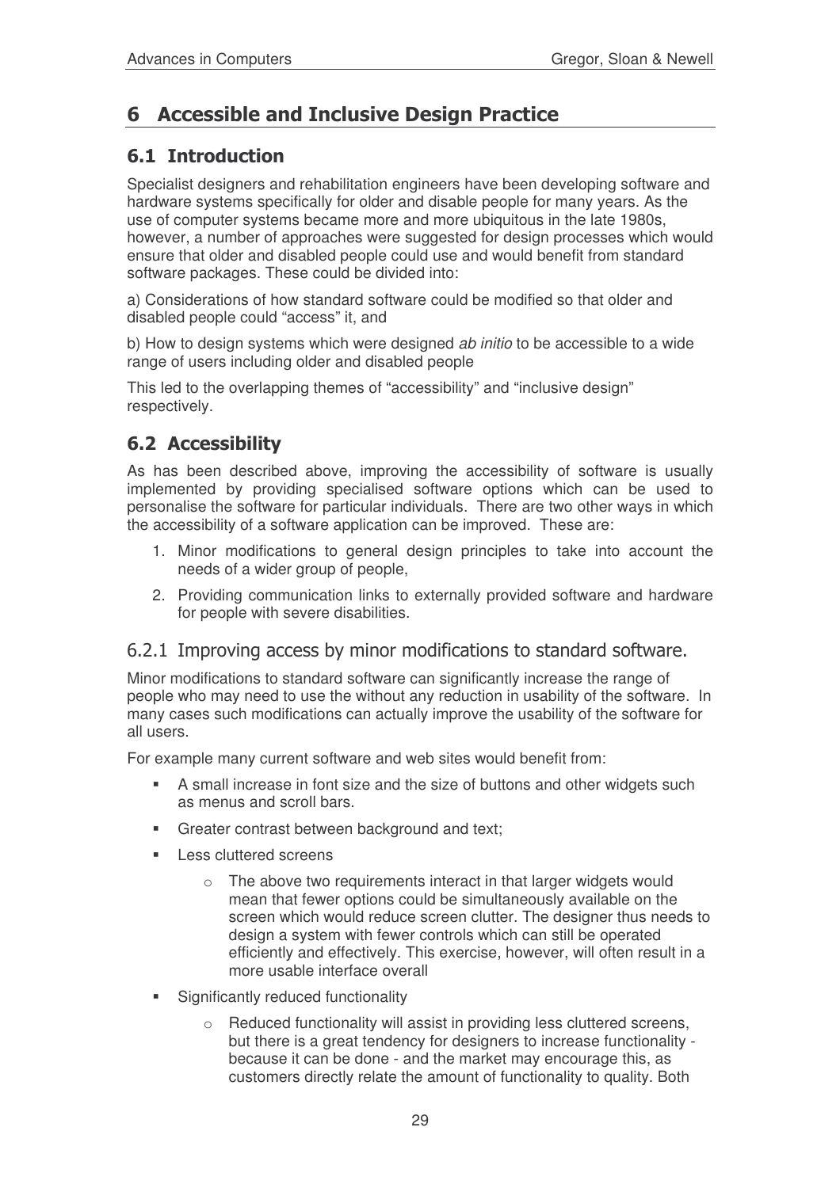# 6 Accessible and Inclusive Design Practice

## 6.1 Introduction

Specialist designers and rehabilitation engineers have been developing software and hardware systems specifically for older and disable people for many years. As the use of computer systems became more and more ubiquitous in the late 1980s, however, a number of approaches were suggested for design processes which would ensure that older and disabled people could use and would benefit from standard software packages. These could be divided into:

a) Considerations of how standard software could be modified so that older and disabled people could "access" it, and

b) How to design systems which were designed *ab initio* to be accessible to a wide range of users including older and disabled people

This led to the overlapping themes of "accessibility" and "inclusive design" respectively.

## 6.2 Accessibility

As has been described above, improving the accessibility of software is usually implemented by providing specialised software options which can be used to personalise the software for particular individuals. There are two other ways in which the accessibility of a software application can be improved. These are:

1. Minor modifications to general design principles to take into account the needs of a wider group of people,
2. Providing communication links to externally provided software and hardware for people with severe disabilities.

### 6.2.1 Improving access by minor modifications to standard software.

Minor modifications to standard software can significantly increase the range of people who may need to use the without any reduction in usability of the software. In many cases such modifications can actually improve the usability of the software for all users.

For example many current software and web sites would benefit from:

- A small increase in font size and the size of buttons and other widgets such as menus and scroll bars.
- Greater contrast between background and text;
- Less cluttered screens
  - The above two requirements interact in that larger widgets would mean that fewer options could be simultaneously available on the screen which would reduce screen clutter. The designer thus needs to design a system with fewer controls which can still be operated efficiently and effectively. This exercise, however, will often result in a more usable interface overall
- Significantly reduced functionality
  - Reduced functionality will assist in providing less cluttered screens, but there is a great tendency for designers to increase functionality - because it can be done - and the market may encourage this, as customers directly relate the amount of functionality to quality. Both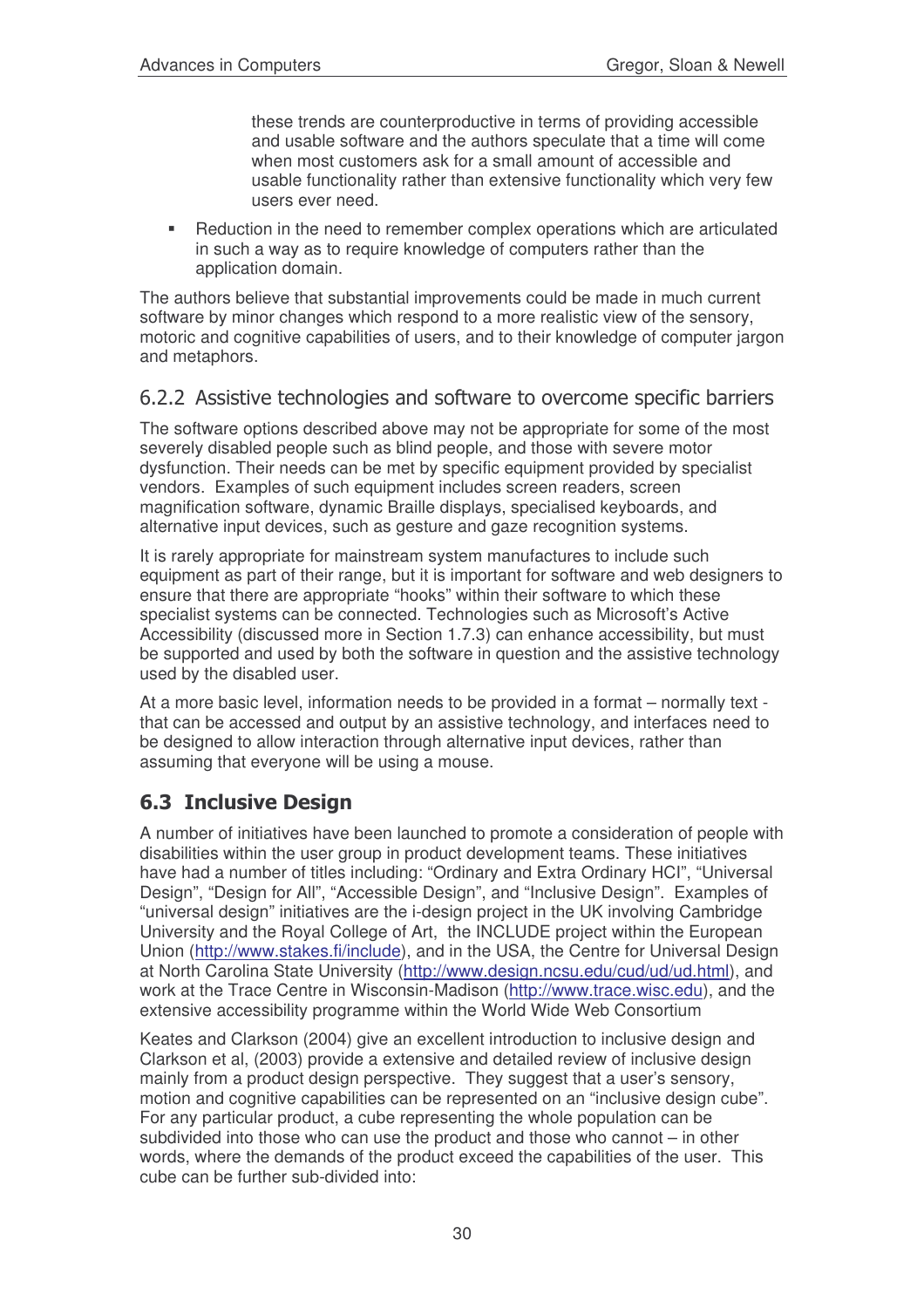these trends are counterproductive in terms of providing accessible and usable software and the authors speculate that a time will come when most customers ask for a small amount of accessible and usable functionality rather than extensive functionality which very few users ever need.

- Reduction in the need to remember complex operations which are articulated in such a way as to require knowledge of computers rather than the application domain.

The authors believe that substantial improvements could be made in much current software by minor changes which respond to a more realistic view of the sensory, motoric and cognitive capabilities of users, and to their knowledge of computer jargon and metaphors.

### 6.2.2 Assistive technologies and software to overcome specific barriers

The software options described above may not be appropriate for some of the most severely disabled people such as blind people, and those with severe motor dysfunction. Their needs can be met by specific equipment provided by specialist vendors. Examples of such equipment includes screen readers, screen magnification software, dynamic Braille displays, specialised keyboards, and alternative input devices, such as gesture and gaze recognition systems.

It is rarely appropriate for mainstream system manufactures to include such equipment as part of their range, but it is important for software and web designers to ensure that there are appropriate "hooks" within their software to which these specialist systems can be connected. Technologies such as Microsoft's Active Accessibility (discussed more in Section 1.7.3) can enhance accessibility, but must be supported and used by both the software in question and the assistive technology used by the disabled user.

At a more basic level, information needs to be provided in a format – normally text - that can be accessed and output by an assistive technology, and interfaces need to be designed to allow interaction through alternative input devices, rather than assuming that everyone will be using a mouse.

## 6.3 Inclusive Design

A number of initiatives have been launched to promote a consideration of people with disabilities within the user group in product development teams. These initiatives have had a number of titles including: "Ordinary and Extra Ordinary HCI", "Universal Design", "Design for All", "Accessible Design", and "Inclusive Design". Examples of "universal design" initiatives are the i-design project in the UK involving Cambridge University and the Royal College of Art, the INCLUDE project within the European Union (http://www.stakes.fi/include), and in the USA, the Centre for Universal Design at North Carolina State University (http://www.design.ncsu.edu/cud/ud/ud.html), and work at the Trace Centre in Wisconsin-Madison (http://www.trace.wisc.edu), and the extensive accessibility programme within the World Wide Web Consortium

Keates and Clarkson (2004) give an excellent introduction to inclusive design and Clarkson et al, (2003) provide a extensive and detailed review of inclusive design mainly from a product design perspective. They suggest that a user's sensory, motion and cognitive capabilities can be represented on an "inclusive design cube". For any particular product, a cube representing the whole population can be subdivided into those who can use the product and those who cannot – in other words, where the demands of the product exceed the capabilities of the user. This cube can be further sub-divided into: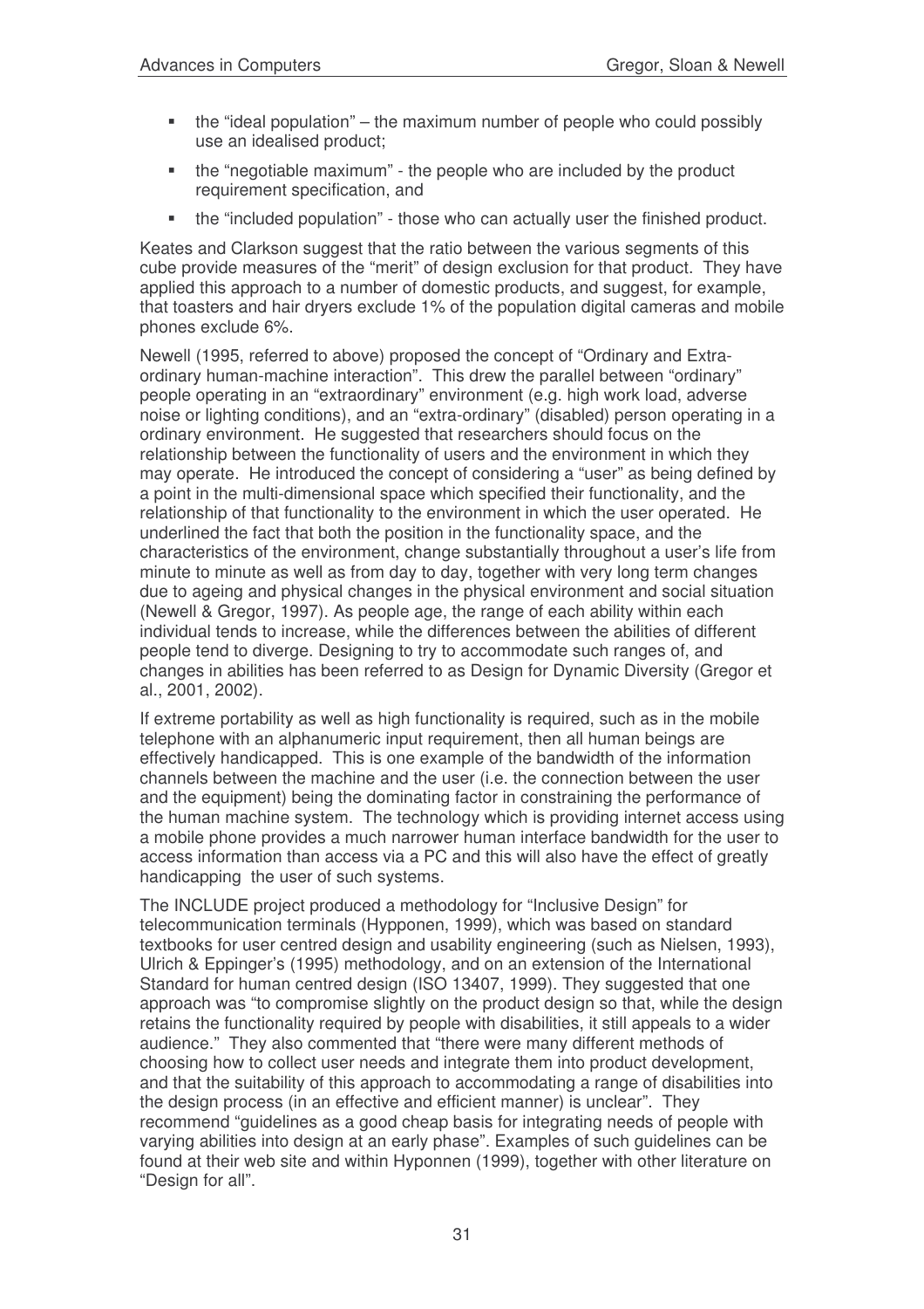- the "ideal population" – the maximum number of people who could possibly use an idealised product;
- the "negotiable maximum" - the people who are included by the product requirement specification, and
- the "included population" - those who can actually user the finished product.

Keates and Clarkson suggest that the ratio between the various segments of this cube provide measures of the "merit" of design exclusion for that product. They have applied this approach to a number of domestic products, and suggest, for example, that toasters and hair dryers exclude 1% of the population digital cameras and mobile phones exclude 6%.

Newell (1995, referred to above) proposed the concept of "Ordinary and Extra-ordinary human-machine interaction". This drew the parallel between "ordinary" people operating in an "extraordinary" environment (e.g. high work load, adverse noise or lighting conditions), and an "extra-ordinary" (disabled) person operating in a ordinary environment. He suggested that researchers should focus on the relationship between the functionality of users and the environment in which they may operate. He introduced the concept of considering a "user" as being defined by a point in the multi-dimensional space which specified their functionality, and the relationship of that functionality to the environment in which the user operated. He underlined the fact that both the position in the functionality space, and the characteristics of the environment, change substantially throughout a user's life from minute to minute as well as from day to day, together with very long term changes due to ageing and physical changes in the physical environment and social situation (Newell & Gregor, 1997). As people age, the range of each ability within each individual tends to increase, while the differences between the abilities of different people tend to diverge. Designing to try to accommodate such ranges of, and changes in abilities has been referred to as Design for Dynamic Diversity (Gregor et al., 2001, 2002).

If extreme portability as well as high functionality is required, such as in the mobile telephone with an alphanumeric input requirement, then all human beings are effectively handicapped. This is one example of the bandwidth of the information channels between the machine and the user (i.e. the connection between the user and the equipment) being the dominating factor in constraining the performance of the human machine system. The technology which is providing internet access using a mobile phone provides a much narrower human interface bandwidth for the user to access information than access via a PC and this will also have the effect of greatly handicapping the user of such systems.

The INCLUDE project produced a methodology for "Inclusive Design" for telecommunication terminals (Hypponen, 1999), which was based on standard textbooks for user centred design and usability engineering (such as Nielsen, 1993), Ulrich & Eppinger's (1995) methodology, and on an extension of the International Standard for human centred design (ISO 13407, 1999). They suggested that one approach was "to compromise slightly on the product design so that, while the design retains the functionality required by people with disabilities, it still appeals to a wider audience." They also commented that "there were many different methods of choosing how to collect user needs and integrate them into product development, and that the suitability of this approach to accommodating a range of disabilities into the design process (in an effective and efficient manner) is unclear". They recommend "guidelines as a good cheap basis for integrating needs of people with varying abilities into design at an early phase". Examples of such guidelines can be found at their web site and within Hyponnen (1999), together with other literature on "Design for all".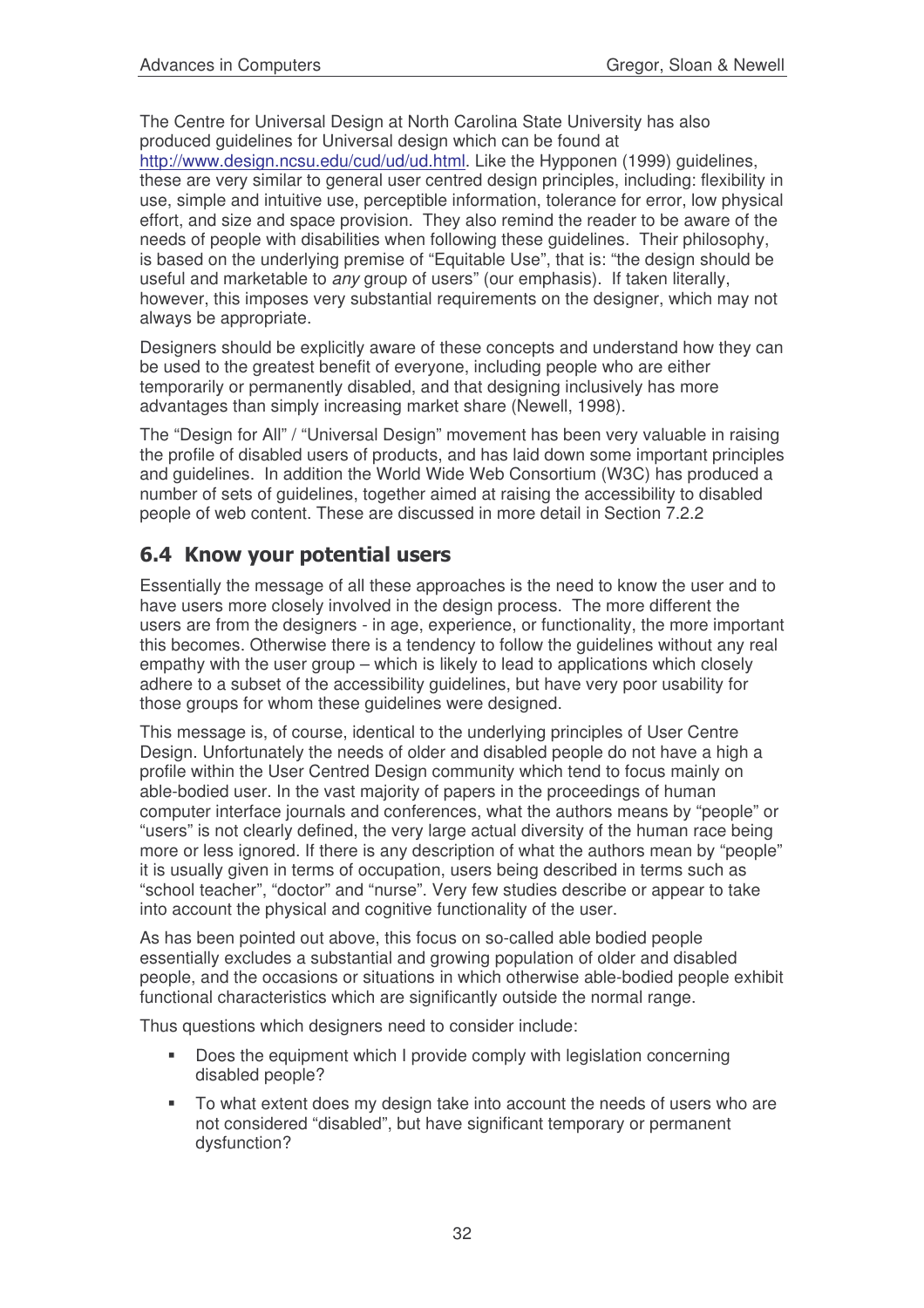The Centre for Universal Design at North Carolina State University has also produced guidelines for Universal design which can be found at http://www.design.ncsu.edu/cud/ud/ud.html. Like the Hypponen (1999) guidelines, these are very similar to general user centred design principles, including: flexibility in use, simple and intuitive use, perceptible information, tolerance for error, low physical effort, and size and space provision. They also remind the reader to be aware of the needs of people with disabilities when following these guidelines. Their philosophy, is based on the underlying premise of "Equitable Use", that is: "the design should be useful and marketable to *any* group of users" (our emphasis). If taken literally, however, this imposes very substantial requirements on the designer, which may not always be appropriate.

Designers should be explicitly aware of these concepts and understand how they can be used to the greatest benefit of everyone, including people who are either temporarily or permanently disabled, and that designing inclusively has more advantages than simply increasing market share (Newell, 1998).

The "Design for All" / "Universal Design" movement has been very valuable in raising the profile of disabled users of products, and has laid down some important principles and guidelines. In addition the World Wide Web Consortium (W3C) has produced a number of sets of guidelines, together aimed at raising the accessibility to disabled people of web content. These are discussed in more detail in Section 7.2.2

## 6.4 Know your potential users

Essentially the message of all these approaches is the need to know the user and to have users more closely involved in the design process. The more different the users are from the designers - in age, experience, or functionality, the more important this becomes. Otherwise there is a tendency to follow the guidelines without any real empathy with the user group – which is likely to lead to applications which closely adhere to a subset of the accessibility guidelines, but have very poor usability for those groups for whom these guidelines were designed.

This message is, of course, identical to the underlying principles of User Centre Design. Unfortunately the needs of older and disabled people do not have a high a profile within the User Centred Design community which tend to focus mainly on able-bodied user. In the vast majority of papers in the proceedings of human computer interface journals and conferences, what the authors means by "people" or "users" is not clearly defined, the very large actual diversity of the human race being more or less ignored. If there is any description of what the authors mean by "people" it is usually given in terms of occupation, users being described in terms such as "school teacher", "doctor" and "nurse". Very few studies describe or appear to take into account the physical and cognitive functionality of the user.

As has been pointed out above, this focus on so-called able bodied people essentially excludes a substantial and growing population of older and disabled people, and the occasions or situations in which otherwise able-bodied people exhibit functional characteristics which are significantly outside the normal range.

Thus questions which designers need to consider include:

- Does the equipment which I provide comply with legislation concerning disabled people?
- To what extent does my design take into account the needs of users who are not considered "disabled", but have significant temporary or permanent dysfunction?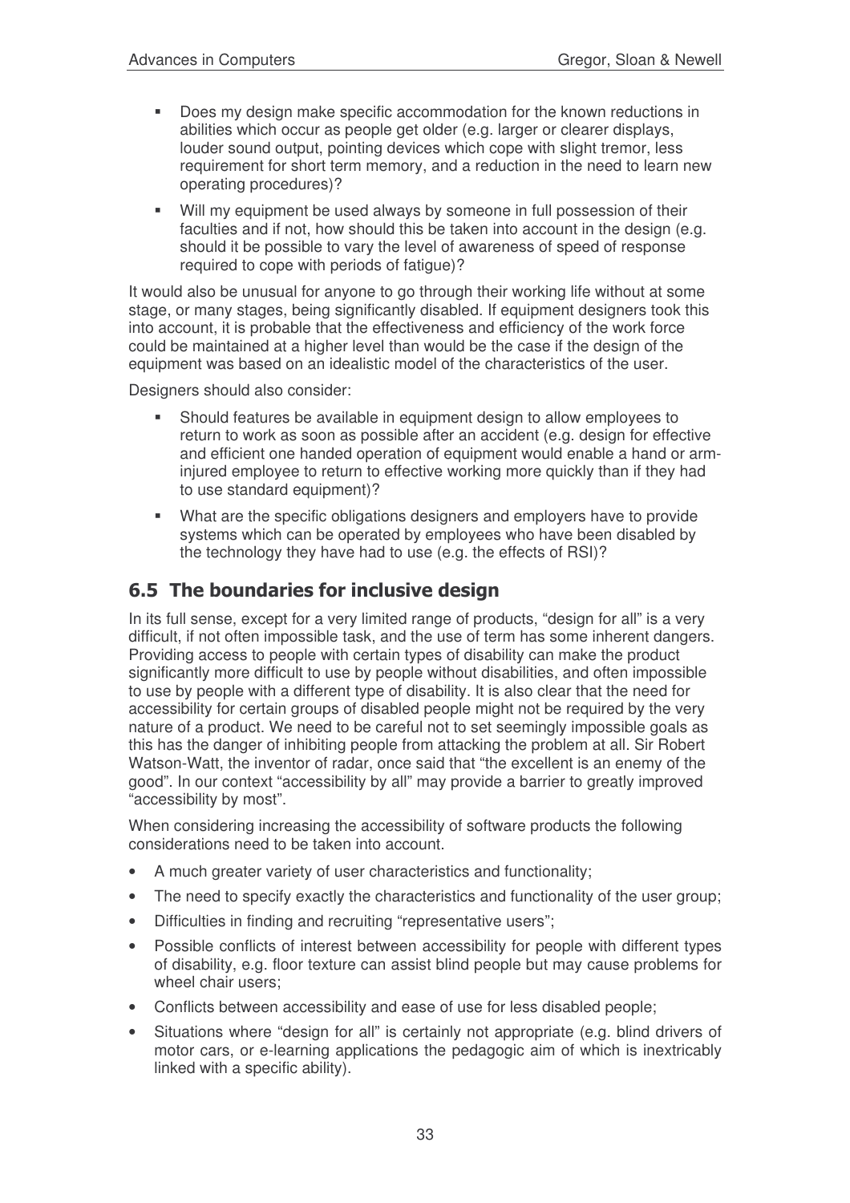- Does my design make specific accommodation for the known reductions in abilities which occur as people get older (e.g. larger or clearer displays, louder sound output, pointing devices which cope with slight tremor, less requirement for short term memory, and a reduction in the need to learn new operating procedures)?
- Will my equipment be used always by someone in full possession of their faculties and if not, how should this be taken into account in the design (e.g. should it be possible to vary the level of awareness of speed of response required to cope with periods of fatigue)?

It would also be unusual for anyone to go through their working life without at some stage, or many stages, being significantly disabled. If equipment designers took this into account, it is probable that the effectiveness and efficiency of the work force could be maintained at a higher level than would be the case if the design of the equipment was based on an idealistic model of the characteristics of the user.

Designers should also consider:

- Should features be available in equipment design to allow employees to return to work as soon as possible after an accident (e.g. design for effective and efficient one handed operation of equipment would enable a hand or arm-injured employee to return to effective working more quickly than if they had to use standard equipment)?
- What are the specific obligations designers and employers have to provide systems which can be operated by employees who have been disabled by the technology they have had to use (e.g. the effects of RSI)?

## 6.5 The boundaries for inclusive design

In its full sense, except for a very limited range of products, "design for all" is a very difficult, if not often impossible task, and the use of term has some inherent dangers. Providing access to people with certain types of disability can make the product significantly more difficult to use by people without disabilities, and often impossible to use by people with a different type of disability. It is also clear that the need for accessibility for certain groups of disabled people might not be required by the very nature of a product. We need to be careful not to set seemingly impossible goals as this has the danger of inhibiting people from attacking the problem at all. Sir Robert Watson-Watt, the inventor of radar, once said that "the excellent is an enemy of the good". In our context "accessibility by all" may provide a barrier to greatly improved "accessibility by most".

When considering increasing the accessibility of software products the following considerations need to be taken into account.

- A much greater variety of user characteristics and functionality;
- The need to specify exactly the characteristics and functionality of the user group;
- Difficulties in finding and recruiting "representative users";
- Possible conflicts of interest between accessibility for people with different types of disability, e.g. floor texture can assist blind people but may cause problems for wheel chair users;
- Conflicts between accessibility and ease of use for less disabled people;
- Situations where "design for all" is certainly not appropriate (e.g. blind drivers of motor cars, or e-learning applications the pedagogic aim of which is inextricably linked with a specific ability).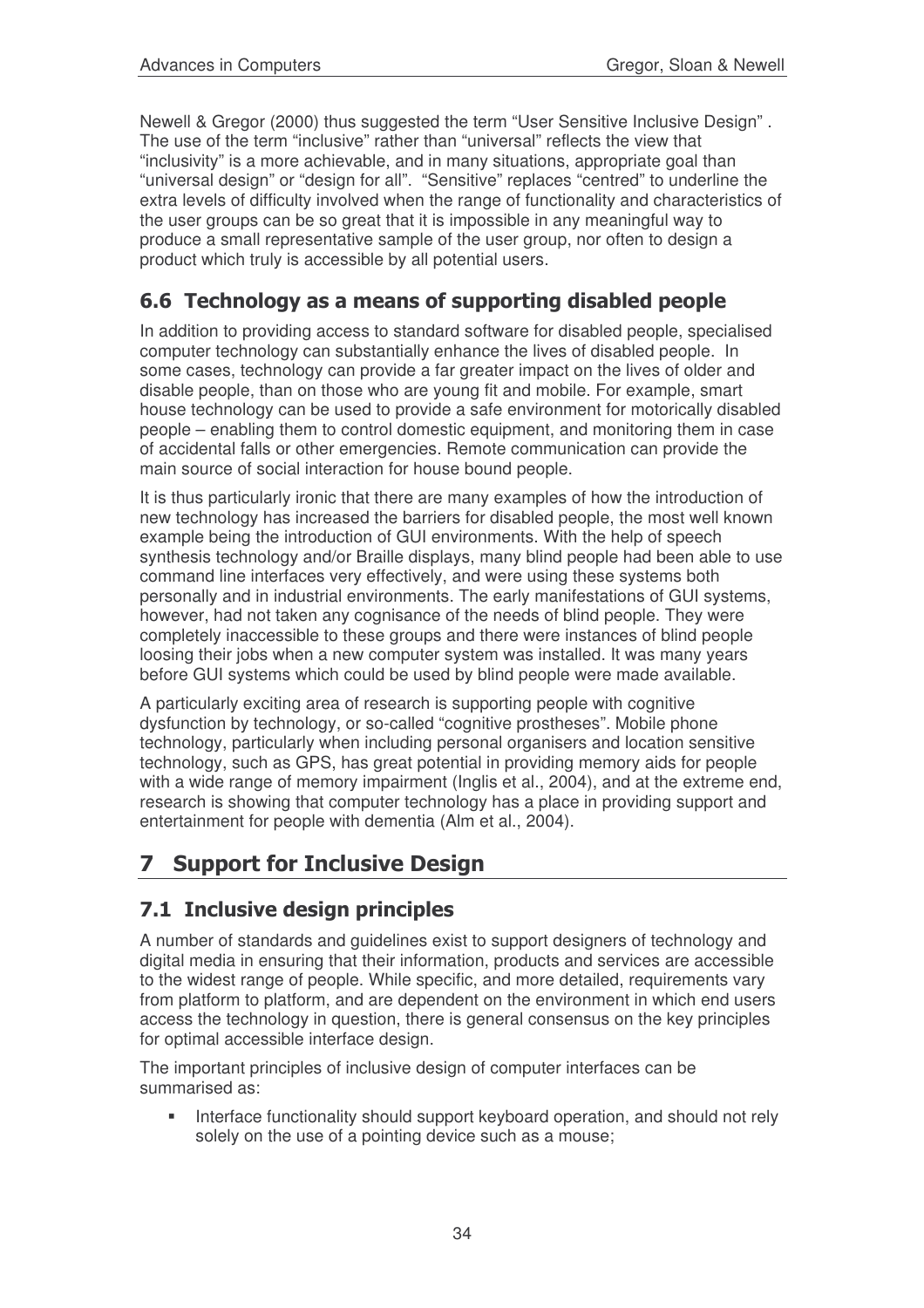Newell & Gregor (2000) thus suggested the term “User Sensitive Inclusive Design” . The use of the term “inclusive” rather than “universal” reflects the view that “inclusivity” is a more achievable, and in many situations, appropriate goal than “universal design” or “design for all”. “Sensitive” replaces “centred” to underline the extra levels of difficulty involved when the range of functionality and characteristics of the user groups can be so great that it is impossible in any meaningful way to produce a small representative sample of the user group, nor often to design a product which truly is accessible by all potential users.

## 6.6 Technology as a means of supporting disabled people

In addition to providing access to standard software for disabled people, specialised computer technology can substantially enhance the lives of disabled people. In some cases, technology can provide a far greater impact on the lives of older and disable people, than on those who are young fit and mobile. For example, smart house technology can be used to provide a safe environment for motorically disabled people – enabling them to control domestic equipment, and monitoring them in case of accidental falls or other emergencies. Remote communication can provide the main source of social interaction for house bound people.

It is thus particularly ironic that there are many examples of how the introduction of new technology has increased the barriers for disabled people, the most well known example being the introduction of GUI environments. With the help of speech synthesis technology and/or Braille displays, many blind people had been able to use command line interfaces very effectively, and were using these systems both personally and in industrial environments. The early manifestations of GUI systems, however, had not taken any cognisance of the needs of blind people. They were completely inaccessible to these groups and there were instances of blind people loosing their jobs when a new computer system was installed. It was many years before GUI systems which could be used by blind people were made available.

A particularly exciting area of research is supporting people with cognitive dysfunction by technology, or so-called “cognitive prostheses”. Mobile phone technology, particularly when including personal organisers and location sensitive technology, such as GPS, has great potential in providing memory aids for people with a wide range of memory impairment (Inglis et al., 2004), and at the extreme end, research is showing that computer technology has a place in providing support and entertainment for people with dementia (Alm et al., 2004).

# 7 Support for Inclusive Design

## 7.1 Inclusive design principles

A number of standards and guidelines exist to support designers of technology and digital media in ensuring that their information, products and services are accessible to the widest range of people. While specific, and more detailed, requirements vary from platform to platform, and are dependent on the environment in which end users access the technology in question, there is general consensus on the key principles for optimal accessible interface design.

The important principles of inclusive design of computer interfaces can be summarised as:

- Interface functionality should support keyboard operation, and should not rely solely on the use of a pointing device such as a mouse;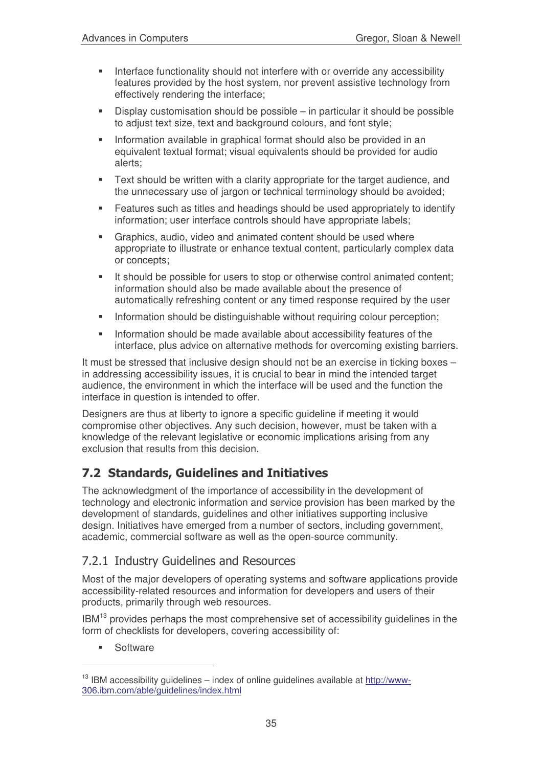- Interface functionality should not interfere with or override any accessibility features provided by the host system, nor prevent assistive technology from effectively rendering the interface;
- Display customisation should be possible – in particular it should be possible to adjust text size, text and background colours, and font style;
- Information available in graphical format should also be provided in an equivalent textual format; visual equivalents should be provided for audio alerts;
- Text should be written with a clarity appropriate for the target audience, and the unnecessary use of jargon or technical terminology should be avoided;
- Features such as titles and headings should be used appropriately to identify information; user interface controls should have appropriate labels;
- Graphics, audio, video and animated content should be used where appropriate to illustrate or enhance textual content, particularly complex data or concepts;
- It should be possible for users to stop or otherwise control animated content; information should also be made available about the presence of automatically refreshing content or any timed response required by the user
- Information should be distinguishable without requiring colour perception;
- Information should be made available about accessibility features of the interface, plus advice on alternative methods for overcoming existing barriers.

It must be stressed that inclusive design should not be an exercise in ticking boxes – in addressing accessibility issues, it is crucial to bear in mind the intended target audience, the environment in which the interface will be used and the function the interface in question is intended to offer.

Designers are thus at liberty to ignore a specific guideline if meeting it would compromise other objectives. Any such decision, however, must be taken with a knowledge of the relevant legislative or economic implications arising from any exclusion that results from this decision.

## 7.2 Standards, Guidelines and Initiatives

The acknowledgment of the importance of accessibility in the development of technology and electronic information and service provision has been marked by the development of standards, guidelines and other initiatives supporting inclusive design. Initiatives have emerged from a number of sectors, including government, academic, commercial software as well as the open-source community.

### 7.2.1 Industry Guidelines and Resources

Most of the major developers of operating systems and software applications provide accessibility-related resources and information for developers and users of their products, primarily through web resources.

IBM[13] provides perhaps the most comprehensive set of accessibility guidelines in the form of checklists for developers, covering accessibility of:

- Software

---

[13] IBM accessibility guidelines – index of online guidelines available at http://www-306.ibm.com/able/guidelines/index.html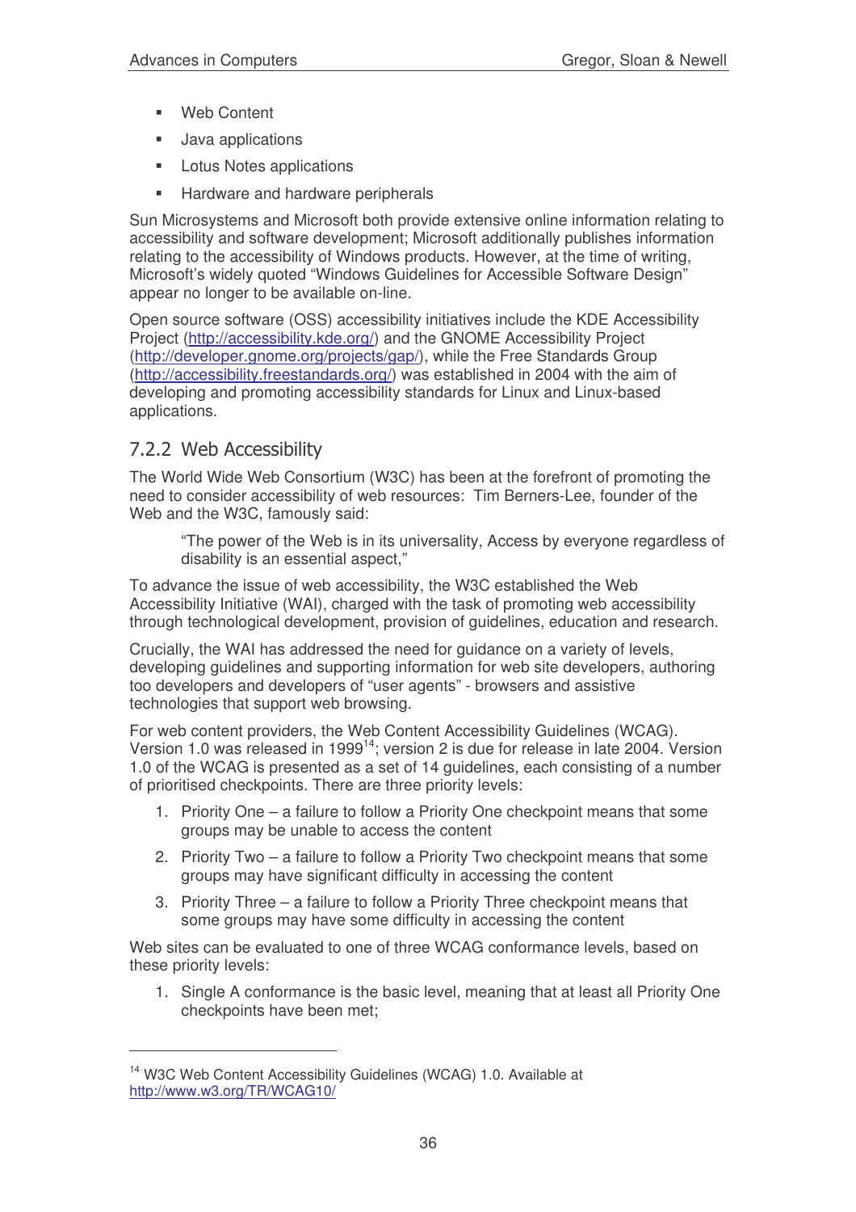- Web Content
- Java applications
- Lotus Notes applications
- Hardware and hardware peripherals

Sun Microsystems and Microsoft both provide extensive online information relating to accessibility and software development; Microsoft additionally publishes information relating to the accessibility of Windows products. However, at the time of writing, Microsoft's widely quoted "Windows Guidelines for Accessible Software Design" appear no longer to be available on-line.

Open source software (OSS) accessibility initiatives include the KDE Accessibility Project (http://accessibility.kde.org/) and the GNOME Accessibility Project (http://developer.gnome.org/projects/gap/), while the Free Standards Group (http://accessibility.freestandards.org/) was established in 2004 with the aim of developing and promoting accessibility standards for Linux and Linux-based applications.

### 7.2.2 Web Accessibility

The World Wide Web Consortium (W3C) has been at the forefront of promoting the need to consider accessibility of web resources: Tim Berners-Lee, founder of the Web and the W3C, famously said:

> "The power of the Web is in its universality, Access by everyone regardless of disability is an essential aspect,"

To advance the issue of web accessibility, the W3C established the Web Accessibility Initiative (WAI), charged with the task of promoting web accessibility through technological development, provision of guidelines, education and research.

Crucially, the WAI has addressed the need for guidance on a variety of levels, developing guidelines and supporting information for web site developers, authoring too developers and developers of "user agents" - browsers and assistive technologies that support web browsing.

For web content providers, the Web Content Accessibility Guidelines (WCAG). Version 1.0 was released in 1999[14]; version 2 is due for release in late 2004. Version 1.0 of the WCAG is presented as a set of 14 guidelines, each consisting of a number of prioritised checkpoints. There are three priority levels:

1. Priority One – a failure to follow a Priority One checkpoint means that some groups may be unable to access the content
2. Priority Two – a failure to follow a Priority Two checkpoint means that some groups may have significant difficulty in accessing the content
3. Priority Three – a failure to follow a Priority Three checkpoint means that some groups may have some difficulty in accessing the content

Web sites can be evaluated to one of three WCAG conformance levels, based on these priority levels:

1. Single A conformance is the basic level, meaning that at least all Priority One checkpoints have been met;

---

[14] W3C Web Content Accessibility Guidelines (WCAG) 1.0. Available at http://www.w3.org/TR/WCAG10/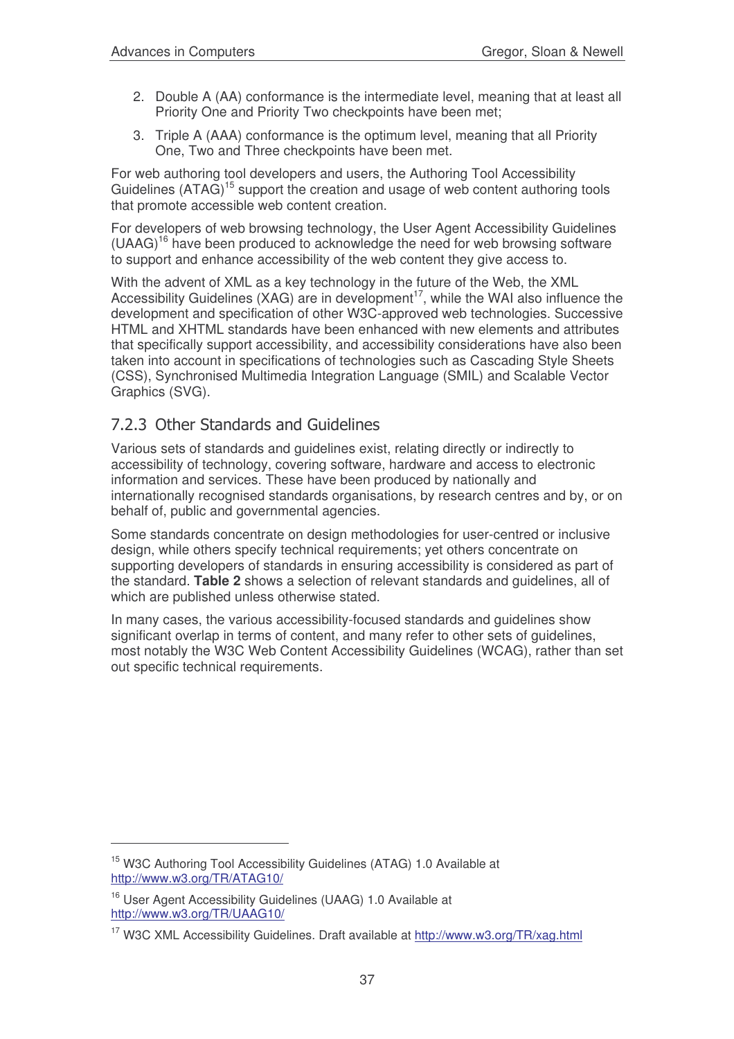2. Double A (AA) conformance is the intermediate level, meaning that at least all Priority One and Priority Two checkpoints have been met;
3. Triple A (AAA) conformance is the optimum level, meaning that all Priority One, Two and Three checkpoints have been met.

For web authoring tool developers and users, the Authoring Tool Accessibility Guidelines (ATAG)[15] support the creation and usage of web content authoring tools that promote accessible web content creation.

For developers of web browsing technology, the User Agent Accessibility Guidelines (UAAG)[16] have been produced to acknowledge the need for web browsing software to support and enhance accessibility of the web content they give access to.

With the advent of XML as a key technology in the future of the Web, the XML Accessibility Guidelines (XAG) are in development[17], while the WAI also influence the development and specification of other W3C-approved web technologies. Successive HTML and XHTML standards have been enhanced with new elements and attributes that specifically support accessibility, and accessibility considerations have also been taken into account in specifications of technologies such as Cascading Style Sheets (CSS), Synchronised Multimedia Integration Language (SMIL) and Scalable Vector Graphics (SVG).

### 7.2.3 Other Standards and Guidelines

Various sets of standards and guidelines exist, relating directly or indirectly to accessibility of technology, covering software, hardware and access to electronic information and services. These have been produced by nationally and internationally recognised standards organisations, by research centres and by, or on behalf of, public and governmental agencies.

Some standards concentrate on design methodologies for user-centred or inclusive design, while others specify technical requirements; yet others concentrate on supporting developers of standards in ensuring accessibility is considered as part of the standard. **Table 2** shows a selection of relevant standards and guidelines, all of which are published unless otherwise stated.

In many cases, the various accessibility-focused standards and guidelines show significant overlap in terms of content, and many refer to other sets of guidelines, most notably the W3C Web Content Accessibility Guidelines (WCAG), rather than set out specific technical requirements.

---

[15] W3C Authoring Tool Accessibility Guidelines (ATAG) 1.0 Available at http://www.w3.org/TR/ATAG10/

[16] User Agent Accessibility Guidelines (UAAG) 1.0 Available at http://www.w3.org/TR/UAAG10/

[17] W3C XML Accessibility Guidelines. Draft available at http://www.w3.org/TR/xag.html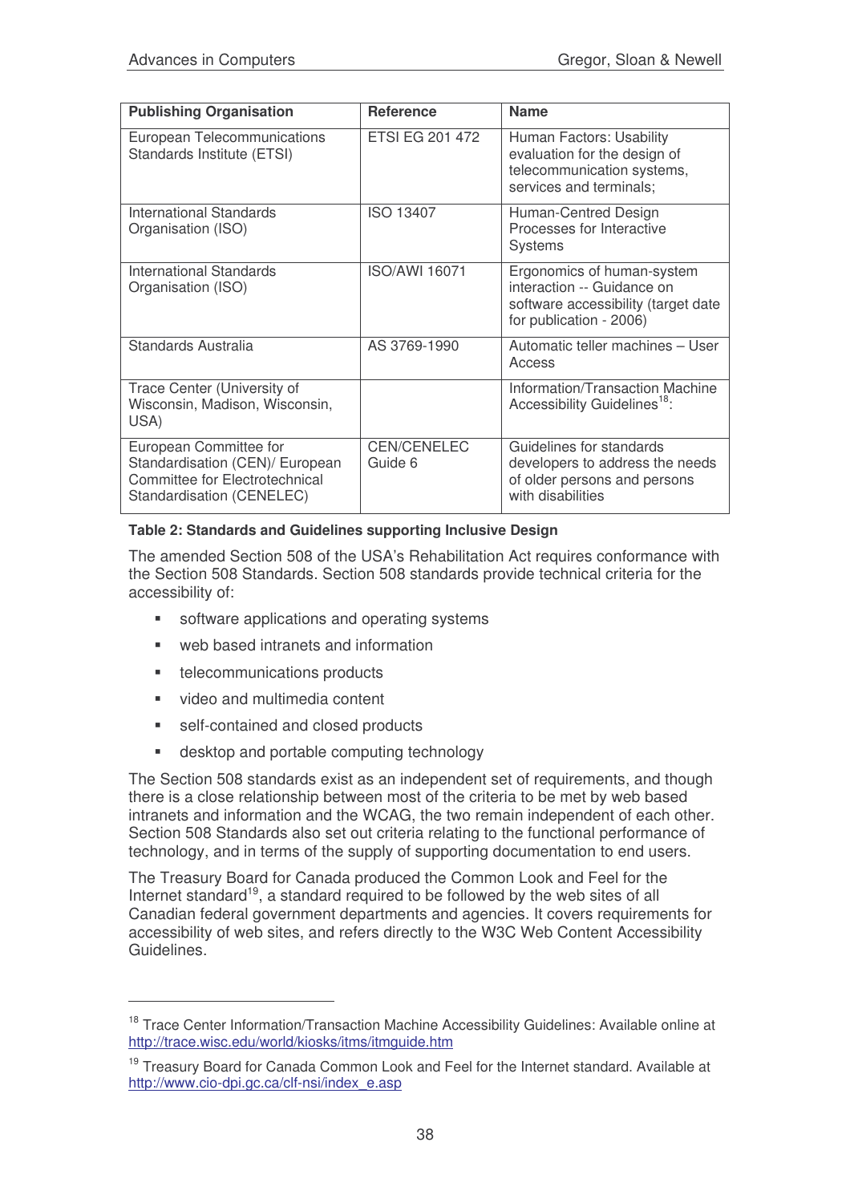| Publishing Organisation | Reference | Name |
|---|---|---|
| European Telecommunications Standards Institute (ETSI) | ETSI EG 201 472 | Human Factors: Usability evaluation for the design of telecommunication systems, services and terminals; |
| International Standards Organisation (ISO) | ISO 13407 | Human-Centred Design Processes for Interactive Systems |
| International Standards Organisation (ISO) | ISO/AWI 16071 | Ergonomics of human-system interaction -- Guidance on software accessibility (target date for publication - 2006) |
| Standards Australia | AS 3769-1990 | Automatic teller machines – User Access |
| Trace Center (University of Wisconsin, Madison, Wisconsin, USA) | | Information/Transaction Machine Accessibility Guidelines[18]: |
| European Committee for Standardisation (CEN)/ European Committee for Electrotechnical Standardisation (CENELEC) | CEN/CENELEC Guide 6 | Guidelines for standards developers to address the needs of older persons and persons with disabilities |

**Table 2: Standards and Guidelines supporting Inclusive Design**

The amended Section 508 of the USA's Rehabilitation Act requires conformance with the Section 508 Standards. Section 508 standards provide technical criteria for the accessibility of:

- software applications and operating systems
- web based intranets and information
- telecommunications products
- video and multimedia content
- self-contained and closed products
- desktop and portable computing technology

The Section 508 standards exist as an independent set of requirements, and though there is a close relationship between most of the criteria to be met by web based intranets and information and the WCAG, the two remain independent of each other. Section 508 Standards also set out criteria relating to the functional performance of technology, and in terms of the supply of supporting documentation to end users.

The Treasury Board for Canada produced the Common Look and Feel for the Internet standard[19], a standard required to be followed by the web sites of all Canadian federal government departments and agencies. It covers requirements for accessibility of web sites, and refers directly to the W3C Web Content Accessibility Guidelines.

---

[18] Trace Center Information/Transaction Machine Accessibility Guidelines: Available online at http://trace.wisc.edu/world/kiosks/itms/itmguide.htm

[19] Treasury Board for Canada Common Look and Feel for the Internet standard. Available at http://www.cio-dpi.gc.ca/clf-nsi/index_e.asp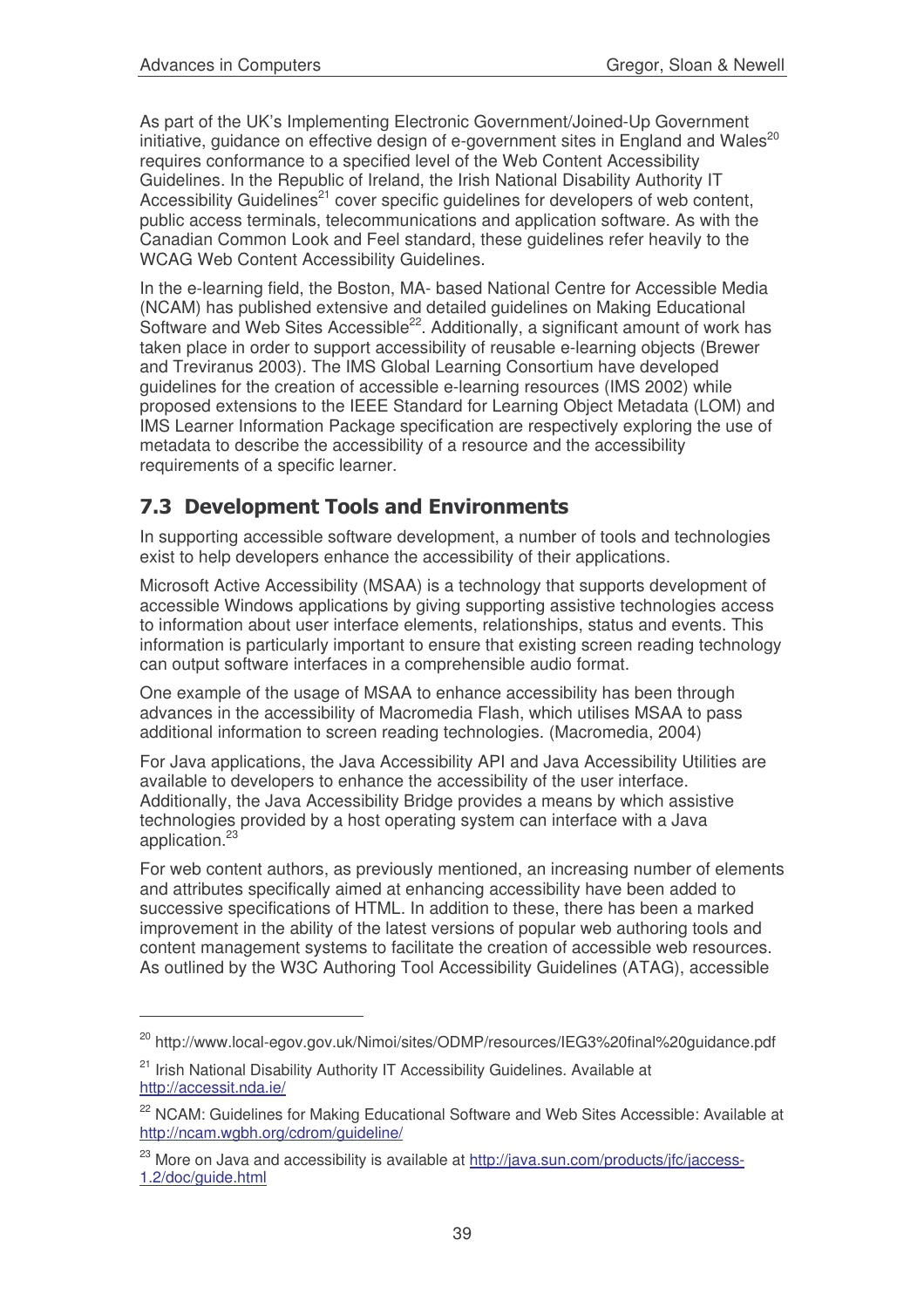As part of the UK's Implementing Electronic Government/Joined-Up Government initiative, guidance on effective design of e-government sites in England and Wales[20] requires conformance to a specified level of the Web Content Accessibility Guidelines. In the Republic of Ireland, the Irish National Disability Authority IT Accessibility Guidelines[21] cover specific guidelines for developers of web content, public access terminals, telecommunications and application software. As with the Canadian Common Look and Feel standard, these guidelines refer heavily to the WCAG Web Content Accessibility Guidelines.

In the e-learning field, the Boston, MA- based National Centre for Accessible Media (NCAM) has published extensive and detailed guidelines on Making Educational Software and Web Sites Accessible[22]. Additionally, a significant amount of work has taken place in order to support accessibility of reusable e-learning objects (Brewer and Treviranus 2003). The IMS Global Learning Consortium have developed guidelines for the creation of accessible e-learning resources (IMS 2002) while proposed extensions to the IEEE Standard for Learning Object Metadata (LOM) and IMS Learner Information Package specification are respectively exploring the use of metadata to describe the accessibility of a resource and the accessibility requirements of a specific learner.

## 7.3 Development Tools and Environments

In supporting accessible software development, a number of tools and technologies exist to help developers enhance the accessibility of their applications.

Microsoft Active Accessibility (MSAA) is a technology that supports development of accessible Windows applications by giving supporting assistive technologies access to information about user interface elements, relationships, status and events. This information is particularly important to ensure that existing screen reading technology can output software interfaces in a comprehensible audio format.

One example of the usage of MSAA to enhance accessibility has been through advances in the accessibility of Macromedia Flash, which utilises MSAA to pass additional information to screen reading technologies. (Macromedia, 2004)

For Java applications, the Java Accessibility API and Java Accessibility Utilities are available to developers to enhance the accessibility of the user interface. Additionally, the Java Accessibility Bridge provides a means by which assistive technologies provided by a host operating system can interface with a Java application.[23]

For web content authors, as previously mentioned, an increasing number of elements and attributes specifically aimed at enhancing accessibility have been added to successive specifications of HTML. In addition to these, there has been a marked improvement in the ability of the latest versions of popular web authoring tools and content management systems to facilitate the creation of accessible web resources. As outlined by the W3C Authoring Tool Accessibility Guidelines (ATAG), accessible

---

[20] http://www.local-egov.gov.uk/Nimoi/sites/ODMP/resources/IEG3%20final%20guidance.pdf

[21] Irish National Disability Authority IT Accessibility Guidelines. Available at http://accessit.nda.ie/

[22] NCAM: Guidelines for Making Educational Software and Web Sites Accessible: Available at http://ncam.wgbh.org/cdrom/guideline/

[23] More on Java and accessibility is available at http://java.sun.com/products/jfc/jaccess-1.2/doc/guide.html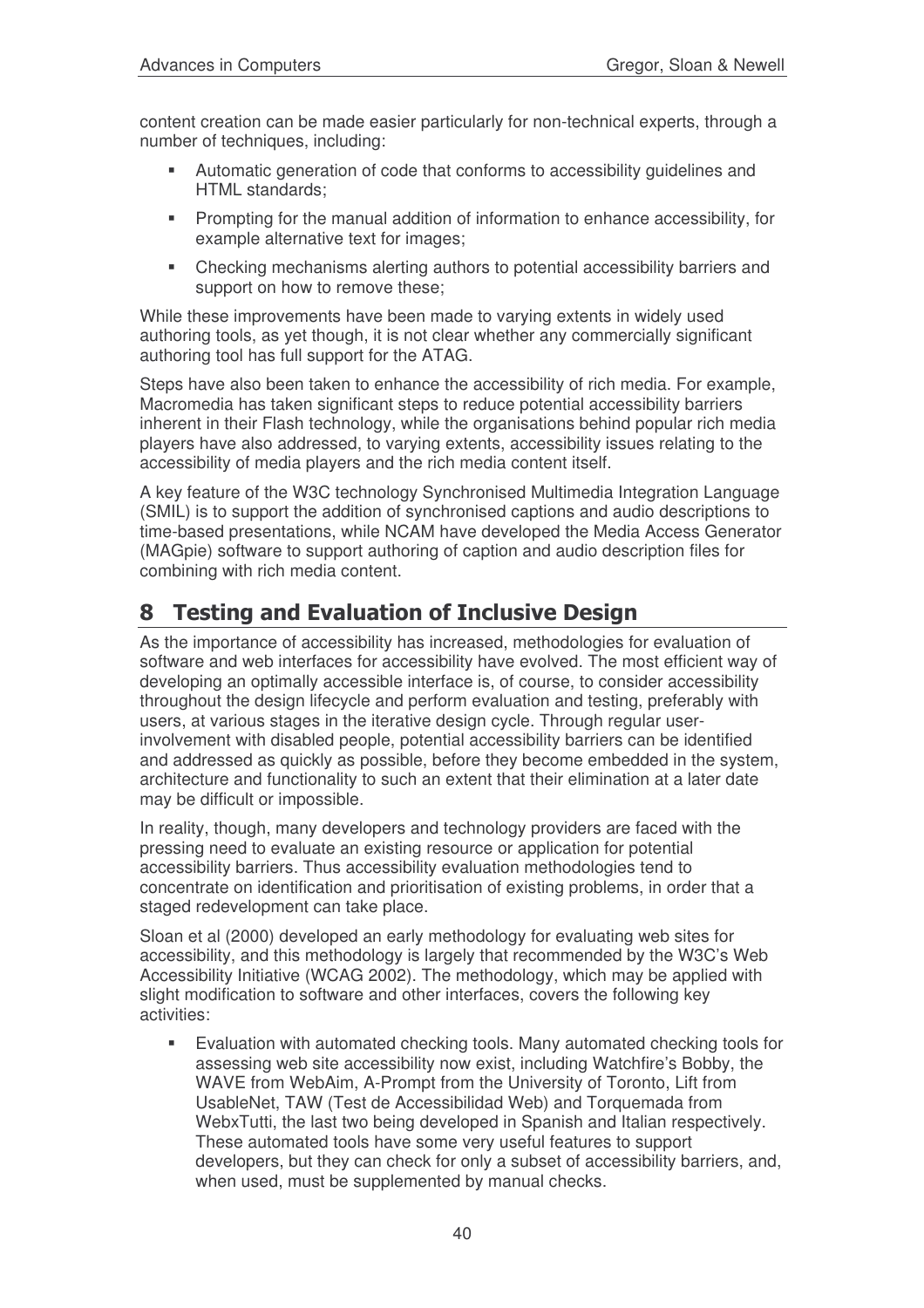content creation can be made easier particularly for non-technical experts, through a number of techniques, including:

- Automatic generation of code that conforms to accessibility guidelines and HTML standards;
- Prompting for the manual addition of information to enhance accessibility, for example alternative text for images;
- Checking mechanisms alerting authors to potential accessibility barriers and support on how to remove these;

While these improvements have been made to varying extents in widely used authoring tools, as yet though, it is not clear whether any commercially significant authoring tool has full support for the ATAG.

Steps have also been taken to enhance the accessibility of rich media. For example, Macromedia has taken significant steps to reduce potential accessibility barriers inherent in their Flash technology, while the organisations behind popular rich media players have also addressed, to varying extents, accessibility issues relating to the accessibility of media players and the rich media content itself.

A key feature of the W3C technology Synchronised Multimedia Integration Language (SMIL) is to support the addition of synchronised captions and audio descriptions to time-based presentations, while NCAM have developed the Media Access Generator (MAGpie) software to support authoring of caption and audio description files for combining with rich media content.

# 8 Testing and Evaluation of Inclusive Design

As the importance of accessibility has increased, methodologies for evaluation of software and web interfaces for accessibility have evolved. The most efficient way of developing an optimally accessible interface is, of course, to consider accessibility throughout the design lifecycle and perform evaluation and testing, preferably with users, at various stages in the iterative design cycle. Through regular user-involvement with disabled people, potential accessibility barriers can be identified and addressed as quickly as possible, before they become embedded in the system, architecture and functionality to such an extent that their elimination at a later date may be difficult or impossible.

In reality, though, many developers and technology providers are faced with the pressing need to evaluate an existing resource or application for potential accessibility barriers. Thus accessibility evaluation methodologies tend to concentrate on identification and prioritisation of existing problems, in order that a staged redevelopment can take place.

Sloan et al (2000) developed an early methodology for evaluating web sites for accessibility, and this methodology is largely that recommended by the W3C's Web Accessibility Initiative (WCAG 2002). The methodology, which may be applied with slight modification to software and other interfaces, covers the following key activities:

- Evaluation with automated checking tools. Many automated checking tools for assessing web site accessibility now exist, including Watchfire's Bobby, the WAVE from WebAim, A-Prompt from the University of Toronto, Lift from UsableNet, TAW (Test de Accessibilidad Web) and Torquemada from WebxTutti, the last two being developed in Spanish and Italian respectively. These automated tools have some very useful features to support developers, but they can check for only a subset of accessibility barriers, and, when used, must be supplemented by manual checks.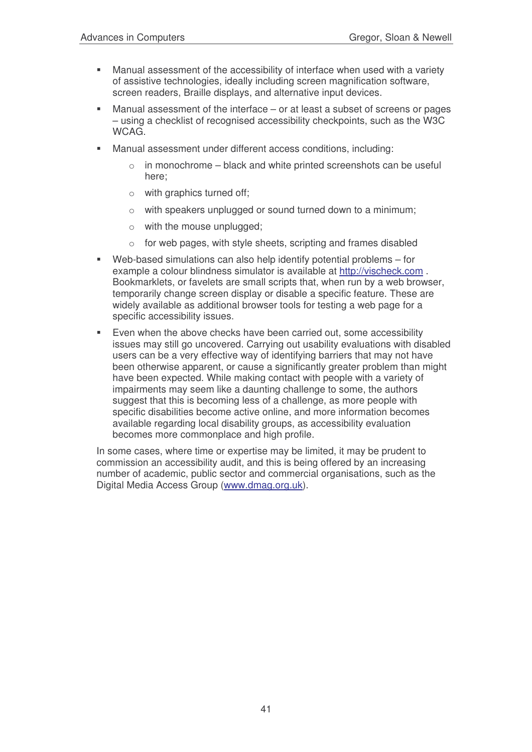- Manual assessment of the accessibility of interface when used with a variety of assistive technologies, ideally including screen magnification software, screen readers, Braille displays, and alternative input devices.
- Manual assessment of the interface – or at least a subset of screens or pages – using a checklist of recognised accessibility checkpoints, such as the W3C WCAG.
- Manual assessment under different access conditions, including:
    - in monochrome – black and white printed screenshots can be useful here;
    - with graphics turned off;
    - with speakers unplugged or sound turned down to a minimum;
    - with the mouse unplugged;
    - for web pages, with style sheets, scripting and frames disabled
- Web-based simulations can also help identify potential problems – for example a colour blindness simulator is available at [http://vischeck.com](http://vischeck.com) . Bookmarklets, or favelets are small scripts that, when run by a web browser, temporarily change screen display or disable a specific feature. These are widely available as additional browser tools for testing a web page for a specific accessibility issues.
- Even when the above checks have been carried out, some accessibility issues may still go uncovered. Carrying out usability evaluations with disabled users can be a very effective way of identifying barriers that may not have been otherwise apparent, or cause a significantly greater problem than might have been expected. While making contact with people with a variety of impairments may seem like a daunting challenge to some, the authors suggest that this is becoming less of a challenge, as more people with specific disabilities become active online, and more information becomes available regarding local disability groups, as accessibility evaluation becomes more commonplace and high profile.

In some cases, where time or expertise may be limited, it may be prudent to commission an accessibility audit, and this is being offered by an increasing number of academic, public sector and commercial organisations, such as the Digital Media Access Group ([www.dmag.org.uk](www.dmag.org.uk)).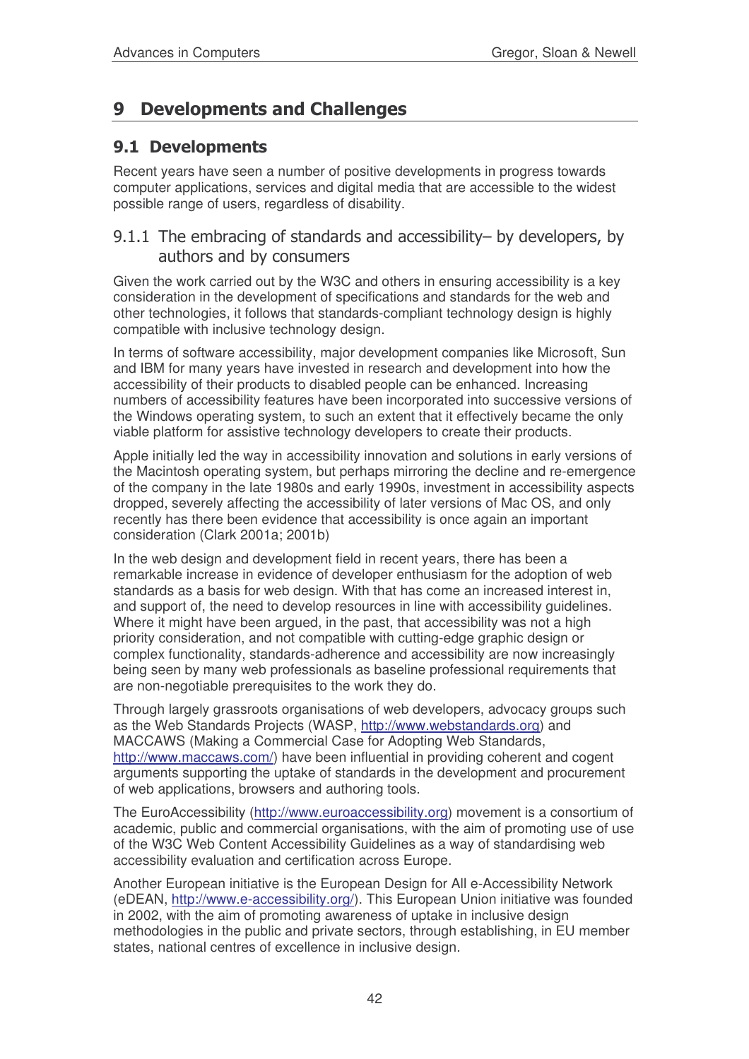# 9 Developments and Challenges

## 9.1 Developments

Recent years have seen a number of positive developments in progress towards computer applications, services and digital media that are accessible to the widest possible range of users, regardless of disability.

### 9.1.1 The embracing of standards and accessibility– by developers, by authors and by consumers

Given the work carried out by the W3C and others in ensuring accessibility is a key consideration in the development of specifications and standards for the web and other technologies, it follows that standards-compliant technology design is highly compatible with inclusive technology design.

In terms of software accessibility, major development companies like Microsoft, Sun and IBM for many years have invested in research and development into how the accessibility of their products to disabled people can be enhanced. Increasing numbers of accessibility features have been incorporated into successive versions of the Windows operating system, to such an extent that it effectively became the only viable platform for assistive technology developers to create their products.

Apple initially led the way in accessibility innovation and solutions in early versions of the Macintosh operating system, but perhaps mirroring the decline and re-emergence of the company in the late 1980s and early 1990s, investment in accessibility aspects dropped, severely affecting the accessibility of later versions of Mac OS, and only recently has there been evidence that accessibility is once again an important consideration (Clark 2001a; 2001b)

In the web design and development field in recent years, there has been a remarkable increase in evidence of developer enthusiasm for the adoption of web standards as a basis for web design. With that has come an increased interest in, and support of, the need to develop resources in line with accessibility guidelines. Where it might have been argued, in the past, that accessibility was not a high priority consideration, and not compatible with cutting-edge graphic design or complex functionality, standards-adherence and accessibility are now increasingly being seen by many web professionals as baseline professional requirements that are non-negotiable prerequisites to the work they do.

Through largely grassroots organisations of web developers, advocacy groups such as the Web Standards Projects (WASP, http://www.webstandards.org) and MACCAWS (Making a Commercial Case for Adopting Web Standards, http://www.maccaws.com/) have been influential in providing coherent and cogent arguments supporting the uptake of standards in the development and procurement of web applications, browsers and authoring tools.

The EuroAccessibility (http://www.euroaccessibility.org) movement is a consortium of academic, public and commercial organisations, with the aim of promoting use of use of the W3C Web Content Accessibility Guidelines as a way of standardising web accessibility evaluation and certification across Europe.

Another European initiative is the European Design for All e-Accessibility Network (eDEAN, http://www.e-accessibility.org/). This European Union initiative was founded in 2002, with the aim of promoting awareness of uptake in inclusive design methodologies in the public and private sectors, through establishing, in EU member states, national centres of excellence in inclusive design.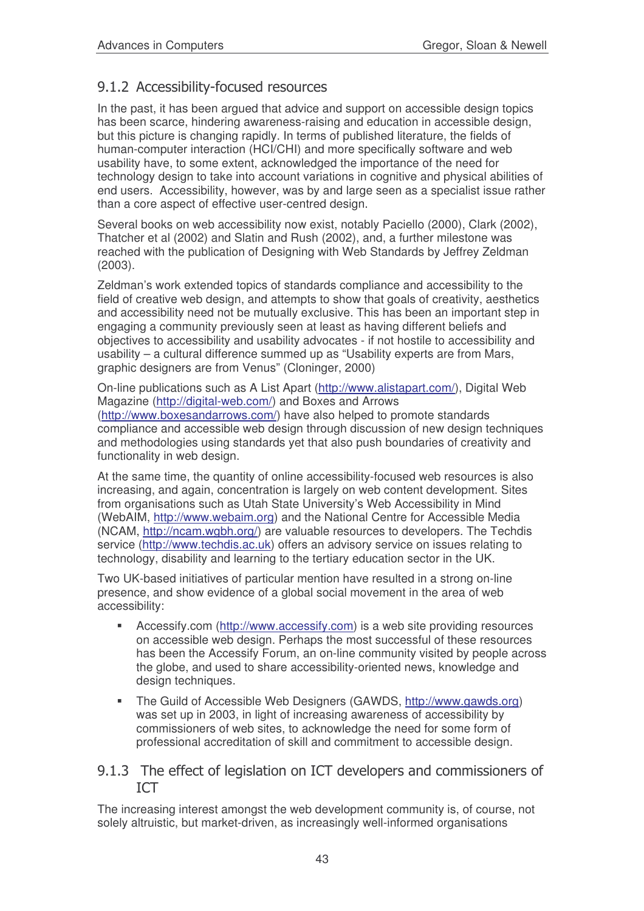### 9.1.2 Accessibility-focused resources

In the past, it has been argued that advice and support on accessible design topics has been scarce, hindering awareness-raising and education in accessible design, but this picture is changing rapidly. In terms of published literature, the fields of human-computer interaction (HCI/CHI) and more specifically software and web usability have, to some extent, acknowledged the importance of the need for technology design to take into account variations in cognitive and physical abilities of end users. Accessibility, however, was by and large seen as a specialist issue rather than a core aspect of effective user-centred design.

Several books on web accessibility now exist, notably Paciello (2000), Clark (2002), Thatcher et al (2002) and Slatin and Rush (2002), and, a further milestone was reached with the publication of Designing with Web Standards by Jeffrey Zeldman (2003).

Zeldman's work extended topics of standards compliance and accessibility to the field of creative web design, and attempts to show that goals of creativity, aesthetics and accessibility need not be mutually exclusive. This has been an important step in engaging a community previously seen at least as having different beliefs and objectives to accessibility and usability advocates - if not hostile to accessibility and usability – a cultural difference summed up as "Usability experts are from Mars, graphic designers are from Venus" (Cloninger, 2000)

On-line publications such as A List Apart (http://www.alistapart.com/), Digital Web Magazine (http://digital-web.com/) and Boxes and Arrows (http://www.boxesandarrows.com/) have also helped to promote standards compliance and accessible web design through discussion of new design techniques and methodologies using standards yet that also push boundaries of creativity and functionality in web design.

At the same time, the quantity of online accessibility-focused web resources is also increasing, and again, concentration is largely on web content development. Sites from organisations such as Utah State University's Web Accessibility in Mind (WebAIM, http://www.webaim.org) and the National Centre for Accessible Media (NCAM, http://ncam.wgbh.org/) are valuable resources to developers. The Techdis service (http://www.techdis.ac.uk) offers an advisory service on issues relating to technology, disability and learning to the tertiary education sector in the UK.

Two UK-based initiatives of particular mention have resulted in a strong on-line presence, and show evidence of a global social movement in the area of web accessibility:

- Accessify.com (http://www.accessify.com) is a web site providing resources on accessible web design. Perhaps the most successful of these resources has been the Accessify Forum, an on-line community visited by people across the globe, and used to share accessibility-oriented news, knowledge and design techniques.
- The Guild of Accessible Web Designers (GAWDS, http://www.gawds.org) was set up in 2003, in light of increasing awareness of accessibility by commissioners of web sites, to acknowledge the need for some form of professional accreditation of skill and commitment to accessible design.

### 9.1.3 The effect of legislation on ICT developers and commissioners of ICT

The increasing interest amongst the web development community is, of course, not solely altruistic, but market-driven, as increasingly well-informed organisations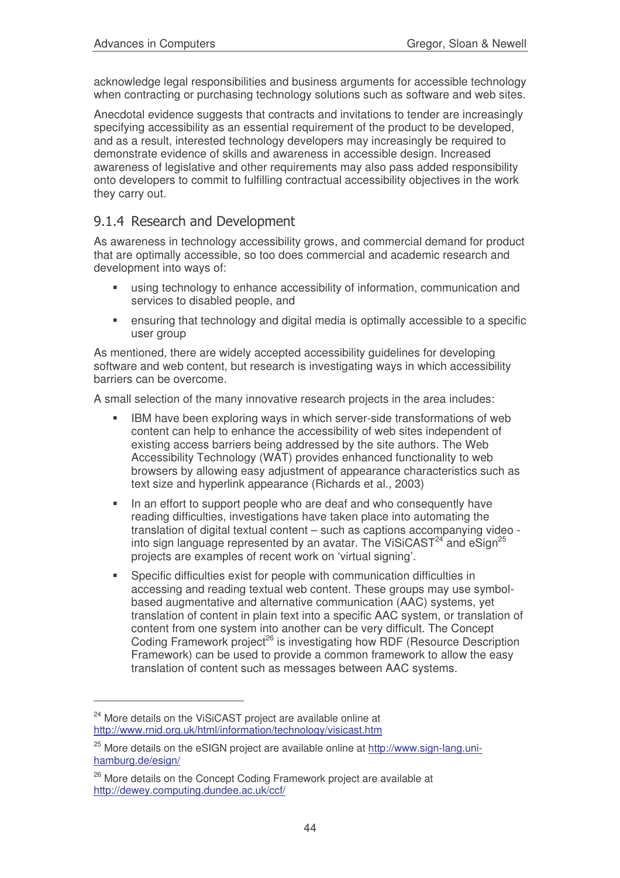acknowledge legal responsibilities and business arguments for accessible technology when contracting or purchasing technology solutions such as software and web sites.

Anecdotal evidence suggests that contracts and invitations to tender are increasingly specifying accessibility as an essential requirement of the product to be developed, and as a result, interested technology developers may increasingly be required to demonstrate evidence of skills and awareness in accessible design. Increased awareness of legislative and other requirements may also pass added responsibility onto developers to commit to fulfilling contractual accessibility objectives in the work they carry out.

### 9.1.4 Research and Development

As awareness in technology accessibility grows, and commercial demand for product that are optimally accessible, so too does commercial and academic research and development into ways of:

- using technology to enhance accessibility of information, communication and services to disabled people, and
- ensuring that technology and digital media is optimally accessible to a specific user group

As mentioned, there are widely accepted accessibility guidelines for developing software and web content, but research is investigating ways in which accessibility barriers can be overcome.

A small selection of the many innovative research projects in the area includes:

- IBM have been exploring ways in which server-side transformations of web content can help to enhance the accessibility of web sites independent of existing access barriers being addressed by the site authors. The Web Accessibility Technology (WAT) provides enhanced functionality to web browsers by allowing easy adjustment of appearance characteristics such as text size and hyperlink appearance (Richards et al., 2003)
- In an effort to support people who are deaf and who consequently have reading difficulties, investigations have taken place into automating the translation of digital textual content – such as captions accompanying video - into sign language represented by an avatar. The ViSiCAST[24] and eSign[25] projects are examples of recent work on 'virtual signing'.
- Specific difficulties exist for people with communication difficulties in accessing and reading textual web content. These groups may use symbol-based augmentative and alternative communication (AAC) systems, yet translation of content in plain text into a specific AAC system, or translation of content from one system into another can be very difficult. The Concept Coding Framework project[26] is investigating how RDF (Resource Description Framework) can be used to provide a common framework to allow the easy translation of content such as messages between AAC systems.

---

[24] More details on the ViSiCAST project are available online at http://www.rnid.org.uk/html/information/technology/visicast.htm

[25] More details on the eSIGN project are available online at http://www.sign-lang.uni-hamburg.de/esign/

[26] More details on the Concept Coding Framework project are available at http://dewey.computing.dundee.ac.uk/ccf/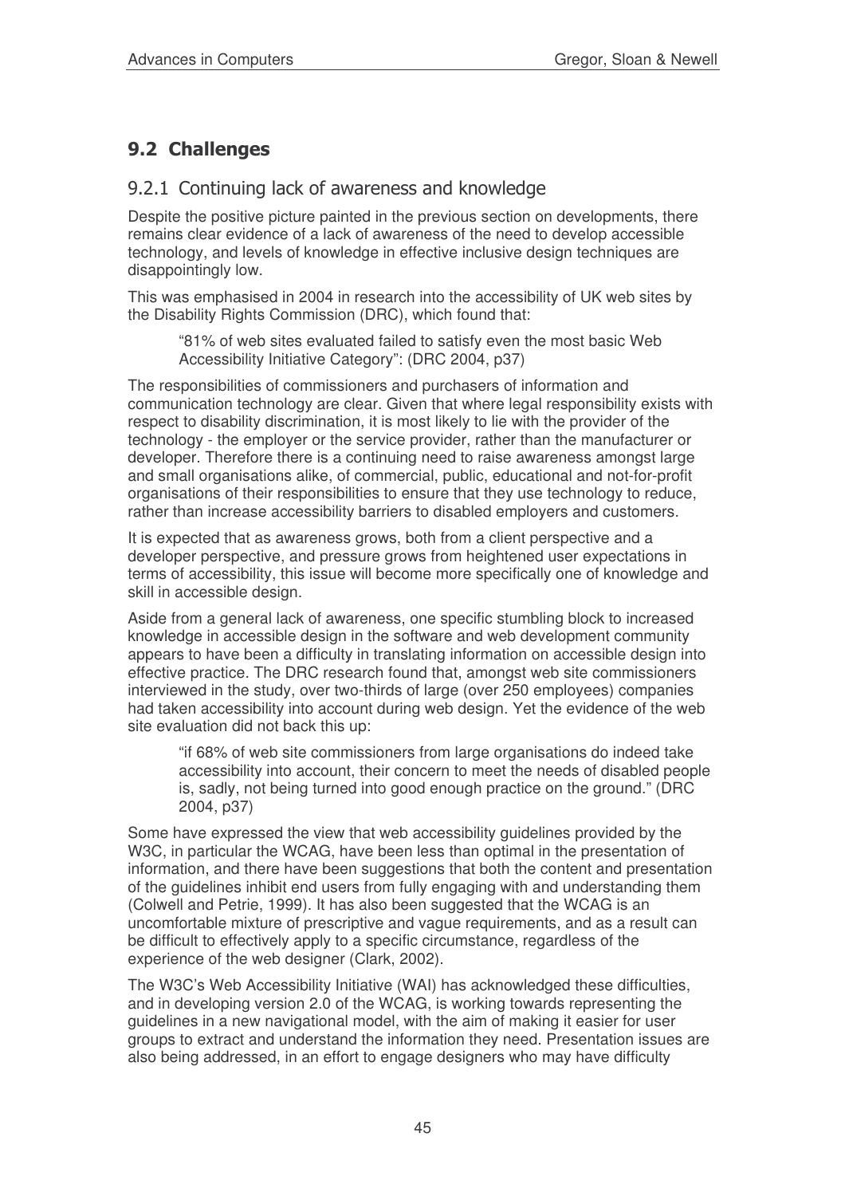## 9.2 Challenges

### 9.2.1 Continuing lack of awareness and knowledge

Despite the positive picture painted in the previous section on developments, there remains clear evidence of a lack of awareness of the need to develop accessible technology, and levels of knowledge in effective inclusive design techniques are disappointingly low.

This was emphasised in 2004 in research into the accessibility of UK web sites by the Disability Rights Commission (DRC), which found that:

> "81% of web sites evaluated failed to satisfy even the most basic Web Accessibility Initiative Category": (DRC 2004, p37)

The responsibilities of commissioners and purchasers of information and communication technology are clear. Given that where legal responsibility exists with respect to disability discrimination, it is most likely to lie with the provider of the technology - the employer or the service provider, rather than the manufacturer or developer. Therefore there is a continuing need to raise awareness amongst large and small organisations alike, of commercial, public, educational and not-for-profit organisations of their responsibilities to ensure that they use technology to reduce, rather than increase accessibility barriers to disabled employers and customers.

It is expected that as awareness grows, both from a client perspective and a developer perspective, and pressure grows from heightened user expectations in terms of accessibility, this issue will become more specifically one of knowledge and skill in accessible design.

Aside from a general lack of awareness, one specific stumbling block to increased knowledge in accessible design in the software and web development community appears to have been a difficulty in translating information on accessible design into effective practice. The DRC research found that, amongst web site commissioners interviewed in the study, over two-thirds of large (over 250 employees) companies had taken accessibility into account during web design. Yet the evidence of the web site evaluation did not back this up:

> "if 68% of web site commissioners from large organisations do indeed take accessibility into account, their concern to meet the needs of disabled people is, sadly, not being turned into good enough practice on the ground." (DRC 2004, p37)

Some have expressed the view that web accessibility guidelines provided by the W3C, in particular the WCAG, have been less than optimal in the presentation of information, and there have been suggestions that both the content and presentation of the guidelines inhibit end users from fully engaging with and understanding them (Colwell and Petrie, 1999). It has also been suggested that the WCAG is an uncomfortable mixture of prescriptive and vague requirements, and as a result can be difficult to effectively apply to a specific circumstance, regardless of the experience of the web designer (Clark, 2002).

The W3C's Web Accessibility Initiative (WAI) has acknowledged these difficulties, and in developing version 2.0 of the WCAG, is working towards representing the guidelines in a new navigational model, with the aim of making it easier for user groups to extract and understand the information they need. Presentation issues are also being addressed, in an effort to engage designers who may have difficulty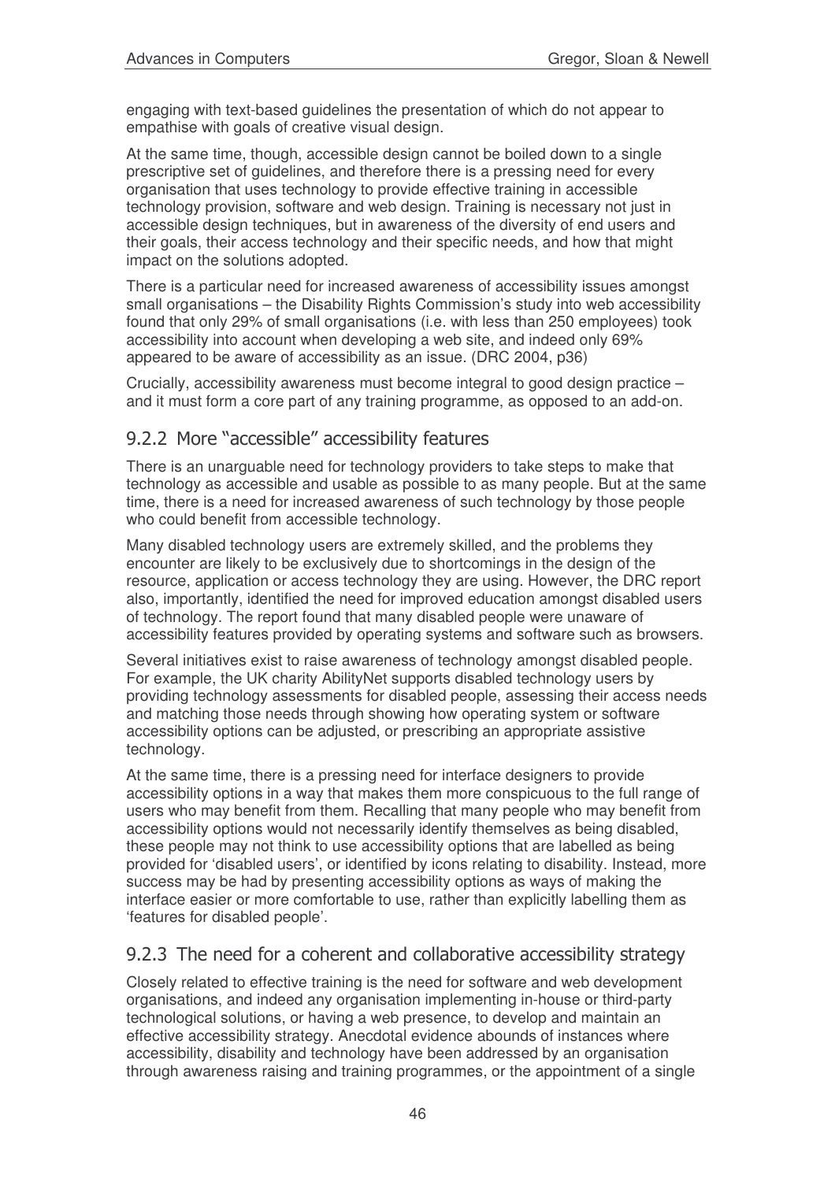engaging with text-based guidelines the presentation of which do not appear to empathise with goals of creative visual design.

At the same time, though, accessible design cannot be boiled down to a single prescriptive set of guidelines, and therefore there is a pressing need for every organisation that uses technology to provide effective training in accessible technology provision, software and web design. Training is necessary not just in accessible design techniques, but in awareness of the diversity of end users and their goals, their access technology and their specific needs, and how that might impact on the solutions adopted.

There is a particular need for increased awareness of accessibility issues amongst small organisations – the Disability Rights Commission's study into web accessibility found that only 29% of small organisations (i.e. with less than 250 employees) took accessibility into account when developing a web site, and indeed only 69% appeared to be aware of accessibility as an issue. (DRC 2004, p36)

Crucially, accessibility awareness must become integral to good design practice – and it must form a core part of any training programme, as opposed to an add-on.

### 9.2.2 More "accessible" accessibility features

There is an unarguable need for technology providers to take steps to make that technology as accessible and usable as possible to as many people. But at the same time, there is a need for increased awareness of such technology by those people who could benefit from accessible technology.

Many disabled technology users are extremely skilled, and the problems they encounter are likely to be exclusively due to shortcomings in the design of the resource, application or access technology they are using. However, the DRC report also, importantly, identified the need for improved education amongst disabled users of technology. The report found that many disabled people were unaware of accessibility features provided by operating systems and software such as browsers.

Several initiatives exist to raise awareness of technology amongst disabled people. For example, the UK charity AbilityNet supports disabled technology users by providing technology assessments for disabled people, assessing their access needs and matching those needs through showing how operating system or software accessibility options can be adjusted, or prescribing an appropriate assistive technology.

At the same time, there is a pressing need for interface designers to provide accessibility options in a way that makes them more conspicuous to the full range of users who may benefit from them. Recalling that many people who may benefit from accessibility options would not necessarily identify themselves as being disabled, these people may not think to use accessibility options that are labelled as being provided for 'disabled users', or identified by icons relating to disability. Instead, more success may be had by presenting accessibility options as ways of making the interface easier or more comfortable to use, rather than explicitly labelling them as 'features for disabled people'.

### 9.2.3 The need for a coherent and collaborative accessibility strategy

Closely related to effective training is the need for software and web development organisations, and indeed any organisation implementing in-house or third-party technological solutions, or having a web presence, to develop and maintain an effective accessibility strategy. Anecdotal evidence abounds of instances where accessibility, disability and technology have been addressed by an organisation through awareness raising and training programmes, or the appointment of a single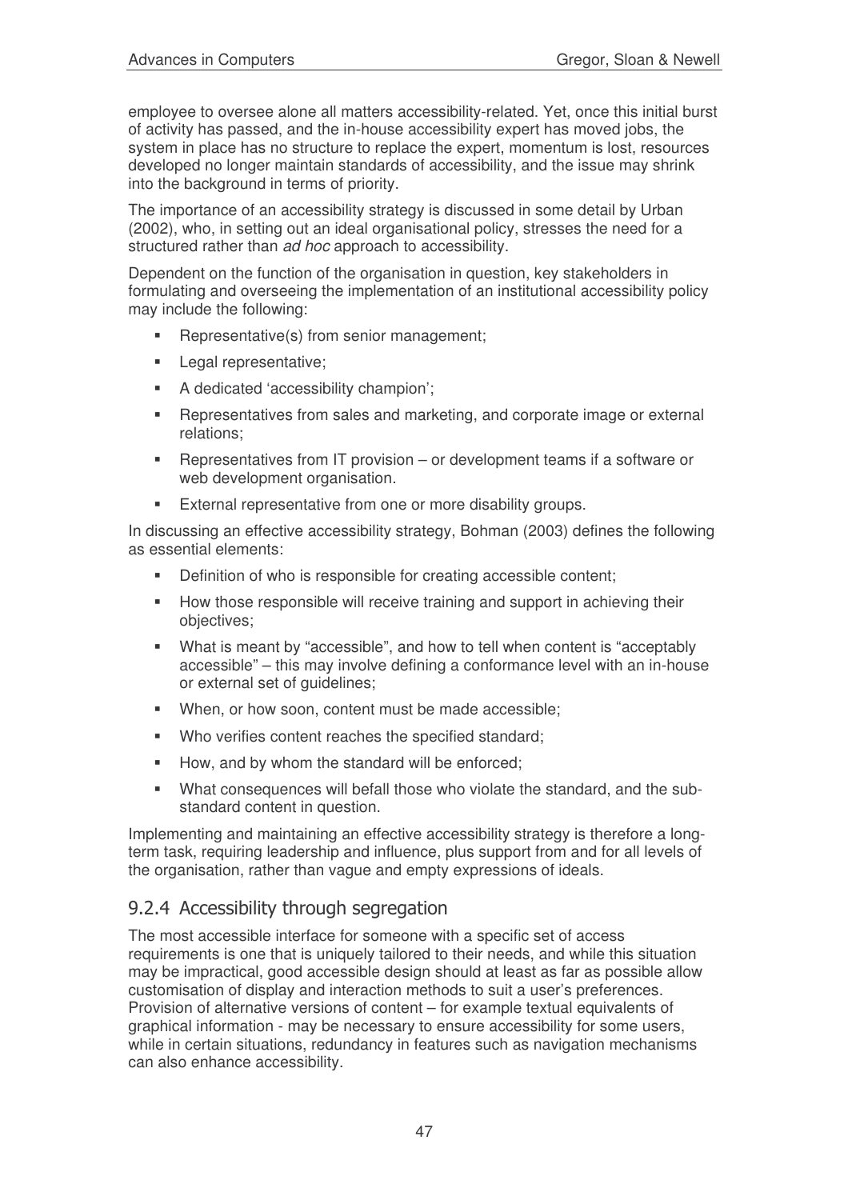employee to oversee alone all matters accessibility-related. Yet, once this initial burst of activity has passed, and the in-house accessibility expert has moved jobs, the system in place has no structure to replace the expert, momentum is lost, resources developed no longer maintain standards of accessibility, and the issue may shrink into the background in terms of priority.

The importance of an accessibility strategy is discussed in some detail by Urban (2002), who, in setting out an ideal organisational policy, stresses the need for a structured rather than *ad hoc* approach to accessibility.

Dependent on the function of the organisation in question, key stakeholders in formulating and overseeing the implementation of an institutional accessibility policy may include the following:

- Representative(s) from senior management;
- Legal representative;
- A dedicated 'accessibility champion';
- Representatives from sales and marketing, and corporate image or external relations;
- Representatives from IT provision – or development teams if a software or web development organisation.
- External representative from one or more disability groups.

In discussing an effective accessibility strategy, Bohman (2003) defines the following as essential elements:

- Definition of who is responsible for creating accessible content;
- How those responsible will receive training and support in achieving their objectives;
- What is meant by "accessible", and how to tell when content is "acceptably accessible" – this may involve defining a conformance level with an in-house or external set of guidelines;
- When, or how soon, content must be made accessible;
- Who verifies content reaches the specified standard;
- How, and by whom the standard will be enforced;
- What consequences will befall those who violate the standard, and the sub-standard content in question.

Implementing and maintaining an effective accessibility strategy is therefore a long-term task, requiring leadership and influence, plus support from and for all levels of the organisation, rather than vague and empty expressions of ideals.

### 9.2.4 Accessibility through segregation

The most accessible interface for someone with a specific set of access requirements is one that is uniquely tailored to their needs, and while this situation may be impractical, good accessible design should at least as far as possible allow customisation of display and interaction methods to suit a user's preferences. Provision of alternative versions of content – for example textual equivalents of graphical information - may be necessary to ensure accessibility for some users, while in certain situations, redundancy in features such as navigation mechanisms can also enhance accessibility.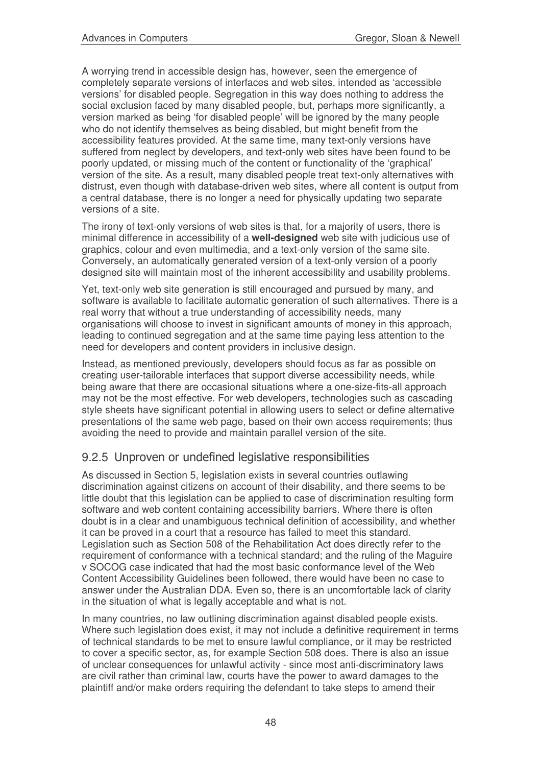A worrying trend in accessible design has, however, seen the emergence of completely separate versions of interfaces and web sites, intended as 'accessible versions' for disabled people. Segregation in this way does nothing to address the social exclusion faced by many disabled people, but, perhaps more significantly, a version marked as being 'for disabled people' will be ignored by the many people who do not identify themselves as being disabled, but might benefit from the accessibility features provided. At the same time, many text-only versions have suffered from neglect by developers, and text-only web sites have been found to be poorly updated, or missing much of the content or functionality of the 'graphical' version of the site. As a result, many disabled people treat text-only alternatives with distrust, even though with database-driven web sites, where all content is output from a central database, there is no longer a need for physically updating two separate versions of a site.

The irony of text-only versions of web sites is that, for a majority of users, there is minimal difference in accessibility of a **well-designed** web site with judicious use of graphics, colour and even multimedia, and a text-only version of the same site. Conversely, an automatically generated version of a text-only version of a poorly designed site will maintain most of the inherent accessibility and usability problems.

Yet, text-only web site generation is still encouraged and pursued by many, and software is available to facilitate automatic generation of such alternatives. There is a real worry that without a true understanding of accessibility needs, many organisations will choose to invest in significant amounts of money in this approach, leading to continued segregation and at the same time paying less attention to the need for developers and content providers in inclusive design.

Instead, as mentioned previously, developers should focus as far as possible on creating user-tailorable interfaces that support diverse accessibility needs, while being aware that there are occasional situations where a one-size-fits-all approach may not be the most effective. For web developers, technologies such as cascading style sheets have significant potential in allowing users to select or define alternative presentations of the same web page, based on their own access requirements; thus avoiding the need to provide and maintain parallel version of the site.

### 9.2.5 Unproven or undefined legislative responsibilities

As discussed in Section 5, legislation exists in several countries outlawing discrimination against citizens on account of their disability, and there seems to be little doubt that this legislation can be applied to case of discrimination resulting form software and web content containing accessibility barriers. Where there is often doubt is in a clear and unambiguous technical definition of accessibility, and whether it can be proved in a court that a resource has failed to meet this standard. Legislation such as Section 508 of the Rehabilitation Act does directly refer to the requirement of conformance with a technical standard; and the ruling of the Maguire v SOCOG case indicated that had the most basic conformance level of the Web Content Accessibility Guidelines been followed, there would have been no case to answer under the Australian DDA. Even so, there is an uncomfortable lack of clarity in the situation of what is legally acceptable and what is not.

In many countries, no law outlining discrimination against disabled people exists. Where such legislation does exist, it may not include a definitive requirement in terms of technical standards to be met to ensure lawful compliance, or it may be restricted to cover a specific sector, as, for example Section 508 does. There is also an issue of unclear consequences for unlawful activity - since most anti-discriminatory laws are civil rather than criminal law, courts have the power to award damages to the plaintiff and/or make orders requiring the defendant to take steps to amend their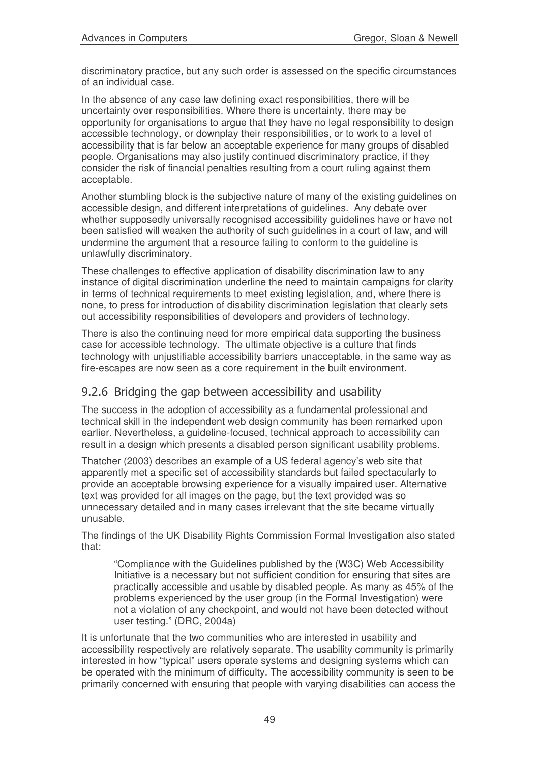discriminatory practice, but any such order is assessed on the specific circumstances of an individual case.

In the absence of any case law defining exact responsibilities, there will be uncertainty over responsibilities. Where there is uncertainty, there may be opportunity for organisations to argue that they have no legal responsibility to design accessible technology, or downplay their responsibilities, or to work to a level of accessibility that is far below an acceptable experience for many groups of disabled people. Organisations may also justify continued discriminatory practice, if they consider the risk of financial penalties resulting from a court ruling against them acceptable.

Another stumbling block is the subjective nature of many of the existing guidelines on accessible design, and different interpretations of guidelines. Any debate over whether supposedly universally recognised accessibility guidelines have or have not been satisfied will weaken the authority of such guidelines in a court of law, and will undermine the argument that a resource failing to conform to the guideline is unlawfully discriminatory.

These challenges to effective application of disability discrimination law to any instance of digital discrimination underline the need to maintain campaigns for clarity in terms of technical requirements to meet existing legislation, and, where there is none, to press for introduction of disability discrimination legislation that clearly sets out accessibility responsibilities of developers and providers of technology.

There is also the continuing need for more empirical data supporting the business case for accessible technology. The ultimate objective is a culture that finds technology with unjustifiable accessibility barriers unacceptable, in the same way as fire-escapes are now seen as a core requirement in the built environment.

### 9.2.6 Bridging the gap between accessibility and usability

The success in the adoption of accessibility as a fundamental professional and technical skill in the independent web design community has been remarked upon earlier. Nevertheless, a guideline-focused, technical approach to accessibility can result in a design which presents a disabled person significant usability problems.

Thatcher (2003) describes an example of a US federal agency's web site that apparently met a specific set of accessibility standards but failed spectacularly to provide an acceptable browsing experience for a visually impaired user. Alternative text was provided for all images on the page, but the text provided was so unnecessary detailed and in many cases irrelevant that the site became virtually unusable.

The findings of the UK Disability Rights Commission Formal Investigation also stated that:

> "Compliance with the Guidelines published by the (W3C) Web Accessibility Initiative is a necessary but not sufficient condition for ensuring that sites are practically accessible and usable by disabled people. As many as 45% of the problems experienced by the user group (in the Formal Investigation) were not a violation of any checkpoint, and would not have been detected without user testing." (DRC, 2004a)

It is unfortunate that the two communities who are interested in usability and accessibility respectively are relatively separate. The usability community is primarily interested in how "typical" users operate systems and designing systems which can be operated with the minimum of difficulty. The accessibility community is seen to be primarily concerned with ensuring that people with varying disabilities can access the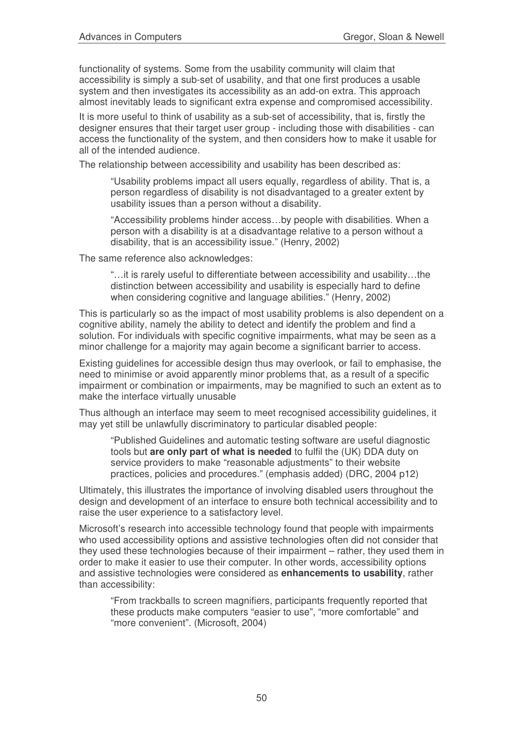functionality of systems. Some from the usability community will claim that accessibility is simply a sub-set of usability, and that one first produces a usable system and then investigates its accessibility as an add-on extra. This approach almost inevitably leads to significant extra expense and compromised accessibility.

It is more useful to think of usability as a sub-set of accessibility, that is, firstly the designer ensures that their target user group - including those with disabilities - can access the functionality of the system, and then considers how to make it usable for all of the intended audience.

The relationship between accessibility and usability has been described as:

> "Usability problems impact all users equally, regardless of ability. That is, a person regardless of disability is not disadvantaged to a greater extent by usability issues than a person without a disability.
>
> "Accessibility problems hinder access…by people with disabilities. When a person with a disability is at a disadvantage relative to a person without a disability, that is an accessibility issue." (Henry, 2002)

The same reference also acknowledges:

> "…it is rarely useful to differentiate between accessibility and usability…the distinction between accessibility and usability is especially hard to define when considering cognitive and language abilities." (Henry, 2002)

This is particularly so as the impact of most usability problems is also dependent on a cognitive ability, namely the ability to detect and identify the problem and find a solution. For individuals with specific cognitive impairments, what may be seen as a minor challenge for a majority may again become a significant barrier to access.

Existing guidelines for accessible design thus may overlook, or fail to emphasise, the need to minimise or avoid apparently minor problems that, as a result of a specific impairment or combination or impairments, may be magnified to such an extent as to make the interface virtually unusable

Thus although an interface may seem to meet recognised accessibility guidelines, it may yet still be unlawfully discriminatory to particular disabled people:

> "Published Guidelines and automatic testing software are useful diagnostic tools but **are only part of what is needed** to fulfil the (UK) DDA duty on service providers to make "reasonable adjustments" to their website practices, policies and procedures." (emphasis added) (DRC, 2004 p12)

Ultimately, this illustrates the importance of involving disabled users throughout the design and development of an interface to ensure both technical accessibility and to raise the user experience to a satisfactory level.

Microsoft's research into accessible technology found that people with impairments who used accessibility options and assistive technologies often did not consider that they used these technologies because of their impairment – rather, they used them in order to make it easier to use their computer. In other words, accessibility options and assistive technologies were considered as **enhancements to usability**, rather than accessibility:

> "From trackballs to screen magnifiers, participants frequently reported that these products make computers "easier to use", "more comfortable" and "more convenient". (Microsoft, 2004)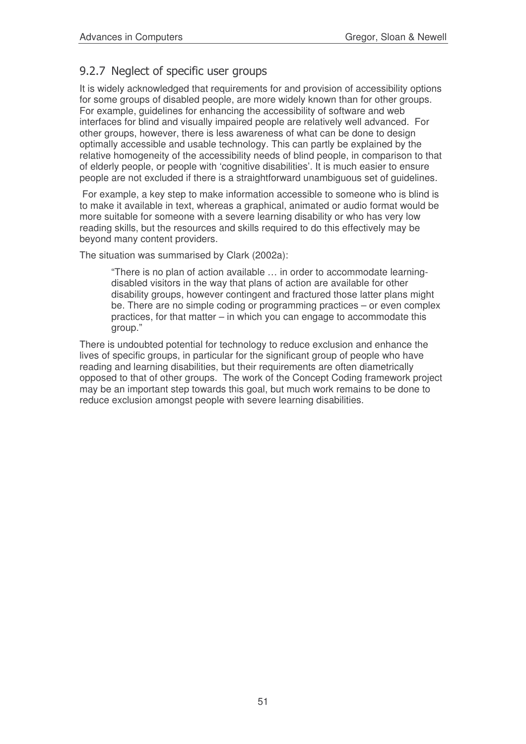### 9.2.7 Neglect of specific user groups

It is widely acknowledged that requirements for and provision of accessibility options for some groups of disabled people, are more widely known than for other groups. For example, guidelines for enhancing the accessibility of software and web interfaces for blind and visually impaired people are relatively well advanced. For other groups, however, there is less awareness of what can be done to design optimally accessible and usable technology. This can partly be explained by the relative homogeneity of the accessibility needs of blind people, in comparison to that of elderly people, or people with 'cognitive disabilities'. It is much easier to ensure people are not excluded if there is a straightforward unambiguous set of guidelines.

For example, a key step to make information accessible to someone who is blind is to make it available in text, whereas a graphical, animated or audio format would be more suitable for someone with a severe learning disability or who has very low reading skills, but the resources and skills required to do this effectively may be beyond many content providers.

The situation was summarised by Clark (2002a):

> "There is no plan of action available … in order to accommodate learning-disabled visitors in the way that plans of action are available for other disability groups, however contingent and fractured those latter plans might be. There are no simple coding or programming practices – or even complex practices, for that matter – in which you can engage to accommodate this group."

There is undoubted potential for technology to reduce exclusion and enhance the lives of specific groups, in particular for the significant group of people who have reading and learning disabilities, but their requirements are often diametrically opposed to that of other groups. The work of the Concept Coding framework project may be an important step towards this goal, but much work remains to be done to reduce exclusion amongst people with severe learning disabilities.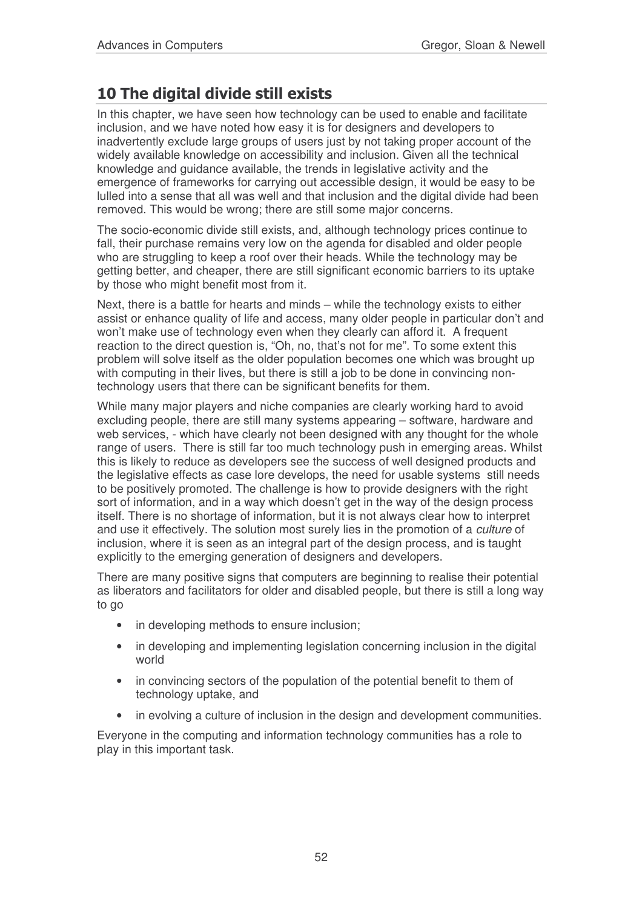## 10 The digital divide still exists

In this chapter, we have seen how technology can be used to enable and facilitate inclusion, and we have noted how easy it is for designers and developers to inadvertently exclude large groups of users just by not taking proper account of the widely available knowledge on accessibility and inclusion. Given all the technical knowledge and guidance available, the trends in legislative activity and the emergence of frameworks for carrying out accessible design, it would be easy to be lulled into a sense that all was well and that inclusion and the digital divide had been removed. This would be wrong; there are still some major concerns.

The socio-economic divide still exists, and, although technology prices continue to fall, their purchase remains very low on the agenda for disabled and older people who are struggling to keep a roof over their heads. While the technology may be getting better, and cheaper, there are still significant economic barriers to its uptake by those who might benefit most from it.

Next, there is a battle for hearts and minds – while the technology exists to either assist or enhance quality of life and access, many older people in particular don't and won't make use of technology even when they clearly can afford it. A frequent reaction to the direct question is, "Oh, no, that's not for me". To some extent this problem will solve itself as the older population becomes one which was brought up with computing in their lives, but there is still a job to be done in convincing non-technology users that there can be significant benefits for them.

While many major players and niche companies are clearly working hard to avoid excluding people, there are still many systems appearing – software, hardware and web services, - which have clearly not been designed with any thought for the whole range of users. There is still far too much technology push in emerging areas. Whilst this is likely to reduce as developers see the success of well designed products and the legislative effects as case lore develops, the need for usable systems still needs to be positively promoted. The challenge is how to provide designers with the right sort of information, and in a way which doesn't get in the way of the design process itself. There is no shortage of information, but it is not always clear how to interpret and use it effectively. The solution most surely lies in the promotion of a *culture* of inclusion, where it is seen as an integral part of the design process, and is taught explicitly to the emerging generation of designers and developers.

There are many positive signs that computers are beginning to realise their potential as liberators and facilitators for older and disabled people, but there is still a long way to go

- in developing methods to ensure inclusion;
- in developing and implementing legislation concerning inclusion in the digital world
- in convincing sectors of the population of the potential benefit to them of technology uptake, and
- in evolving a culture of inclusion in the design and development communities.

Everyone in the computing and information technology communities has a role to play in this important task.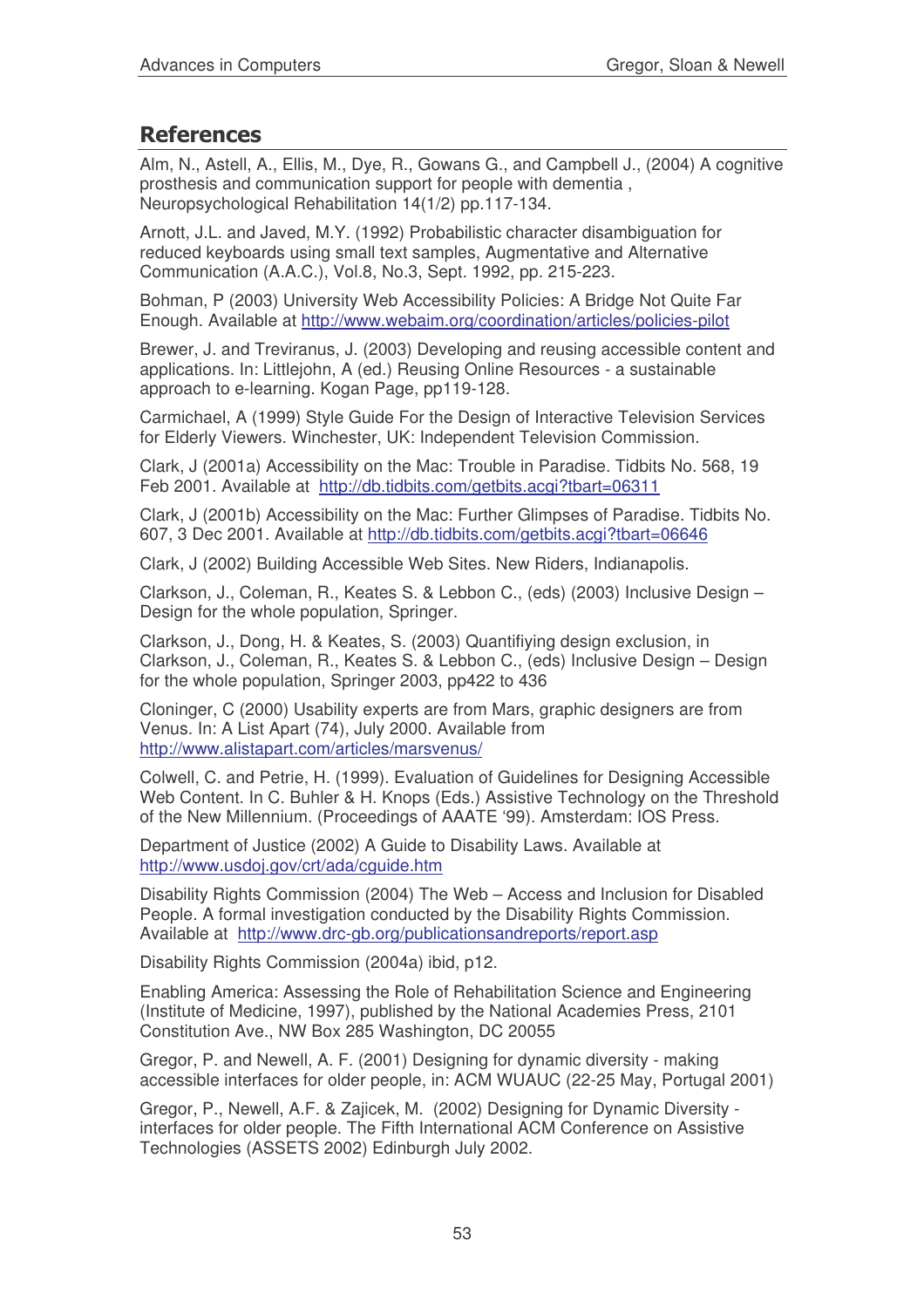## References

Alm, N., Astell, A., Ellis, M., Dye, R., Gowans G., and Campbell J., (2004) A cognitive prosthesis and communication support for people with dementia , Neuropsychological Rehabilitation 14(1/2) pp.117-134.

Arnott, J.L. and Javed, M.Y. (1992) Probabilistic character disambiguation for reduced keyboards using small text samples, Augmentative and Alternative Communication (A.A.C.), Vol.8, No.3, Sept. 1992, pp. 215-223.

Bohman, P (2003) University Web Accessibility Policies: A Bridge Not Quite Far Enough. Available at http://www.webaim.org/coordination/articles/policies-pilot

Brewer, J. and Treviranus, J. (2003) Developing and reusing accessible content and applications. In: Littlejohn, A (ed.) Reusing Online Resources - a sustainable approach to e-learning. Kogan Page, pp119-128.

Carmichael, A (1999) Style Guide For the Design of Interactive Television Services for Elderly Viewers. Winchester, UK: Independent Television Commission.

Clark, J (2001a) Accessibility on the Mac: Trouble in Paradise. Tidbits No. 568, 19 Feb 2001. Available at http://db.tidbits.com/getbits.acgi?tbart=06311

Clark, J (2001b) Accessibility on the Mac: Further Glimpses of Paradise. Tidbits No. 607, 3 Dec 2001. Available at http://db.tidbits.com/getbits.acgi?tbart=06646

Clark, J (2002) Building Accessible Web Sites. New Riders, Indianapolis.

Clarkson, J., Coleman, R., Keates S. & Lebbon C., (eds) (2003) Inclusive Design – Design for the whole population, Springer.

Clarkson, J., Dong, H. & Keates, S. (2003) Quantifiying design exclusion, in Clarkson, J., Coleman, R., Keates S. & Lebbon C., (eds) Inclusive Design – Design for the whole population, Springer 2003, pp422 to 436

Cloninger, C (2000) Usability experts are from Mars, graphic designers are from Venus. In: A List Apart (74), July 2000. Available from http://www.alistapart.com/articles/marsvenus/

Colwell, C. and Petrie, H. (1999). Evaluation of Guidelines for Designing Accessible Web Content. In C. Buhler & H. Knops (Eds.) Assistive Technology on the Threshold of the New Millennium. (Proceedings of AAATE '99). Amsterdam: IOS Press.

Department of Justice (2002) A Guide to Disability Laws. Available at http://www.usdoj.gov/crt/ada/cguide.htm

Disability Rights Commission (2004) The Web – Access and Inclusion for Disabled People. A formal investigation conducted by the Disability Rights Commission. Available at http://www.drc-gb.org/publicationsandreports/report.asp

Disability Rights Commission (2004a) ibid, p12.

Enabling America: Assessing the Role of Rehabilitation Science and Engineering (Institute of Medicine, 1997), published by the National Academies Press, 2101 Constitution Ave., NW Box 285 Washington, DC 20055

Gregor, P. and Newell, A. F. (2001) Designing for dynamic diversity - making accessible interfaces for older people, in: ACM WUAUC (22-25 May, Portugal 2001)

Gregor, P., Newell, A.F. & Zajicek, M. (2002) Designing for Dynamic Diversity - interfaces for older people. The Fifth International ACM Conference on Assistive Technologies (ASSETS 2002) Edinburgh July 2002.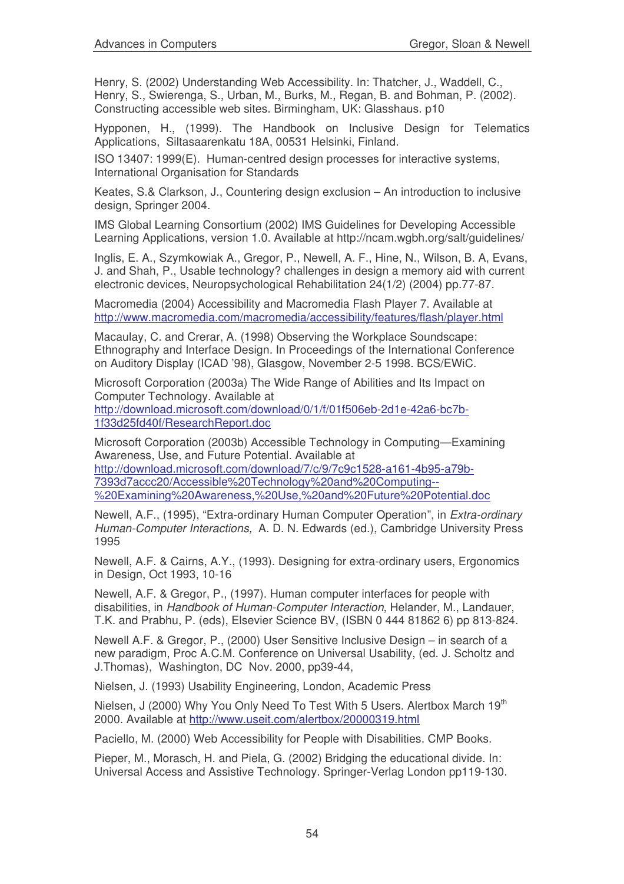Henry, S. (2002) Understanding Web Accessibility. In: Thatcher, J., Waddell, C., Henry, S., Swierenga, S., Urban, M., Burks, M., Regan, B. and Bohman, P. (2002). Constructing accessible web sites. Birmingham, UK: Glasshaus. p10

Hypponen, H., (1999). The Handbook on Inclusive Design for Telematics Applications, Siltasaarenkatu 18A, 00531 Helsinki, Finland.

ISO 13407: 1999(E). Human-centred design processes for interactive systems, International Organisation for Standards

Keates, S.& Clarkson, J., Countering design exclusion – An introduction to inclusive design, Springer 2004.

IMS Global Learning Consortium (2002) IMS Guidelines for Developing Accessible Learning Applications, version 1.0. Available at http://ncam.wgbh.org/salt/guidelines/

Inglis, E. A., Szymkowiak A., Gregor, P., Newell, A. F., Hine, N., Wilson, B. A, Evans, J. and Shah, P., Usable technology? challenges in design a memory aid with current electronic devices, Neuropsychological Rehabilitation 24(1/2) (2004) pp.77-87.

Macromedia (2004) Accessibility and Macromedia Flash Player 7. Available at http://www.macromedia.com/macromedia/accessibility/features/flash/player.html

Macaulay, C. and Crerar, A. (1998) Observing the Workplace Soundscape: Ethnography and Interface Design. In Proceedings of the International Conference on Auditory Display (ICAD '98), Glasgow, November 2-5 1998. BCS/EWiC.

Microsoft Corporation (2003a) The Wide Range of Abilities and Its Impact on Computer Technology. Available at http://download.microsoft.com/download/0/1/f/01f506eb-2d1e-42a6-bc7b-1f33d25fd40f/ResearchReport.doc

Microsoft Corporation (2003b) Accessible Technology in Computing—Examining Awareness, Use, and Future Potential. Available at http://download.microsoft.com/download/7/c/9/7c9c1528-a161-4b95-a79b-7393d7accc20/Accessible%20Technology%20and%20Computing--%20Examining%20Awareness,%20Use,%20and%20Future%20Potential.doc

Newell, A.F., (1995), "Extra-ordinary Human Computer Operation", in *Extra-ordinary Human-Computer Interactions,* A. D. N. Edwards (ed.), Cambridge University Press 1995

Newell, A.F. & Cairns, A.Y., (1993). Designing for extra-ordinary users, Ergonomics in Design, Oct 1993, 10-16

Newell, A.F. & Gregor, P., (1997). Human computer interfaces for people with disabilities, in *Handbook of Human-Computer Interaction*, Helander, M., Landauer, T.K. and Prabhu, P. (eds), Elsevier Science BV, (ISBN 0 444 81862 6) pp 813-824.

Newell A.F. & Gregor, P., (2000) User Sensitive Inclusive Design – in search of a new paradigm, Proc A.C.M. Conference on Universal Usability, (ed. J. Scholtz and J.Thomas), Washington, DC Nov. 2000, pp39-44,

Nielsen, J. (1993) Usability Engineering, London, Academic Press

Nielsen, J (2000) Why You Only Need To Test With 5 Users. Alertbox March 19th 2000. Available at http://www.useit.com/alertbox/20000319.html

Paciello, M. (2000) Web Accessibility for People with Disabilities. CMP Books.

Pieper, M., Morasch, H. and Piela, G. (2002) Bridging the educational divide. In: Universal Access and Assistive Technology. Springer-Verlag London pp119-130.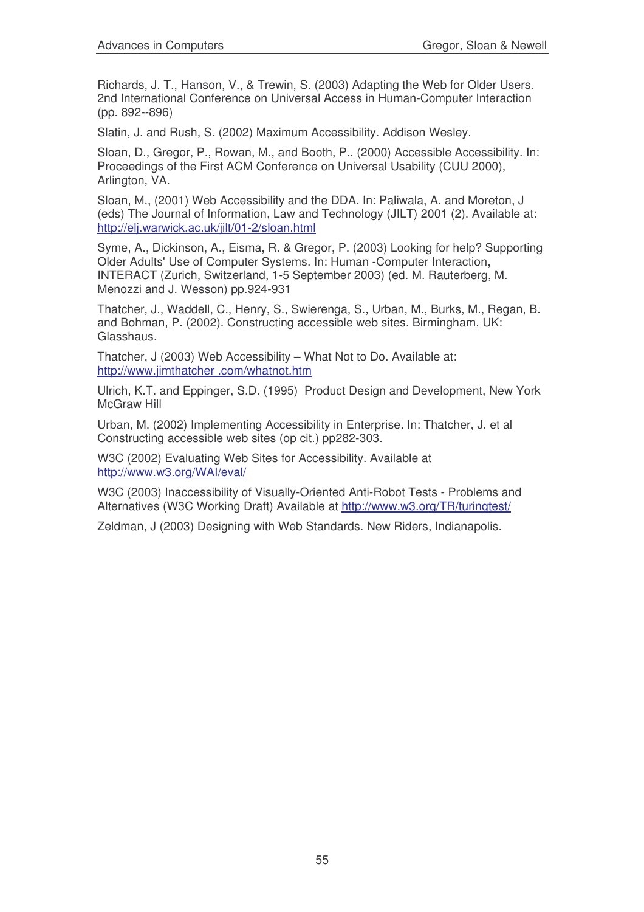Richards, J. T., Hanson, V., & Trewin, S. (2003) Adapting the Web for Older Users. 2nd International Conference on Universal Access in Human-Computer Interaction (pp. 892--896)

Slatin, J. and Rush, S. (2002) Maximum Accessibility. Addison Wesley.

Sloan, D., Gregor, P., Rowan, M., and Booth, P.. (2000) Accessible Accessibility. In: Proceedings of the First ACM Conference on Universal Usability (CUU 2000), Arlington, VA.

Sloan, M., (2001) Web Accessibility and the DDA. In: Paliwala, A. and Moreton, J (eds) The Journal of Information, Law and Technology (JILT) 2001 (2). Available at: http://elj.warwick.ac.uk/jilt/01-2/sloan.html

Syme, A., Dickinson, A., Eisma, R. & Gregor, P. (2003) Looking for help? Supporting Older Adults' Use of Computer Systems. In: Human -Computer Interaction, INTERACT (Zurich, Switzerland, 1-5 September 2003) (ed. M. Rauterberg, M. Menozzi and J. Wesson) pp.924-931

Thatcher, J., Waddell, C., Henry, S., Swierenga, S., Urban, M., Burks, M., Regan, B. and Bohman, P. (2002). Constructing accessible web sites. Birmingham, UK: Glasshaus.

Thatcher, J (2003) Web Accessibility – What Not to Do. Available at: http://www.jimthatcher .com/whatnot.htm

Ulrich, K.T. and Eppinger, S.D. (1995) Product Design and Development, New York McGraw Hill

Urban, M. (2002) Implementing Accessibility in Enterprise. In: Thatcher, J. et al Constructing accessible web sites (op cit.) pp282-303.

W3C (2002) Evaluating Web Sites for Accessibility. Available at http://www.w3.org/WAI/eval/

W3C (2003) Inaccessibility of Visually-Oriented Anti-Robot Tests - Problems and Alternatives (W3C Working Draft) Available at http://www.w3.org/TR/turingtest/

Zeldman, J (2003) Designing with Web Standards. New Riders, Indianapolis.